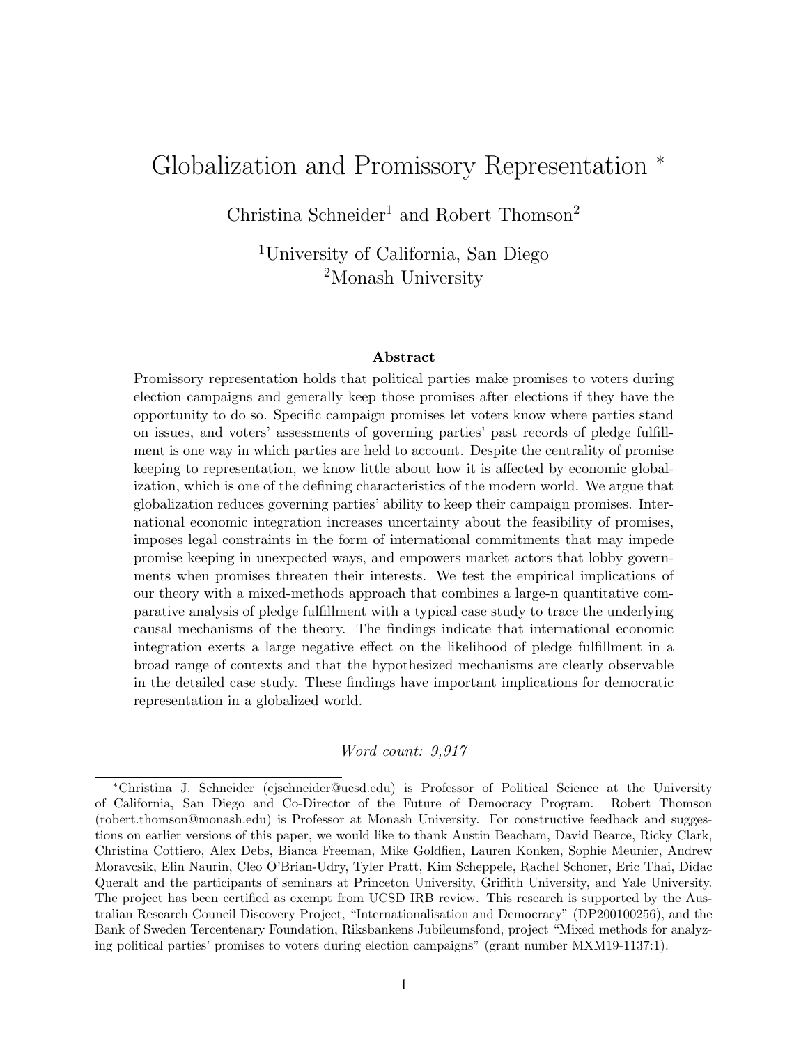# Globalization and Promissory Representation *

Christina Schneider[1] and Robert Thomson[2]

[1]University of California, San Diego
[2]Monash University

### Abstract

Promissory representation holds that political parties make promises to voters during election campaigns and generally keep those promises after elections if they have the opportunity to do so. Specific campaign promises let voters know where parties stand on issues, and voters' assessments of governing parties' past records of pledge fulfillment is one way in which parties are held to account. Despite the centrality of promise keeping to representation, we know little about how it is affected by economic globalization, which is one of the defining characteristics of the modern world. We argue that globalization reduces governing parties' ability to keep their campaign promises. International economic integration increases uncertainty about the feasibility of promises, imposes legal constraints in the form of international commitments that may impede promise keeping in unexpected ways, and empowers market actors that lobby governments when promises threaten their interests. We test the empirical implications of our theory with a mixed-methods approach that combines a large-n quantitative comparative analysis of pledge fulfillment with a typical case study to trace the underlying causal mechanisms of the theory. The findings indicate that international economic integration exerts a large negative effect on the likelihood of pledge fulfillment in a broad range of contexts and that the hypothesized mechanisms are clearly observable in the detailed case study. These findings have important implications for democratic representation in a globalized world.

*Word count: 9,917*

*Christina J. Schneider (cjschneider@ucsd.edu) is Professor of Political Science at the University of California, San Diego and Co-Director of the Future of Democracy Program. Robert Thomson (robert.thomson@monash.edu) is Professor at Monash University. For constructive feedback and suggestions on earlier versions of this paper, we would like to thank Austin Beacham, David Bearce, Ricky Clark, Christina Cottiero, Alex Debs, Bianca Freeman, Mike Goldfien, Lauren Konken, Sophie Meunier, Andrew Moravcsik, Elin Naurin, Cleo O'Brian-Udry, Tyler Pratt, Kim Scheppele, Rachel Schoner, Eric Thai, Didac Queralt and the participants of seminars at Princeton University, Griffith University, and Yale University. The project has been certified as exempt from UCSD IRB review. This research is supported by the Australian Research Council Discovery Project, "Internationalisation and Democracy" (DP200100256), and the Bank of Sweden Tercentenary Foundation, Riksbankens Jubileumsfond, project "Mixed methods for analyzing political parties' promises to voters during election campaigns" (grant number MXM19-1137:1).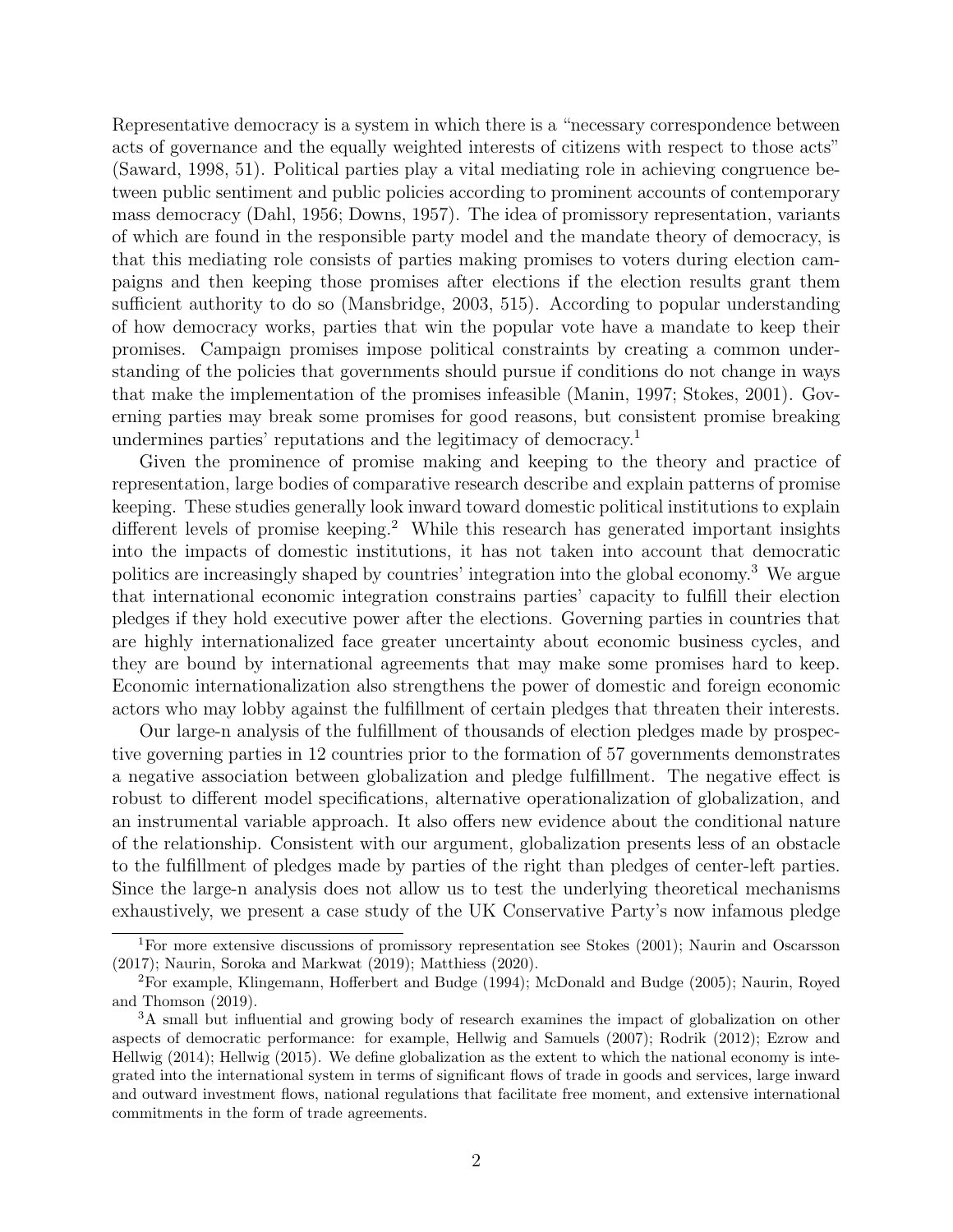Representative democracy is a system in which there is a "necessary correspondence between acts of governance and the equally weighted interests of citizens with respect to those acts" (Saward, 1998, 51). Political parties play a vital mediating role in achieving congruence between public sentiment and public policies according to prominent accounts of contemporary mass democracy (Dahl, 1956; Downs, 1957). The idea of promissory representation, variants of which are found in the responsible party model and the mandate theory of democracy, is that this mediating role consists of parties making promises to voters during election campaigns and then keeping those promises after elections if the election results grant them sufficient authority to do so (Mansbridge, 2003, 515). According to popular understanding of how democracy works, parties that win the popular vote have a mandate to keep their promises. Campaign promises impose political constraints by creating a common understanding of the policies that governments should pursue if conditions do not change in ways that make the implementation of the promises infeasible (Manin, 1997; Stokes, 2001). Governing parties may break some promises for good reasons, but consistent promise breaking undermines parties' reputations and the legitimacy of democracy.[1]

Given the prominence of promise making and keeping to the theory and practice of representation, large bodies of comparative research describe and explain patterns of promise keeping. These studies generally look inward toward domestic political institutions to explain different levels of promise keeping.[2] While this research has generated important insights into the impacts of domestic institutions, it has not taken into account that democratic politics are increasingly shaped by countries' integration into the global economy.[3] We argue that international economic integration constrains parties' capacity to fulfill their election pledges if they hold executive power after the elections. Governing parties in countries that are highly internationalized face greater uncertainty about economic business cycles, and they are bound by international agreements that may make some promises hard to keep. Economic internationalization also strengthens the power of domestic and foreign economic actors who may lobby against the fulfillment of certain pledges that threaten their interests.

Our large-n analysis of the fulfillment of thousands of election pledges made by prospective governing parties in 12 countries prior to the formation of 57 governments demonstrates a negative association between globalization and pledge fulfillment. The negative effect is robust to different model specifications, alternative operationalization of globalization, and an instrumental variable approach. It also offers new evidence about the conditional nature of the relationship. Consistent with our argument, globalization presents less of an obstacle to the fulfillment of pledges made by parties of the right than pledges of center-left parties. Since the large-n analysis does not allow us to test the underlying theoretical mechanisms exhaustively, we present a case study of the UK Conservative Party's now infamous pledge

[1] For more extensive discussions of promissory representation see Stokes (2001); Naurin and Oscarsson (2017); Naurin, Soroka and Markwat (2019); Matthiess (2020).

[2] For example, Klingemann, Hofferbert and Budge (1994); McDonald and Budge (2005); Naurin, Royed and Thomson (2019).

[3] A small but influential and growing body of research examines the impact of globalization on other aspects of democratic performance: for example, Hellwig and Samuels (2007); Rodrik (2012); Ezrow and Hellwig (2014); Hellwig (2015). We define globalization as the extent to which the national economy is integrated into the international system in terms of significant flows of trade in goods and services, large inward and outward investment flows, national regulations that facilitate free moment, and extensive international commitments in the form of trade agreements.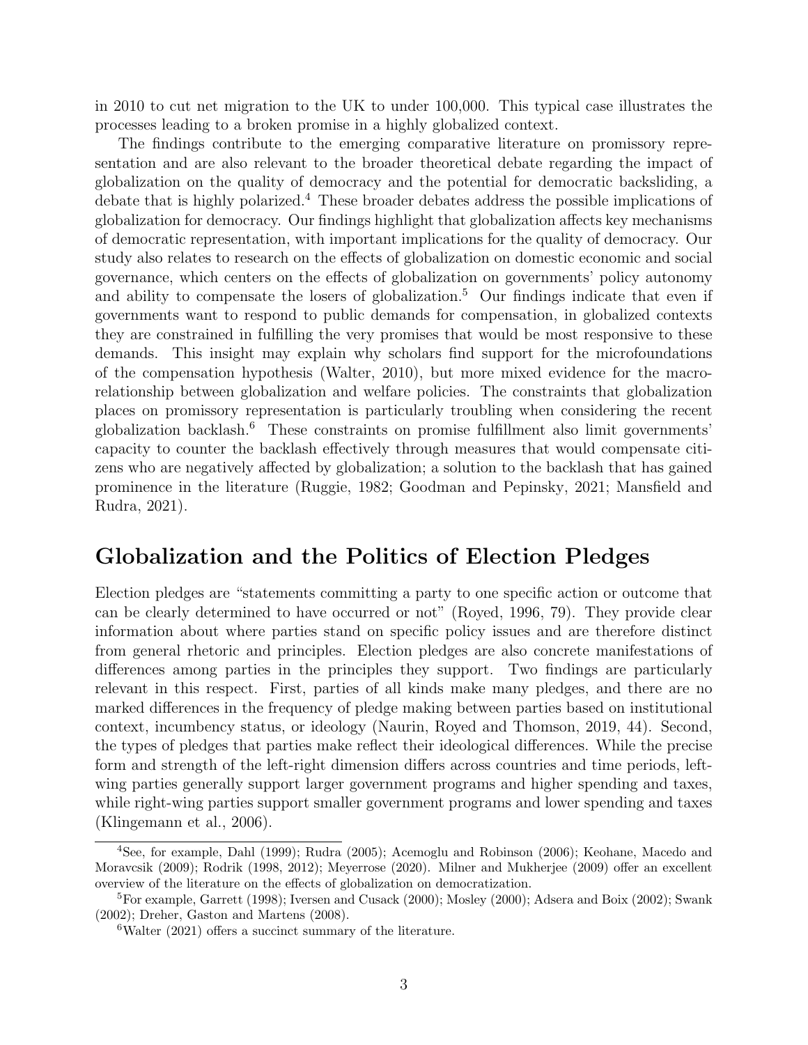in 2010 to cut net migration to the UK to under 100,000. This typical case illustrates the processes leading to a broken promise in a highly globalized context.

The findings contribute to the emerging comparative literature on promissory representation and are also relevant to the broader theoretical debate regarding the impact of globalization on the quality of democracy and the potential for democratic backsliding, a debate that is highly polarized.[4] These broader debates address the possible implications of globalization for democracy. Our findings highlight that globalization affects key mechanisms of democratic representation, with important implications for the quality of democracy. Our study also relates to research on the effects of globalization on domestic economic and social governance, which centers on the effects of globalization on governments' policy autonomy and ability to compensate the losers of globalization.[5] Our findings indicate that even if governments want to respond to public demands for compensation, in globalized contexts they are constrained in fulfilling the very promises that would be most responsive to these demands. This insight may explain why scholars find support for the microfoundations of the compensation hypothesis (Walter, 2010), but more mixed evidence for the macro-relationship between globalization and welfare policies. The constraints that globalization places on promissory representation is particularly troubling when considering the recent globalization backlash.[6] These constraints on promise fulfillment also limit governments' capacity to counter the backlash effectively through measures that would compensate citizens who are negatively affected by globalization; a solution to the backlash that has gained prominence in the literature (Ruggie, 1982; Goodman and Pepinsky, 2021; Mansfield and Rudra, 2021).

## Globalization and the Politics of Election Pledges

Election pledges are "statements committing a party to one specific action or outcome that can be clearly determined to have occurred or not" (Royed, 1996, 79). They provide clear information about where parties stand on specific policy issues and are therefore distinct from general rhetoric and principles. Election pledges are also concrete manifestations of differences among parties in the principles they support. Two findings are particularly relevant in this respect. First, parties of all kinds make many pledges, and there are no marked differences in the frequency of pledge making between parties based on institutional context, incumbency status, or ideology (Naurin, Royed and Thomson, 2019, 44). Second, the types of pledges that parties make reflect their ideological differences. While the precise form and strength of the left-right dimension differs across countries and time periods, left-wing parties generally support larger government programs and higher spending and taxes, while right-wing parties support smaller government programs and lower spending and taxes (Klingemann et al., 2006).

[4] See, for example, Dahl (1999); Rudra (2005); Acemoglu and Robinson (2006); Keohane, Macedo and Moravcsik (2009); Rodrik (1998, 2012); Meyerrose (2020). Milner and Mukherjee (2009) offer an excellent overview of the literature on the effects of globalization on democratization.

[5] For example, Garrett (1998); Iversen and Cusack (2000); Mosley (2000); Adsera and Boix (2002); Swank (2002); Dreher, Gaston and Martens (2008).

[6] Walter (2021) offers a succinct summary of the literature.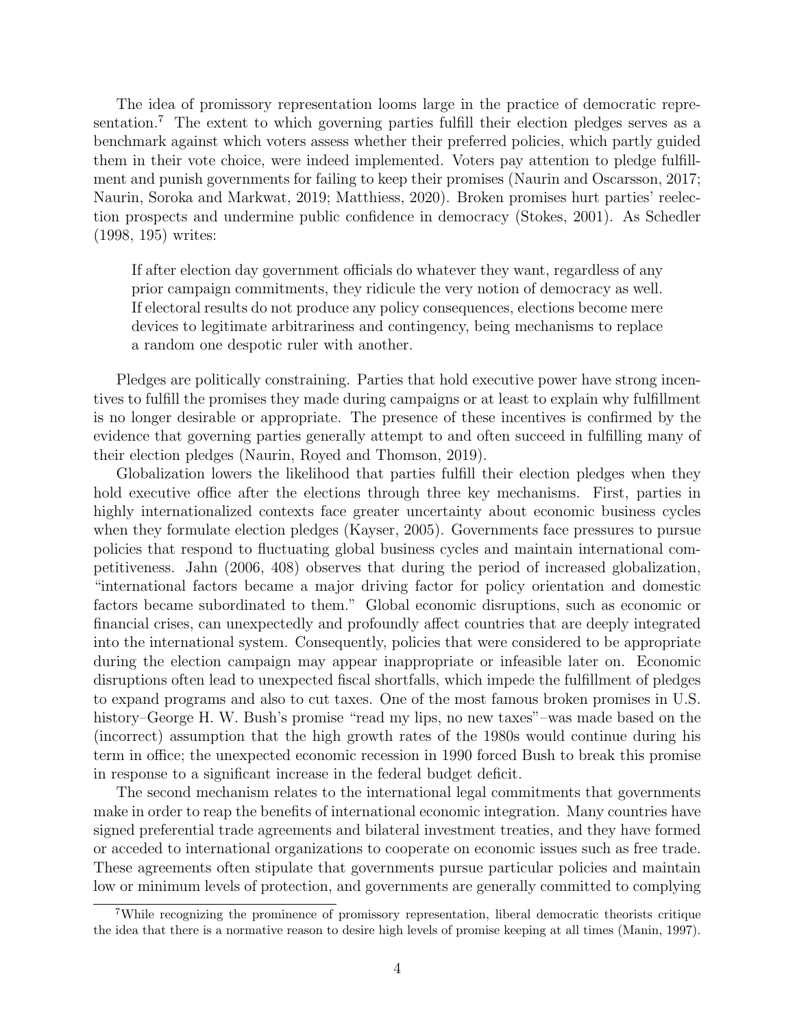The idea of promissory representation looms large in the practice of democratic representation.[7] The extent to which governing parties fulfill their election pledges serves as a benchmark against which voters assess whether their preferred policies, which partly guided them in their vote choice, were indeed implemented. Voters pay attention to pledge fulfillment and punish governments for failing to keep their promises (Naurin and Oscarsson, 2017; Naurin, Soroka and Markwat, 2019; Matthiess, 2020). Broken promises hurt parties' reelection prospects and undermine public confidence in democracy (Stokes, 2001). As Schedler (1998, 195) writes:

> If after election day government officials do whatever they want, regardless of any prior campaign commitments, they ridicule the very notion of democracy as well. If electoral results do not produce any policy consequences, elections become mere devices to legitimate arbitrariness and contingency, being mechanisms to replace a random one despotic ruler with another.

Pledges are politically constraining. Parties that hold executive power have strong incentives to fulfill the promises they made during campaigns or at least to explain why fulfillment is no longer desirable or appropriate. The presence of these incentives is confirmed by the evidence that governing parties generally attempt to and often succeed in fulfilling many of their election pledges (Naurin, Royed and Thomson, 2019).

Globalization lowers the likelihood that parties fulfill their election pledges when they hold executive office after the elections through three key mechanisms. First, parties in highly internationalized contexts face greater uncertainty about economic business cycles when they formulate election pledges (Kayser, 2005). Governments face pressures to pursue policies that respond to fluctuating global business cycles and maintain international competitiveness. Jahn (2006, 408) observes that during the period of increased globalization, "international factors became a major driving factor for policy orientation and domestic factors became subordinated to them." Global economic disruptions, such as economic or financial crises, can unexpectedly and profoundly affect countries that are deeply integrated into the international system. Consequently, policies that were considered to be appropriate during the election campaign may appear inappropriate or infeasible later on. Economic disruptions often lead to unexpected fiscal shortfalls, which impede the fulfillment of pledges to expand programs and also to cut taxes. One of the most famous broken promises in U.S. history–George H. W. Bush's promise "read my lips, no new taxes"–was made based on the (incorrect) assumption that the high growth rates of the 1980s would continue during his term in office; the unexpected economic recession in 1990 forced Bush to break this promise in response to a significant increase in the federal budget deficit.

The second mechanism relates to the international legal commitments that governments make in order to reap the benefits of international economic integration. Many countries have signed preferential trade agreements and bilateral investment treaties, and they have formed or acceded to international organizations to cooperate on economic issues such as free trade. These agreements often stipulate that governments pursue particular policies and maintain low or minimum levels of protection, and governments are generally committed to complying

[7] While recognizing the prominence of promissory representation, liberal democratic theorists critique the idea that there is a normative reason to desire high levels of promise keeping at all times (Manin, 1997).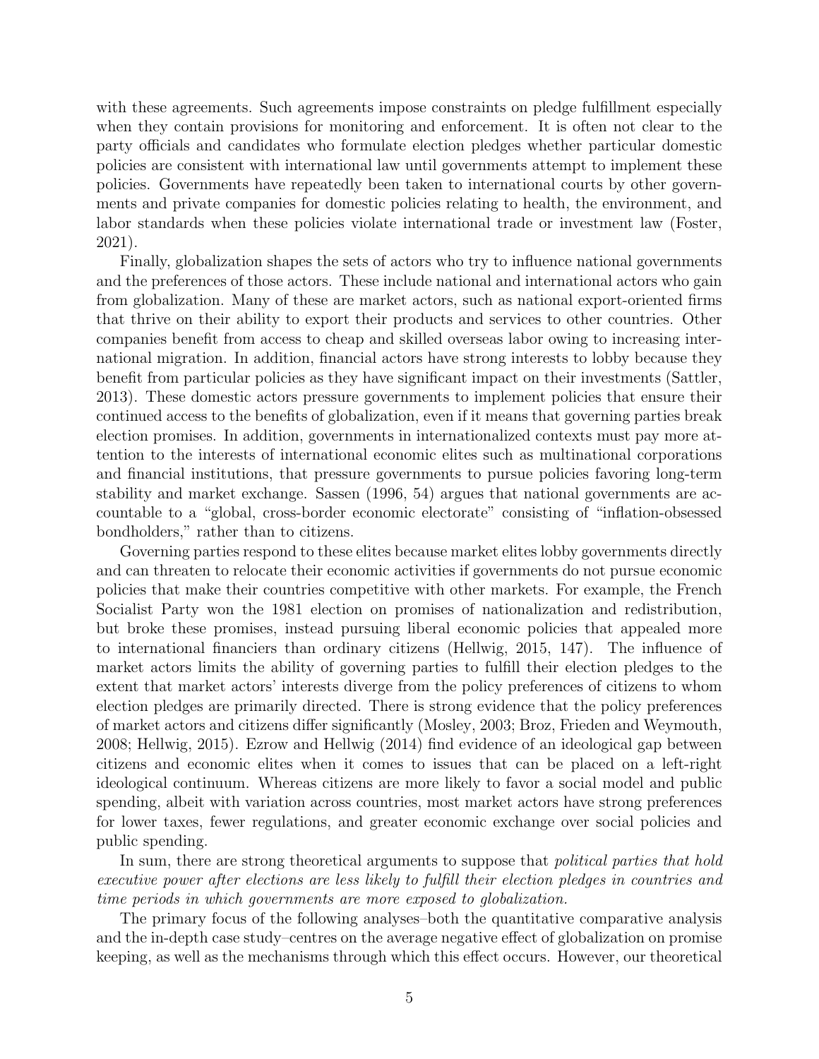with these agreements. Such agreements impose constraints on pledge fulfillment especially when they contain provisions for monitoring and enforcement. It is often not clear to the party officials and candidates who formulate election pledges whether particular domestic policies are consistent with international law until governments attempt to implement these policies. Governments have repeatedly been taken to international courts by other governments and private companies for domestic policies relating to health, the environment, and labor standards when these policies violate international trade or investment law (Foster, 2021).

Finally, globalization shapes the sets of actors who try to influence national governments and the preferences of those actors. These include national and international actors who gain from globalization. Many of these are market actors, such as national export-oriented firms that thrive on their ability to export their products and services to other countries. Other companies benefit from access to cheap and skilled overseas labor owing to increasing international migration. In addition, financial actors have strong interests to lobby because they benefit from particular policies as they have significant impact on their investments (Sattler, 2013). These domestic actors pressure governments to implement policies that ensure their continued access to the benefits of globalization, even if it means that governing parties break election promises. In addition, governments in internationalized contexts must pay more attention to the interests of international economic elites such as multinational corporations and financial institutions, that pressure governments to pursue policies favoring long-term stability and market exchange. Sassen (1996, 54) argues that national governments are accountable to a "global, cross-border economic electorate" consisting of "inflation-obsessed bondholders," rather than to citizens.

Governing parties respond to these elites because market elites lobby governments directly and can threaten to relocate their economic activities if governments do not pursue economic policies that make their countries competitive with other markets. For example, the French Socialist Party won the 1981 election on promises of nationalization and redistribution, but broke these promises, instead pursuing liberal economic policies that appealed more to international financiers than ordinary citizens (Hellwig, 2015, 147). The influence of market actors limits the ability of governing parties to fulfill their election pledges to the extent that market actors' interests diverge from the policy preferences of citizens to whom election pledges are primarily directed. There is strong evidence that the policy preferences of market actors and citizens differ significantly (Mosley, 2003; Broz, Frieden and Weymouth, 2008; Hellwig, 2015). Ezrow and Hellwig (2014) find evidence of an ideological gap between citizens and economic elites when it comes to issues that can be placed on a left-right ideological continuum. Whereas citizens are more likely to favor a social model and public spending, albeit with variation across countries, most market actors have strong preferences for lower taxes, fewer regulations, and greater economic exchange over social policies and public spending.

In sum, there are strong theoretical arguments to suppose that *political parties that hold executive power after elections are less likely to fulfill their election pledges in countries and time periods in which governments are more exposed to globalization.*

The primary focus of the following analyses–both the quantitative comparative analysis and the in-depth case study–centres on the average negative effect of globalization on promise keeping, as well as the mechanisms through which this effect occurs. However, our theoretical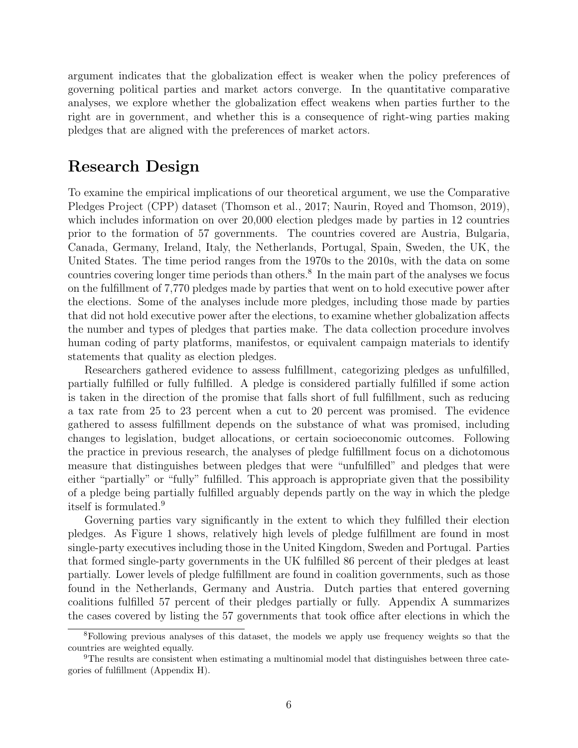argument indicates that the globalization effect is weaker when the policy preferences of governing political parties and market actors converge. In the quantitative comparative analyses, we explore whether the globalization effect weakens when parties further to the right are in government, and whether this is a consequence of right-wing parties making pledges that are aligned with the preferences of market actors.

## Research Design

To examine the empirical implications of our theoretical argument, we use the Comparative Pledges Project (CPP) dataset (Thomson et al., 2017; Naurin, Royed and Thomson, 2019), which includes information on over 20,000 election pledges made by parties in 12 countries prior to the formation of 57 governments. The countries covered are Austria, Bulgaria, Canada, Germany, Ireland, Italy, the Netherlands, Portugal, Spain, Sweden, the UK, the United States. The time period ranges from the 1970s to the 2010s, with the data on some countries covering longer time periods than others.[8] In the main part of the analyses we focus on the fulfillment of 7,770 pledges made by parties that went on to hold executive power after the elections. Some of the analyses include more pledges, including those made by parties that did not hold executive power after the elections, to examine whether globalization affects the number and types of pledges that parties make. The data collection procedure involves human coding of party platforms, manifestos, or equivalent campaign materials to identify statements that quality as election pledges.

Researchers gathered evidence to assess fulfillment, categorizing pledges as unfulfilled, partially fulfilled or fully fulfilled. A pledge is considered partially fulfilled if some action is taken in the direction of the promise that falls short of full fulfillment, such as reducing a tax rate from 25 to 23 percent when a cut to 20 percent was promised. The evidence gathered to assess fulfillment depends on the substance of what was promised, including changes to legislation, budget allocations, or certain socioeconomic outcomes. Following the practice in previous research, the analyses of pledge fulfillment focus on a dichotomous measure that distinguishes between pledges that were "unfulfilled" and pledges that were either "partially" or "fully" fulfilled. This approach is appropriate given that the possibility of a pledge being partially fulfilled arguably depends partly on the way in which the pledge itself is formulated.[9]

Governing parties vary significantly in the extent to which they fulfilled their election pledges. As Figure 1 shows, relatively high levels of pledge fulfillment are found in most single-party executives including those in the United Kingdom, Sweden and Portugal. Parties that formed single-party governments in the UK fulfilled 86 percent of their pledges at least partially. Lower levels of pledge fulfillment are found in coalition governments, such as those found in the Netherlands, Germany and Austria. Dutch parties that entered governing coalitions fulfilled 57 percent of their pledges partially or fully. Appendix A summarizes the cases covered by listing the 57 governments that took office after elections in which the

[8] Following previous analyses of this dataset, the models we apply use frequency weights so that the countries are weighted equally.

[9] The results are consistent when estimating a multinomial model that distinguishes between three categories of fulfillment (Appendix H).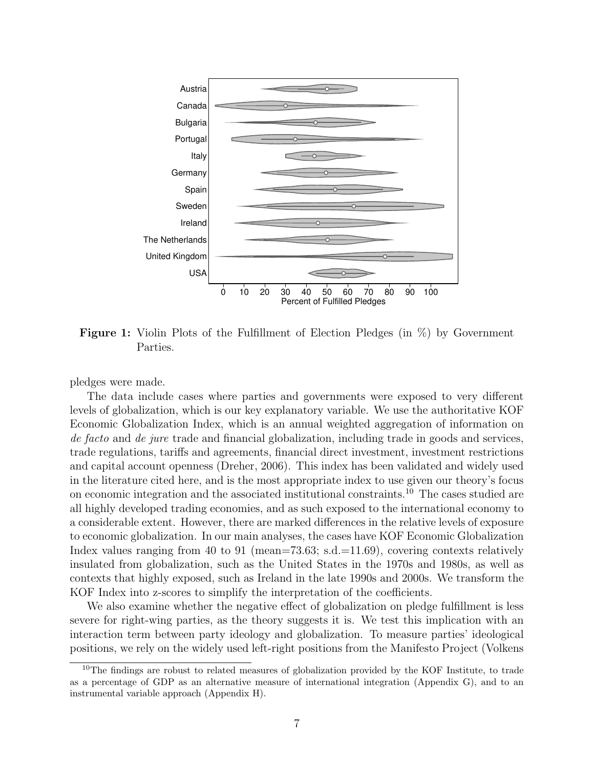**Figure 1:** Violin Plots of the Fulfillment of Election Pledges (in %) by Government Parties.

pledges were made.

The data include cases where parties and governments were exposed to very different levels of globalization, which is our key explanatory variable. We use the authoritative KOF Economic Globalization Index, which is an annual weighted aggregation of information on *de facto* and *de jure* trade and financial globalization, including trade in goods and services, trade regulations, tariffs and agreements, financial direct investment, investment restrictions and capital account openness (Dreher, 2006). This index has been validated and widely used in the literature cited here, and is the most appropriate index to use given our theory's focus on economic integration and the associated institutional constraints.[10] The cases studied are all highly developed trading economies, and as such exposed to the international economy to a considerable extent. However, there are marked differences in the relative levels of exposure to economic globalization. In our main analyses, the cases have KOF Economic Globalization Index values ranging from 40 to 91 (mean=73.63; s.d.=11.69), covering contexts relatively insulated from globalization, such as the United States in the 1970s and 1980s, as well as contexts that highly exposed, such as Ireland in the late 1990s and 2000s. We transform the KOF Index into z-scores to simplify the interpretation of the coefficients.

We also examine whether the negative effect of globalization on pledge fulfillment is less severe for right-wing parties, as the theory suggests it is. We test this implication with an interaction term between party ideology and globalization. To measure parties' ideological positions, we rely on the widely used left-right positions from the Manifesto Project (Volkens

[10] The findings are robust to related measures of globalization provided by the KOF Institute, to trade as a percentage of GDP as an alternative measure of international integration (Appendix G), and to an instrumental variable approach (Appendix H).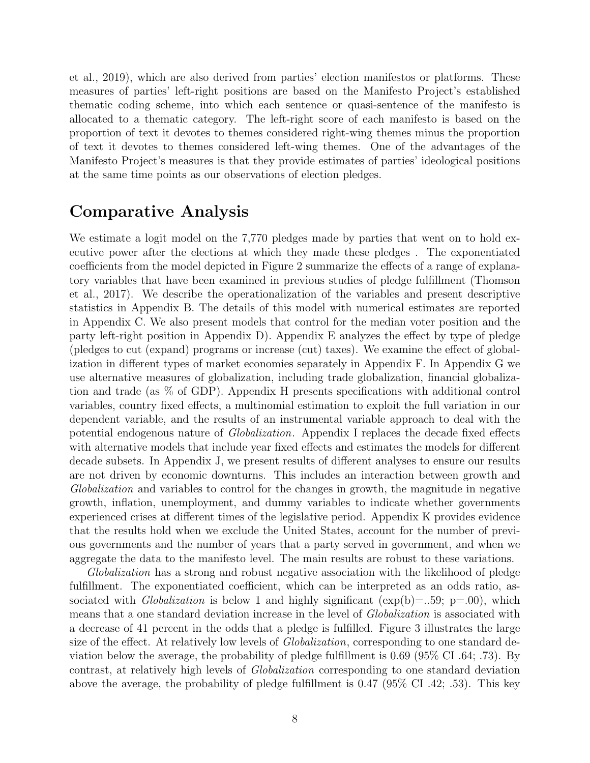et al., 2019), which are also derived from parties' election manifestos or platforms. These measures of parties' left-right positions are based on the Manifesto Project's established thematic coding scheme, into which each sentence or quasi-sentence of the manifesto is allocated to a thematic category. The left-right score of each manifesto is based on the proportion of text it devotes to themes considered right-wing themes minus the proportion of text it devotes to themes considered left-wing themes. One of the advantages of the Manifesto Project's measures is that they provide estimates of parties' ideological positions at the same time points as our observations of election pledges.

## Comparative Analysis

We estimate a logit model on the 7,770 pledges made by parties that went on to hold executive power after the elections at which they made these pledges . The exponentiated coefficients from the model depicted in Figure 2 summarize the effects of a range of explanatory variables that have been examined in previous studies of pledge fulfillment (Thomson et al., 2017). We describe the operationalization of the variables and present descriptive statistics in Appendix B. The details of this model with numerical estimates are reported in Appendix C. We also present models that control for the median voter position and the party left-right position in Appendix D). Appendix E analyzes the effect by type of pledge (pledges to cut (expand) programs or increase (cut) taxes). We examine the effect of globalization in different types of market economies separately in Appendix F. In Appendix G we use alternative measures of globalization, including trade globalization, financial globalization and trade (as % of GDP). Appendix H presents specifications with additional control variables, country fixed effects, a multinomial estimation to exploit the full variation in our dependent variable, and the results of an instrumental variable approach to deal with the potential endogenous nature of *Globalization*. Appendix I replaces the decade fixed effects with alternative models that include year fixed effects and estimates the models for different decade subsets. In Appendix J, we present results of different analyses to ensure our results are not driven by economic downturns. This includes an interaction between growth and *Globalization* and variables to control for the changes in growth, the magnitude in negative growth, inflation, unemployment, and dummy variables to indicate whether governments experienced crises at different times of the legislative period. Appendix K provides evidence that the results hold when we exclude the United States, account for the number of previous governments and the number of years that a party served in government, and when we aggregate the data to the manifesto level. The main results are robust to these variations.

*Globalization* has a strong and robust negative association with the likelihood of pledge fulfillment. The exponentiated coefficient, which can be interpreted as an odds ratio, associated with *Globalization* is below 1 and highly significant (exp(b)=..59; p=.00), which means that a one standard deviation increase in the level of *Globalization* is associated with a decrease of 41 percent in the odds that a pledge is fulfilled. Figure 3 illustrates the large size of the effect. At relatively low levels of *Globalization*, corresponding to one standard deviation below the average, the probability of pledge fulfillment is 0.69 (95% CI .64; .73). By contrast, at relatively high levels of *Globalization* corresponding to one standard deviation above the average, the probability of pledge fulfillment is 0.47 (95% CI .42; .53). This key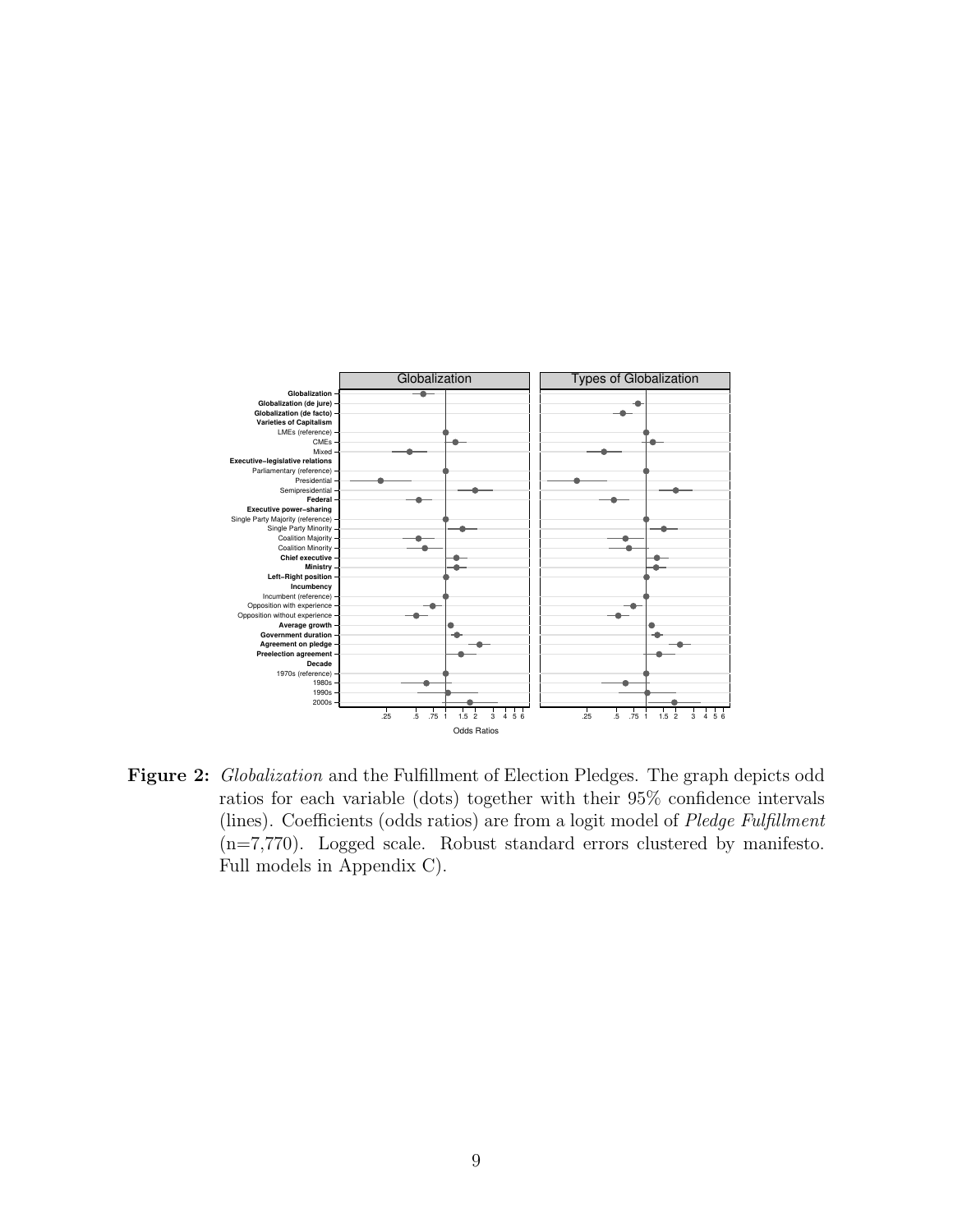**Figure 2:** *Globalization* and the Fulfillment of Election Pledges. The graph depicts odd ratios for each variable (dots) together with their 95% confidence intervals (lines). Coefficients (odds ratios) are from a logit model of *Pledge Fulfillment* (n=7,770). Logged scale. Robust standard errors clustered by manifesto. Full models in Appendix C).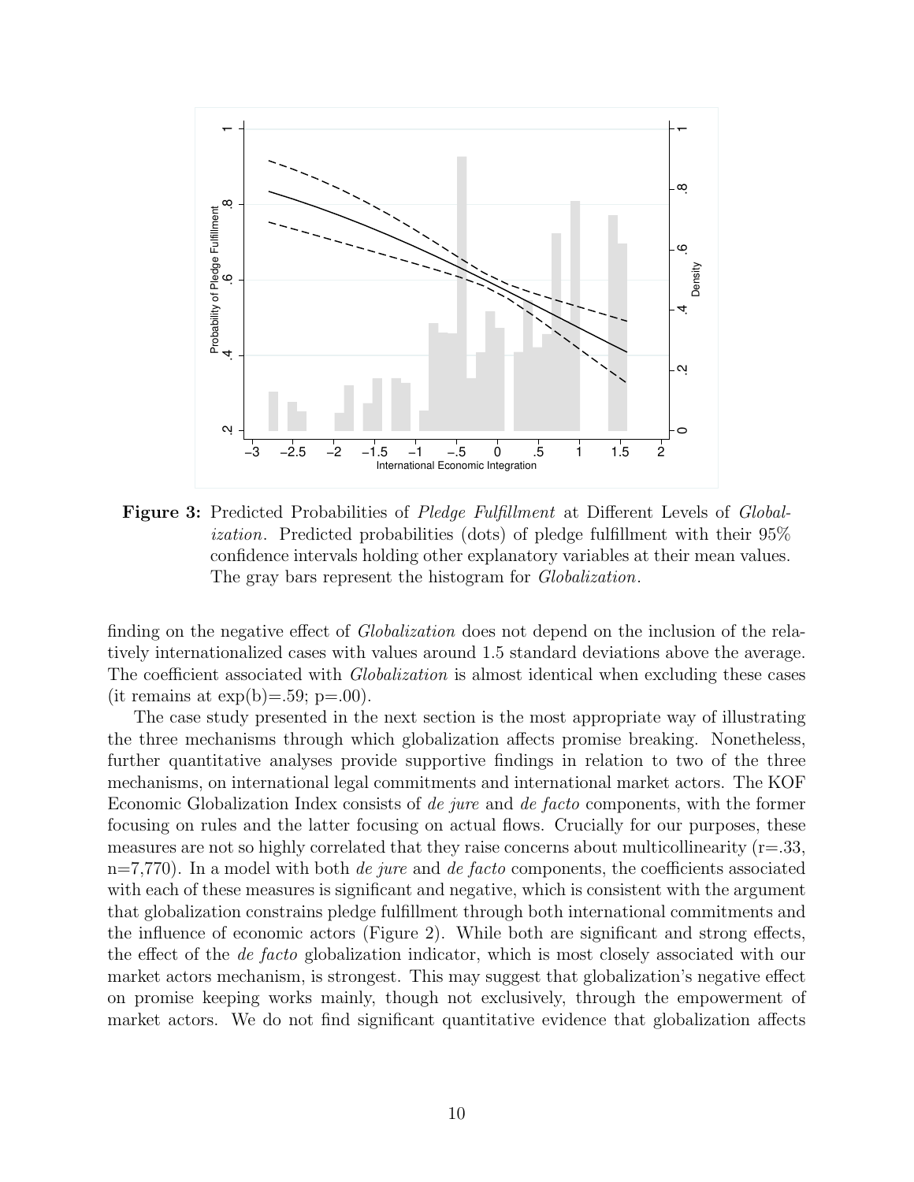**Figure 3:** Predicted Probabilities of *Pledge Fulfillment* at Different Levels of *Globalization*. Predicted probabilities (dots) of pledge fulfillment with their 95% confidence intervals holding other explanatory variables at their mean values. The gray bars represent the histogram for *Globalization*.

finding on the negative effect of *Globalization* does not depend on the inclusion of the relatively internationalized cases with values around 1.5 standard deviations above the average. The coefficient associated with *Globalization* is almost identical when excluding these cases (it remains at exp(b)=.59; p=.00).

The case study presented in the next section is the most appropriate way of illustrating the three mechanisms through which globalization affects promise breaking. Nonetheless, further quantitative analyses provide supportive findings in relation to two of the three mechanisms, on international legal commitments and international market actors. The KOF Economic Globalization Index consists of *de jure* and *de facto* components, with the former focusing on rules and the latter focusing on actual flows. Crucially for our purposes, these measures are not so highly correlated that they raise concerns about multicollinearity (r=.33, n=7,770). In a model with both *de jure* and *de facto* components, the coefficients associated with each of these measures is significant and negative, which is consistent with the argument that globalization constrains pledge fulfillment through both international commitments and the influence of economic actors (Figure 2). While both are significant and strong effects, the effect of the *de facto* globalization indicator, which is most closely associated with our market actors mechanism, is strongest. This may suggest that globalization's negative effect on promise keeping works mainly, though not exclusively, through the empowerment of market actors. We do not find significant quantitative evidence that globalization affects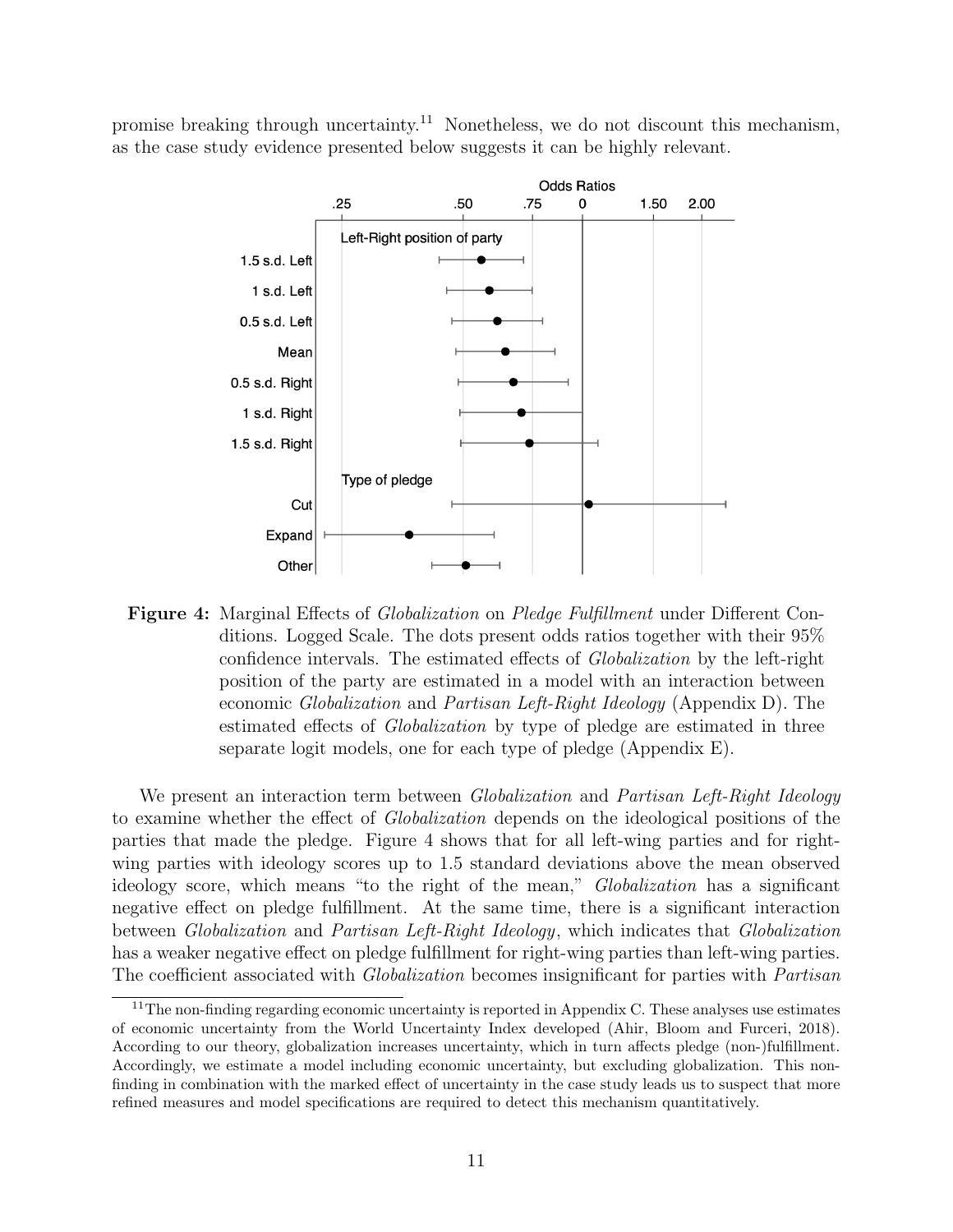promise breaking through uncertainty.[11] Nonetheless, we do not discount this mechanism, as the case study evidence presented below suggests it can be highly relevant.

**Figure 4:** Marginal Effects of *Globalization* on *Pledge Fulfillment* under Different Conditions. Logged Scale. The dots present odds ratios together with their 95% confidence intervals. The estimated effects of *Globalization* by the left-right position of the party are estimated in a model with an interaction between economic *Globalization* and *Partisan Left-Right Ideology* (Appendix D). The estimated effects of *Globalization* by type of pledge are estimated in three separate logit models, one for each type of pledge (Appendix E).

We present an interaction term between *Globalization* and *Partisan Left-Right Ideology* to examine whether the effect of *Globalization* depends on the ideological positions of the parties that made the pledge. Figure 4 shows that for all left-wing parties and for right-wing parties with ideology scores up to 1.5 standard deviations above the mean observed ideology score, which means "to the right of the mean," *Globalization* has a significant negative effect on pledge fulfillment. At the same time, there is a significant interaction between *Globalization* and *Partisan Left-Right Ideology*, which indicates that *Globalization* has a weaker negative effect on pledge fulfillment for right-wing parties than left-wing parties. The coefficient associated with *Globalization* becomes insignificant for parties with *Partisan*

[11] The non-finding regarding economic uncertainty is reported in Appendix C. These analyses use estimates of economic uncertainty from the World Uncertainty Index developed (Ahir, Bloom and Furceri, 2018). According to our theory, globalization increases uncertainty, which in turn affects pledge (non-)fulfillment. Accordingly, we estimate a model including economic uncertainty, but excluding globalization. This non-finding in combination with the marked effect of uncertainty in the case study leads us to suspect that more refined measures and model specifications are required to detect this mechanism quantitatively.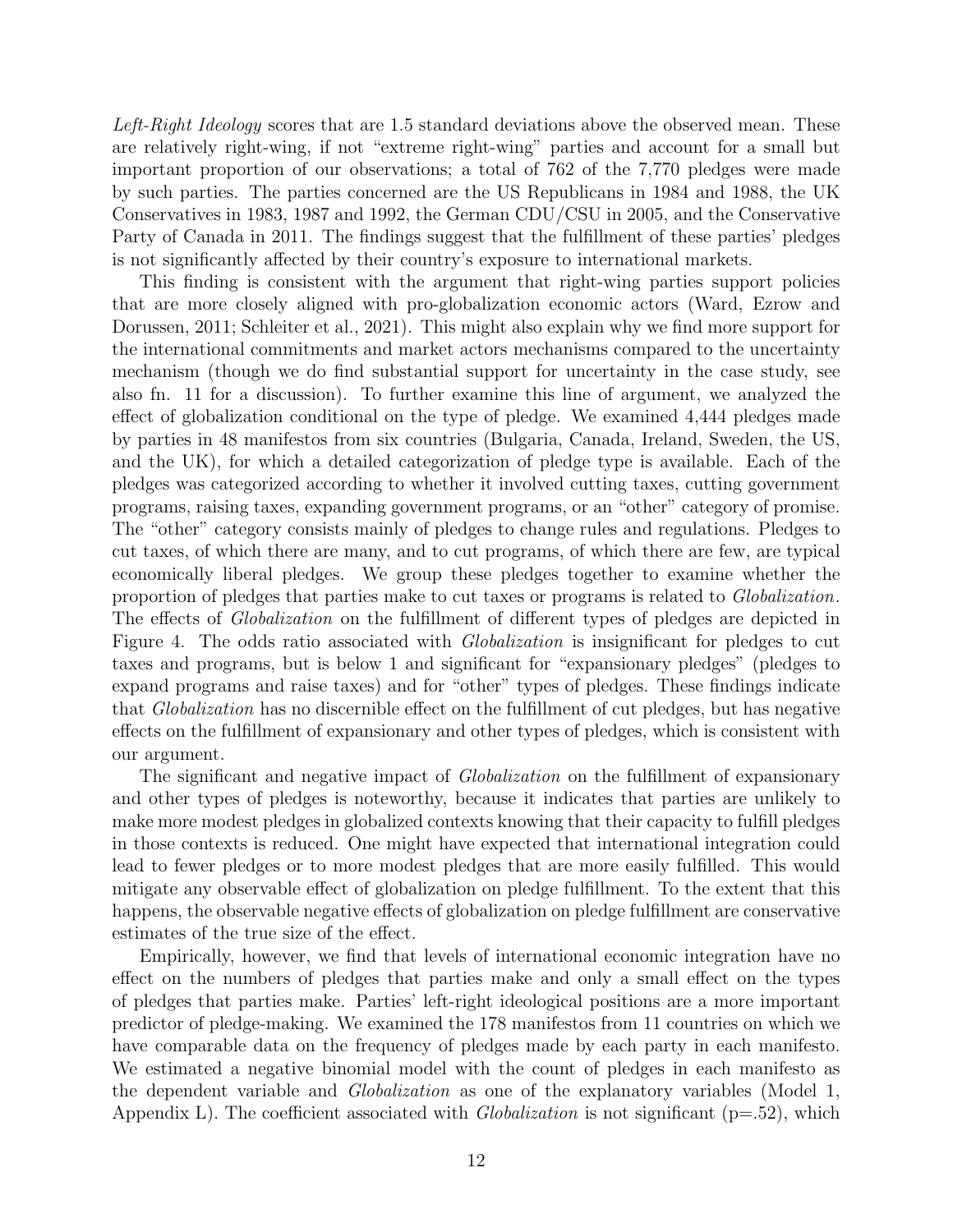*Left-Right Ideology* scores that are 1.5 standard deviations above the observed mean. These are relatively right-wing, if not "extreme right-wing" parties and account for a small but important proportion of our observations; a total of 762 of the 7,770 pledges were made by such parties. The parties concerned are the US Republicans in 1984 and 1988, the UK Conservatives in 1983, 1987 and 1992, the German CDU/CSU in 2005, and the Conservative Party of Canada in 2011. The findings suggest that the fulfillment of these parties' pledges is not significantly affected by their country's exposure to international markets.

This finding is consistent with the argument that right-wing parties support policies that are more closely aligned with pro-globalization economic actors (Ward, Ezrow and Dorussen, 2011; Schleiter et al., 2021). This might also explain why we find more support for the international commitments and market actors mechanisms compared to the uncertainty mechanism (though we do find substantial support for uncertainty in the case study, see also fn. 11 for a discussion). To further examine this line of argument, we analyzed the effect of globalization conditional on the type of pledge. We examined 4,444 pledges made by parties in 48 manifestos from six countries (Bulgaria, Canada, Ireland, Sweden, the US, and the UK), for which a detailed categorization of pledge type is available. Each of the pledges was categorized according to whether it involved cutting taxes, cutting government programs, raising taxes, expanding government programs, or an "other" category of promise. The "other" category consists mainly of pledges to change rules and regulations. Pledges to cut taxes, of which there are many, and to cut programs, of which there are few, are typical economically liberal pledges. We group these pledges together to examine whether the proportion of pledges that parties make to cut taxes or programs is related to *Globalization*. The effects of *Globalization* on the fulfillment of different types of pledges are depicted in Figure 4. The odds ratio associated with *Globalization* is insignificant for pledges to cut taxes and programs, but is below 1 and significant for "expansionary pledges" (pledges to expand programs and raise taxes) and for "other" types of pledges. These findings indicate that *Globalization* has no discernible effect on the fulfillment of cut pledges, but has negative effects on the fulfillment of expansionary and other types of pledges, which is consistent with our argument.

The significant and negative impact of *Globalization* on the fulfillment of expansionary and other types of pledges is noteworthy, because it indicates that parties are unlikely to make more modest pledges in globalized contexts knowing that their capacity to fulfill pledges in those contexts is reduced. One might have expected that international integration could lead to fewer pledges or to more modest pledges that are more easily fulfilled. This would mitigate any observable effect of globalization on pledge fulfillment. To the extent that this happens, the observable negative effects of globalization on pledge fulfillment are conservative estimates of the true size of the effect.

Empirically, however, we find that levels of international economic integration have no effect on the numbers of pledges that parties make and only a small effect on the types of pledges that parties make. Parties' left-right ideological positions are a more important predictor of pledge-making. We examined the 178 manifestos from 11 countries on which we have comparable data on the frequency of pledges made by each party in each manifesto. We estimated a negative binomial model with the count of pledges in each manifesto as the dependent variable and *Globalization* as one of the explanatory variables (Model 1, Appendix L). The coefficient associated with *Globalization* is not significant ($p=.52$), which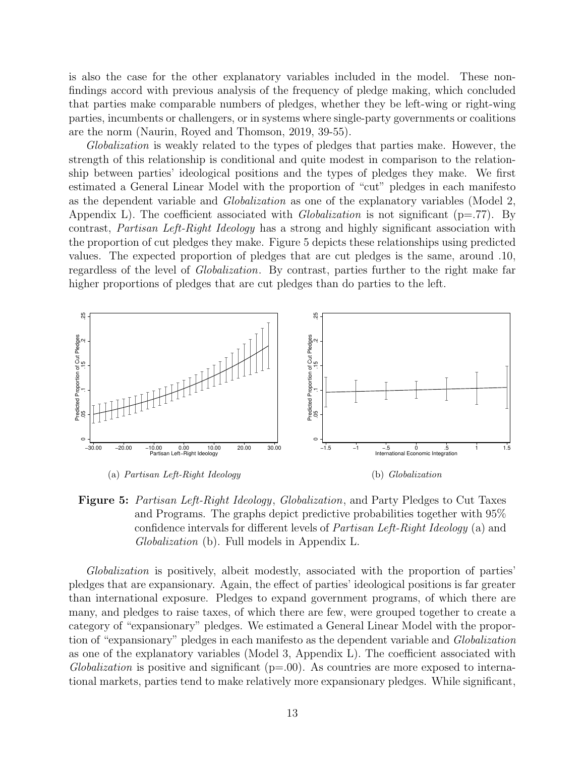is also the case for the other explanatory variables included in the model. These non-findings accord with previous analysis of the frequency of pledge making, which concluded that parties make comparable numbers of pledges, whether they be left-wing or right-wing parties, incumbents or challengers, or in systems where single-party governments or coalitions are the norm (Naurin, Royed and Thomson, 2019, 39-55).

*Globalization* is weakly related to the types of pledges that parties make. However, the strength of this relationship is conditional and quite modest in comparison to the relationship between parties' ideological positions and the types of pledges they make. We first estimated a General Linear Model with the proportion of "cut" pledges in each manifesto as the dependent variable and *Globalization* as one of the explanatory variables (Model 2, Appendix L). The coefficient associated with *Globalization* is not significant (p=.77). By contrast, *Partisan Left-Right Ideology* has a strong and highly significant association with the proportion of cut pledges they make. Figure 5 depicts these relationships using predicted values. The expected proportion of pledges that are cut pledges is the same, around .10, regardless of the level of *Globalization*. By contrast, parties further to the right make far higher proportions of pledges that are cut pledges than do parties to the left.

(a) *Partisan Left-Right Ideology*

(b) *Globalization*

**Figure 5:** *Partisan Left-Right Ideology*, *Globalization*, and Party Pledges to Cut Taxes and Programs. The graphs depict predictive probabilities together with 95% confidence intervals for different levels of *Partisan Left-Right Ideology* (a) and *Globalization* (b). Full models in Appendix L.

*Globalization* is positively, albeit modestly, associated with the proportion of parties' pledges that are expansionary. Again, the effect of parties' ideological positions is far greater than international exposure. Pledges to expand government programs, of which there are many, and pledges to raise taxes, of which there are few, were grouped together to create a category of "expansionary" pledges. We estimated a General Linear Model with the proportion of "expansionary" pledges in each manifesto as the dependent variable and *Globalization* as one of the explanatory variables (Model 3, Appendix L). The coefficient associated with *Globalization* is positive and significant (p=.00). As countries are more exposed to international markets, parties tend to make relatively more expansionary pledges. While significant,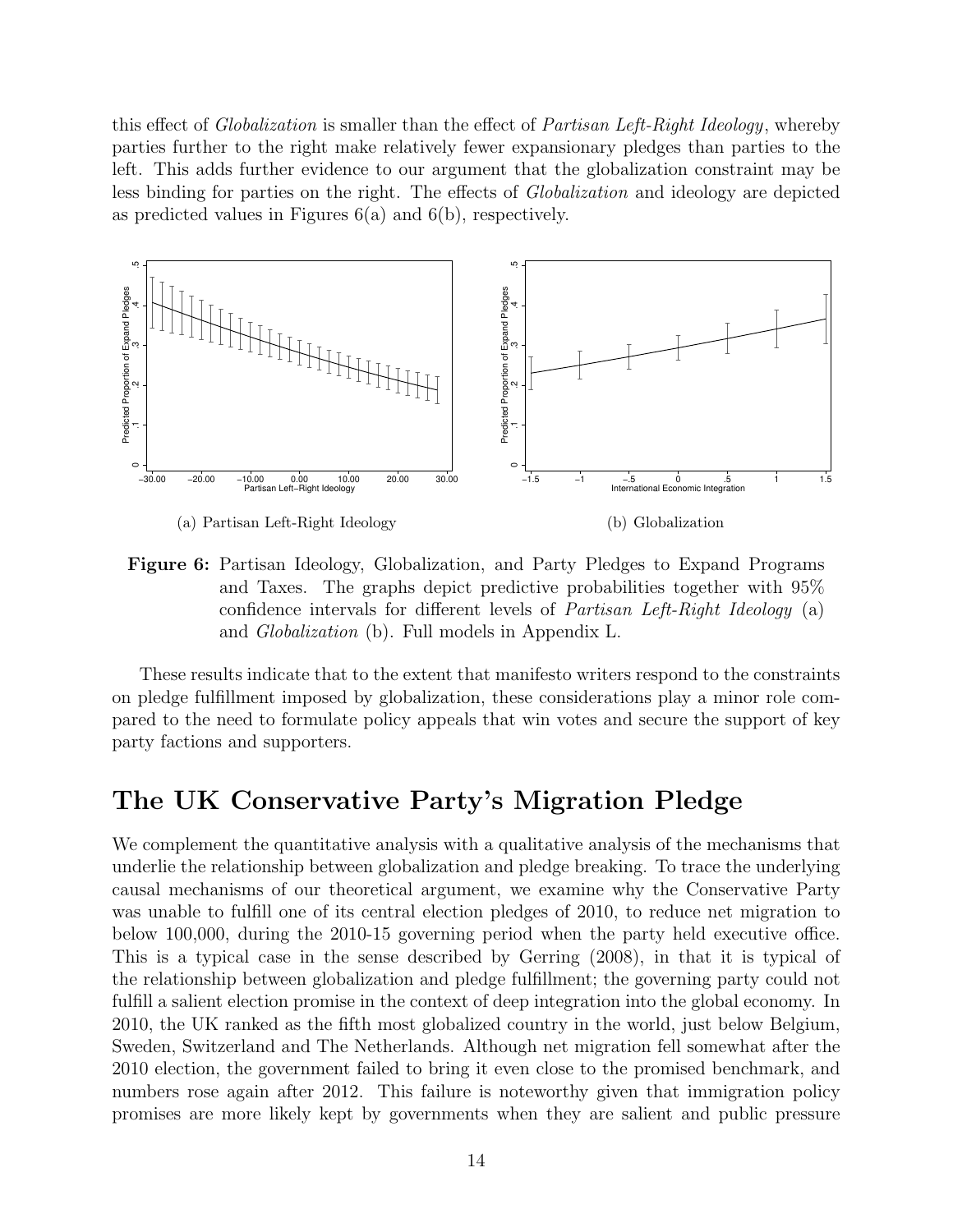this effect of *Globalization* is smaller than the effect of *Partisan Left-Right Ideology*, whereby parties further to the right make relatively fewer expansionary pledges than parties to the left. This adds further evidence to our argument that the globalization constraint may be less binding for parties on the right. The effects of *Globalization* and ideology are depicted as predicted values in Figures 6(a) and 6(b), respectively.

(a) Partisan Left-Right Ideology

(b) Globalization

**Figure 6:** Partisan Ideology, Globalization, and Party Pledges to Expand Programs and Taxes. The graphs depict predictive probabilities together with 95% confidence intervals for different levels of *Partisan Left-Right Ideology* (a) and *Globalization* (b). Full models in Appendix L.

These results indicate that to the extent that manifesto writers respond to the constraints on pledge fulfillment imposed by globalization, these considerations play a minor role compared to the need to formulate policy appeals that win votes and secure the support of key party factions and supporters.

## The UK Conservative Party's Migration Pledge

We complement the quantitative analysis with a qualitative analysis of the mechanisms that underlie the relationship between globalization and pledge breaking. To trace the underlying causal mechanisms of our theoretical argument, we examine why the Conservative Party was unable to fulfill one of its central election pledges of 2010, to reduce net migration to below 100,000, during the 2010-15 governing period when the party held executive office. This is a typical case in the sense described by Gerring (2008), in that it is typical of the relationship between globalization and pledge fulfillment; the governing party could not fulfill a salient election promise in the context of deep integration into the global economy. In 2010, the UK ranked as the fifth most globalized country in the world, just below Belgium, Sweden, Switzerland and The Netherlands. Although net migration fell somewhat after the 2010 election, the government failed to bring it even close to the promised benchmark, and numbers rose again after 2012. This failure is noteworthy given that immigration policy promises are more likely kept by governments when they are salient and public pressure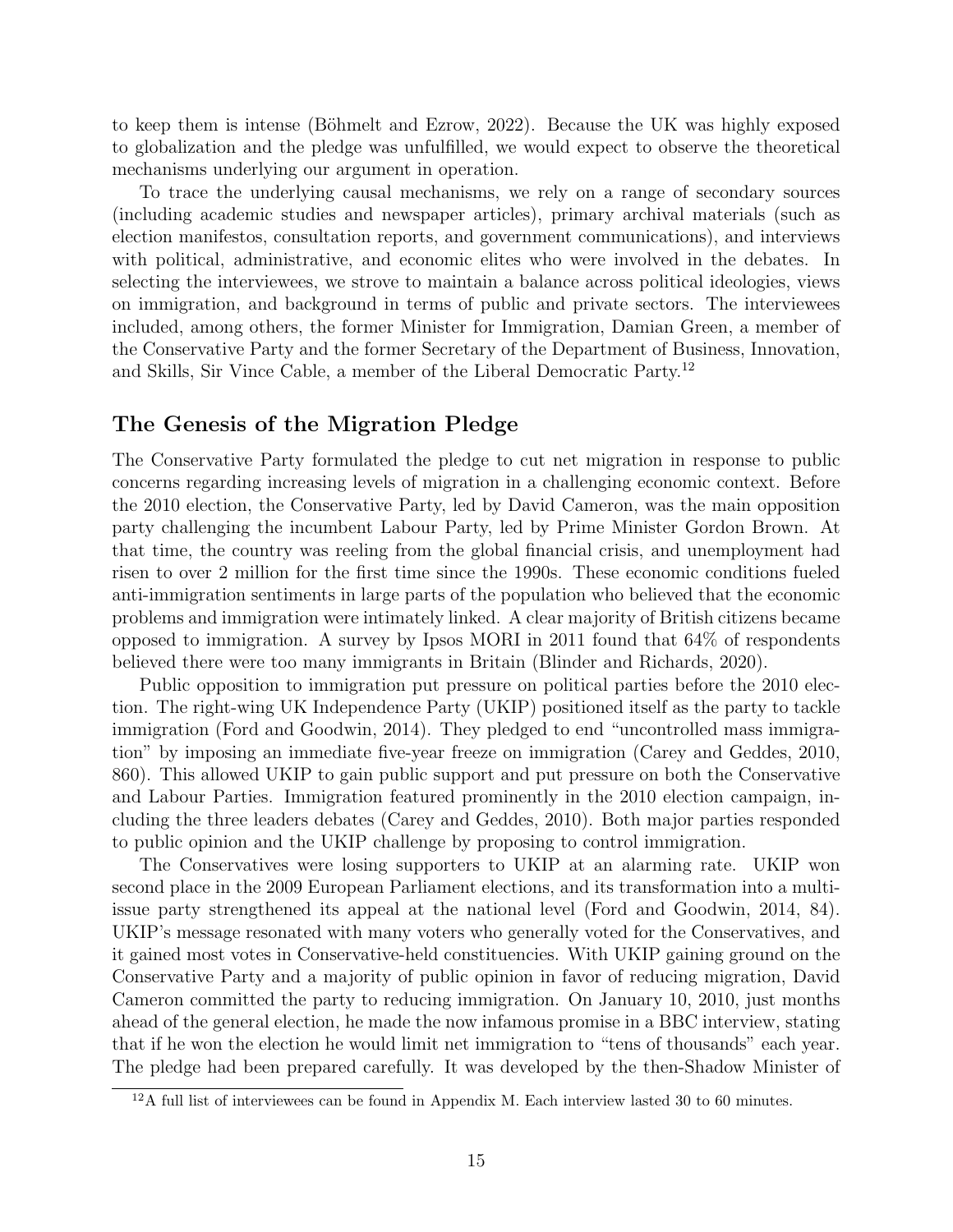to keep them is intense (Böhmelt and Ezrow, 2022). Because the UK was highly exposed to globalization and the pledge was unfulfilled, we would expect to observe the theoretical mechanisms underlying our argument in operation.

To trace the underlying causal mechanisms, we rely on a range of secondary sources (including academic studies and newspaper articles), primary archival materials (such as election manifestos, consultation reports, and government communications), and interviews with political, administrative, and economic elites who were involved in the debates. In selecting the interviewees, we strove to maintain a balance across political ideologies, views on immigration, and background in terms of public and private sectors. The interviewees included, among others, the former Minister for Immigration, Damian Green, a member of the Conservative Party and the former Secretary of the Department of Business, Innovation, and Skills, Sir Vince Cable, a member of the Liberal Democratic Party.[12]

## The Genesis of the Migration Pledge

The Conservative Party formulated the pledge to cut net migration in response to public concerns regarding increasing levels of migration in a challenging economic context. Before the 2010 election, the Conservative Party, led by David Cameron, was the main opposition party challenging the incumbent Labour Party, led by Prime Minister Gordon Brown. At that time, the country was reeling from the global financial crisis, and unemployment had risen to over 2 million for the first time since the 1990s. These economic conditions fueled anti-immigration sentiments in large parts of the population who believed that the economic problems and immigration were intimately linked. A clear majority of British citizens became opposed to immigration. A survey by Ipsos MORI in 2011 found that 64% of respondents believed there were too many immigrants in Britain (Blinder and Richards, 2020).

Public opposition to immigration put pressure on political parties before the 2010 election. The right-wing UK Independence Party (UKIP) positioned itself as the party to tackle immigration (Ford and Goodwin, 2014). They pledged to end "uncontrolled mass immigration" by imposing an immediate five-year freeze on immigration (Carey and Geddes, 2010, 860). This allowed UKIP to gain public support and put pressure on both the Conservative and Labour Parties. Immigration featured prominently in the 2010 election campaign, including the three leaders debates (Carey and Geddes, 2010). Both major parties responded to public opinion and the UKIP challenge by proposing to control immigration.

The Conservatives were losing supporters to UKIP at an alarming rate. UKIP won second place in the 2009 European Parliament elections, and its transformation into a multi-issue party strengthened its appeal at the national level (Ford and Goodwin, 2014, 84). UKIP's message resonated with many voters who generally voted for the Conservatives, and it gained most votes in Conservative-held constituencies. With UKIP gaining ground on the Conservative Party and a majority of public opinion in favor of reducing migration, David Cameron committed the party to reducing immigration. On January 10, 2010, just months ahead of the general election, he made the now infamous promise in a BBC interview, stating that if he won the election he would limit net immigration to "tens of thousands" each year. The pledge had been prepared carefully. It was developed by the then-Shadow Minister of

[12] A full list of interviewees can be found in Appendix M. Each interview lasted 30 to 60 minutes.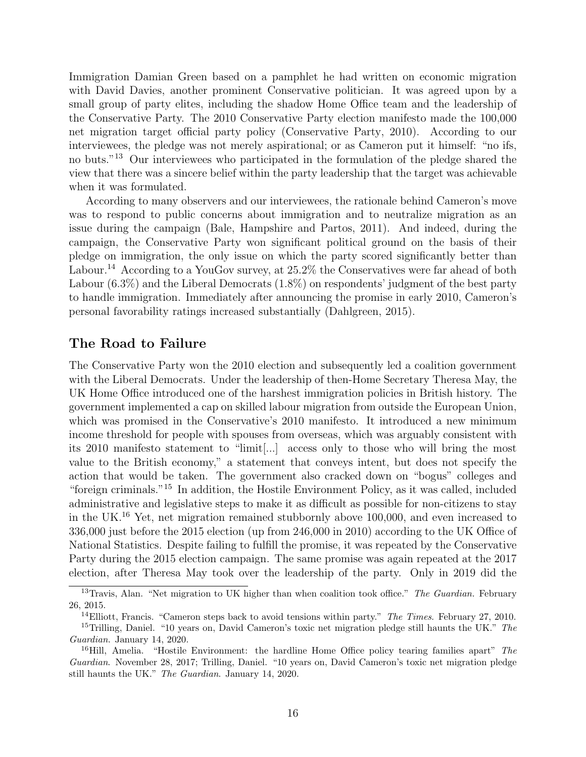Immigration Damian Green based on a pamphlet he had written on economic migration with David Davies, another prominent Conservative politician. It was agreed upon by a small group of party elites, including the shadow Home Office team and the leadership of the Conservative Party. The 2010 Conservative Party election manifesto made the 100,000 net migration target official party policy (Conservative Party, 2010). According to our interviewees, the pledge was not merely aspirational; or as Cameron put it himself: "no ifs, no buts."[13] Our interviewees who participated in the formulation of the pledge shared the view that there was a sincere belief within the party leadership that the target was achievable when it was formulated.

According to many observers and our interviewees, the rationale behind Cameron's move was to respond to public concerns about immigration and to neutralize migration as an issue during the campaign (Bale, Hampshire and Partos, 2011). And indeed, during the campaign, the Conservative Party won significant political ground on the basis of their pledge on immigration, the only issue on which the party scored significantly better than Labour.[14] According to a YouGov survey, at 25.2% the Conservatives were far ahead of both Labour (6.3%) and the Liberal Democrats (1.8%) on respondents' judgment of the best party to handle immigration. Immediately after announcing the promise in early 2010, Cameron's personal favorability ratings increased substantially (Dahlgreen, 2015).

## The Road to Failure

The Conservative Party won the 2010 election and subsequently led a coalition government with the Liberal Democrats. Under the leadership of then-Home Secretary Theresa May, the UK Home Office introduced one of the harshest immigration policies in British history. The government implemented a cap on skilled labour migration from outside the European Union, which was promised in the Conservative's 2010 manifesto. It introduced a new minimum income threshold for people with spouses from overseas, which was arguably consistent with its 2010 manifesto statement to "limit[...] access only to those who will bring the most value to the British economy," a statement that conveys intent, but does not specify the action that would be taken. The government also cracked down on "bogus" colleges and "foreign criminals."[15] In addition, the Hostile Environment Policy, as it was called, included administrative and legislative steps to make it as difficult as possible for non-citizens to stay in the UK.[16] Yet, net migration remained stubbornly above 100,000, and even increased to 336,000 just before the 2015 election (up from 246,000 in 2010) according to the UK Office of National Statistics. Despite failing to fulfill the promise, it was repeated by the Conservative Party during the 2015 election campaign. The same promise was again repeated at the 2017 election, after Theresa May took over the leadership of the party. Only in 2019 did the

---

[13] Travis, Alan. "Net migration to UK higher than when coalition took office." *The Guardian*. February 26, 2015.

[14] Elliott, Francis. "Cameron steps back to avoid tensions within party." *The Times*. February 27, 2010.

[15] Trilling, Daniel. "10 years on, David Cameron's toxic net migration pledge still haunts the UK." *The Guardian*. January 14, 2020.

[16] Hill, Amelia. "Hostile Environment: the hardline Home Office policy tearing families apart" *The Guardian*. November 28, 2017; Trilling, Daniel. "10 years on, David Cameron's toxic net migration pledge still haunts the UK." *The Guardian*. January 14, 2020.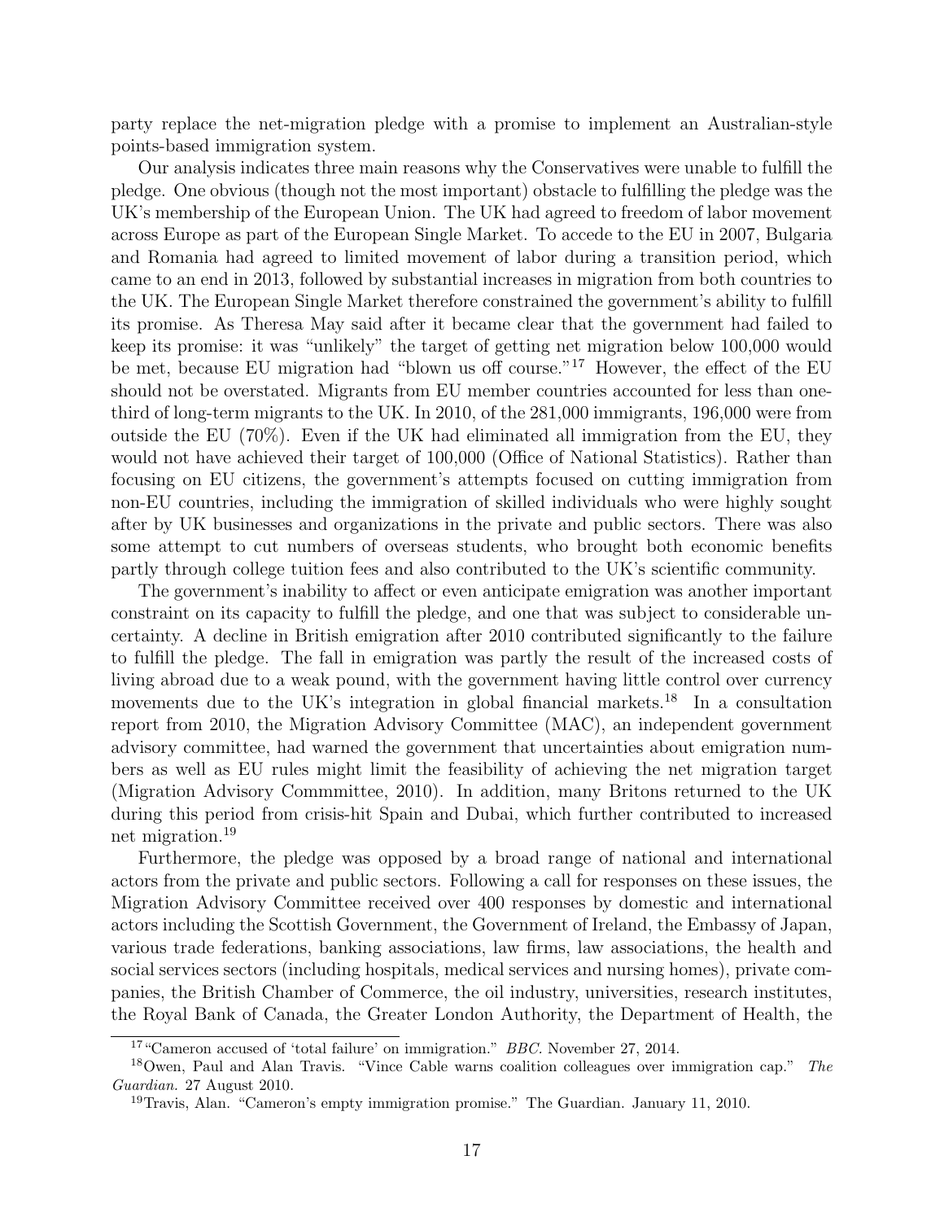party replace the net-migration pledge with a promise to implement an Australian-style points-based immigration system.

Our analysis indicates three main reasons why the Conservatives were unable to fulfill the pledge. One obvious (though not the most important) obstacle to fulfilling the pledge was the UK's membership of the European Union. The UK had agreed to freedom of labor movement across Europe as part of the European Single Market. To accede to the EU in 2007, Bulgaria and Romania had agreed to limited movement of labor during a transition period, which came to an end in 2013, followed by substantial increases in migration from both countries to the UK. The European Single Market therefore constrained the government's ability to fulfill its promise. As Theresa May said after it became clear that the government had failed to keep its promise: it was "unlikely" the target of getting net migration below 100,000 would be met, because EU migration had "blown us off course."[17] However, the effect of the EU should not be overstated. Migrants from EU member countries accounted for less than one-third of long-term migrants to the UK. In 2010, of the 281,000 immigrants, 196,000 were from outside the EU (70%). Even if the UK had eliminated all immigration from the EU, they would not have achieved their target of 100,000 (Office of National Statistics). Rather than focusing on EU citizens, the government's attempts focused on cutting immigration from non-EU countries, including the immigration of skilled individuals who were highly sought after by UK businesses and organizations in the private and public sectors. There was also some attempt to cut numbers of overseas students, who brought both economic benefits partly through college tuition fees and also contributed to the UK's scientific community.

The government's inability to affect or even anticipate emigration was another important constraint on its capacity to fulfill the pledge, and one that was subject to considerable uncertainty. A decline in British emigration after 2010 contributed significantly to the failure to fulfill the pledge. The fall in emigration was partly the result of the increased costs of living abroad due to a weak pound, with the government having little control over currency movements due to the UK's integration in global financial markets.[18] In a consultation report from 2010, the Migration Advisory Committee (MAC), an independent government advisory committee, had warned the government that uncertainties about emigration numbers as well as EU rules might limit the feasibility of achieving the net migration target (Migration Advisory Commmittee, 2010). In addition, many Britons returned to the UK during this period from crisis-hit Spain and Dubai, which further contributed to increased net migration.[19]

Furthermore, the pledge was opposed by a broad range of national and international actors from the private and public sectors. Following a call for responses on these issues, the Migration Advisory Committee received over 400 responses by domestic and international actors including the Scottish Government, the Government of Ireland, the Embassy of Japan, various trade federations, banking associations, law firms, law associations, the health and social services sectors (including hospitals, medical services and nursing homes), private companies, the British Chamber of Commerce, the oil industry, universities, research institutes, the Royal Bank of Canada, the Greater London Authority, the Department of Health, the

[17] "Cameron accused of 'total failure' on immigration." *BBC*. November 27, 2014.

[18] Owen, Paul and Alan Travis. "Vince Cable warns coalition colleagues over immigration cap." *The Guardian*. 27 August 2010.

[19] Travis, Alan. "Cameron's empty immigration promise." The Guardian. January 11, 2010.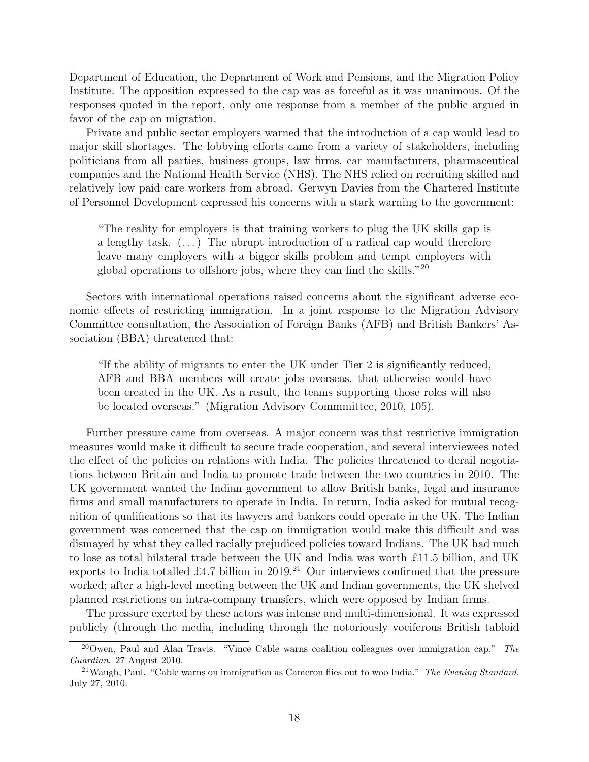Department of Education, the Department of Work and Pensions, and the Migration Policy Institute. The opposition expressed to the cap was as forceful as it was unanimous. Of the responses quoted in the report, only one response from a member of the public argued in favor of the cap on migration.

Private and public sector employers warned that the introduction of a cap would lead to major skill shortages. The lobbying efforts came from a variety of stakeholders, including politicians from all parties, business groups, law firms, car manufacturers, pharmaceutical companies and the National Health Service (NHS). The NHS relied on recruiting skilled and relatively low paid care workers from abroad. Gerwyn Davies from the Chartered Institute of Personnel Development expressed his concerns with a stark warning to the government:

> "The reality for employers is that training workers to plug the UK skills gap is a lengthy task. (...) The abrupt introduction of a radical cap would therefore leave many employers with a bigger skills problem and tempt employers with global operations to offshore jobs, where they can find the skills."[20]

Sectors with international operations raised concerns about the significant adverse economic effects of restricting immigration. In a joint response to the Migration Advisory Committee consultation, the Association of Foreign Banks (AFB) and British Bankers' Association (BBA) threatened that:

> "If the ability of migrants to enter the UK under Tier 2 is significantly reduced, AFB and BBA members will create jobs overseas, that otherwise would have been created in the UK. As a result, the teams supporting those roles will also be located overseas." (Migration Advisory Commmittee, 2010, 105).

Further pressure came from overseas. A major concern was that restrictive immigration measures would make it difficult to secure trade cooperation, and several interviewees noted the effect of the policies on relations with India. The policies threatened to derail negotiations between Britain and India to promote trade between the two countries in 2010. The UK government wanted the Indian government to allow British banks, legal and insurance firms and small manufacturers to operate in India. In return, India asked for mutual recognition of qualifications so that its lawyers and bankers could operate in the UK. The Indian government was concerned that the cap on immigration would make this difficult and was dismayed by what they called racially prejudiced policies toward Indians. The UK had much to lose as total bilateral trade between the UK and India was worth £11.5 billion, and UK exports to India totalled £4.7 billion in 2019.[21] Our interviews confirmed that the pressure worked; after a high-level meeting between the UK and Indian governments, the UK shelved planned restrictions on intra-company transfers, which were opposed by Indian firms.

The pressure exerted by these actors was intense and multi-dimensional. It was expressed publicly (through the media, including through the notoriously vociferous British tabloid

[20] Owen, Paul and Alan Travis. "Vince Cable warns coalition colleagues over immigration cap." *The Guardian*. 27 August 2010.

[21] Waugh, Paul. "Cable warns on immigration as Cameron flies out to woo India." *The Evening Standard.* July 27, 2010.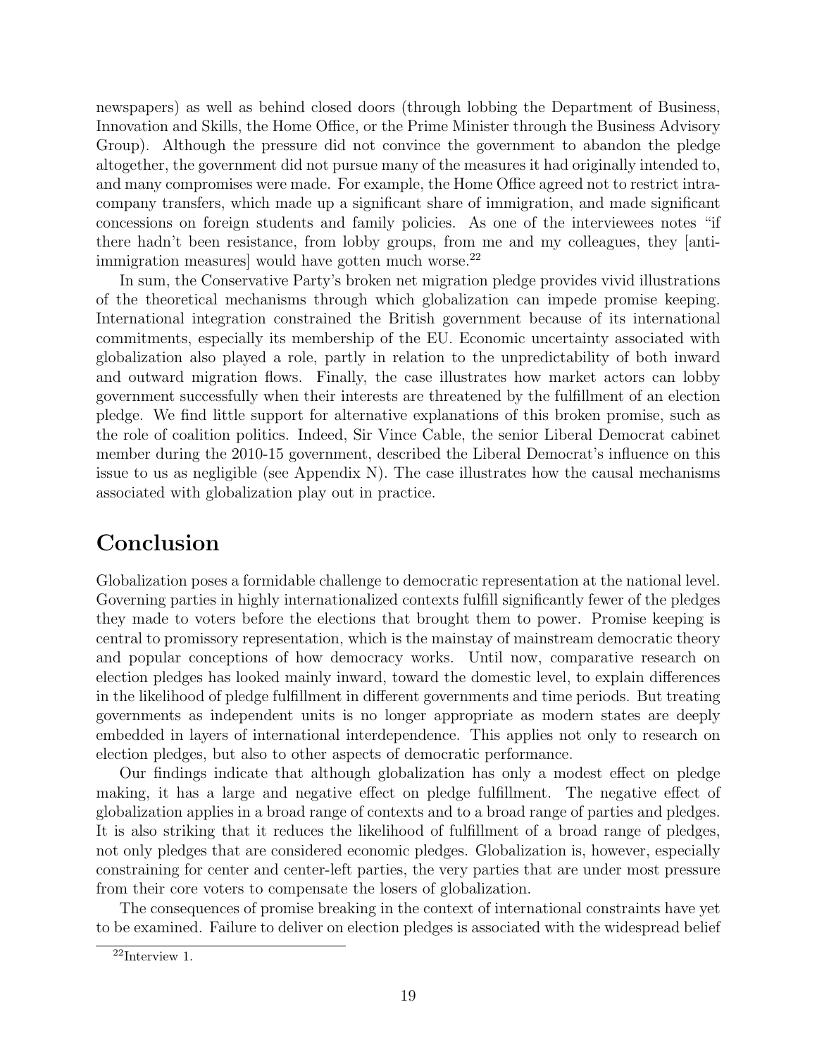newspapers) as well as behind closed doors (through lobbing the Department of Business, Innovation and Skills, the Home Office, or the Prime Minister through the Business Advisory Group). Although the pressure did not convince the government to abandon the pledge altogether, the government did not pursue many of the measures it had originally intended to, and many compromises were made. For example, the Home Office agreed not to restrict intra-company transfers, which made up a significant share of immigration, and made significant concessions on foreign students and family policies. As one of the interviewees notes "if there hadn't been resistance, from lobby groups, from me and my colleagues, they [anti-immigration measures] would have gotten much worse.[22]

In sum, the Conservative Party's broken net migration pledge provides vivid illustrations of the theoretical mechanisms through which globalization can impede promise keeping. International integration constrained the British government because of its international commitments, especially its membership of the EU. Economic uncertainty associated with globalization also played a role, partly in relation to the unpredictability of both inward and outward migration flows. Finally, the case illustrates how market actors can lobby government successfully when their interests are threatened by the fulfillment of an election pledge. We find little support for alternative explanations of this broken promise, such as the role of coalition politics. Indeed, Sir Vince Cable, the senior Liberal Democrat cabinet member during the 2010-15 government, described the Liberal Democrat's influence on this issue to us as negligible (see Appendix N). The case illustrates how the causal mechanisms associated with globalization play out in practice.

# Conclusion

Globalization poses a formidable challenge to democratic representation at the national level. Governing parties in highly internationalized contexts fulfill significantly fewer of the pledges they made to voters before the elections that brought them to power. Promise keeping is central to promissory representation, which is the mainstay of mainstream democratic theory and popular conceptions of how democracy works. Until now, comparative research on election pledges has looked mainly inward, toward the domestic level, to explain differences in the likelihood of pledge fulfillment in different governments and time periods. But treating governments as independent units is no longer appropriate as modern states are deeply embedded in layers of international interdependence. This applies not only to research on election pledges, but also to other aspects of democratic performance.

Our findings indicate that although globalization has only a modest effect on pledge making, it has a large and negative effect on pledge fulfillment. The negative effect of globalization applies in a broad range of contexts and to a broad range of parties and pledges. It is also striking that it reduces the likelihood of fulfillment of a broad range of pledges, not only pledges that are considered economic pledges. Globalization is, however, especially constraining for center and center-left parties, the very parties that are under most pressure from their core voters to compensate the losers of globalization.

The consequences of promise breaking in the context of international constraints have yet to be examined. Failure to deliver on election pledges is associated with the widespread belief

[22] Interview 1.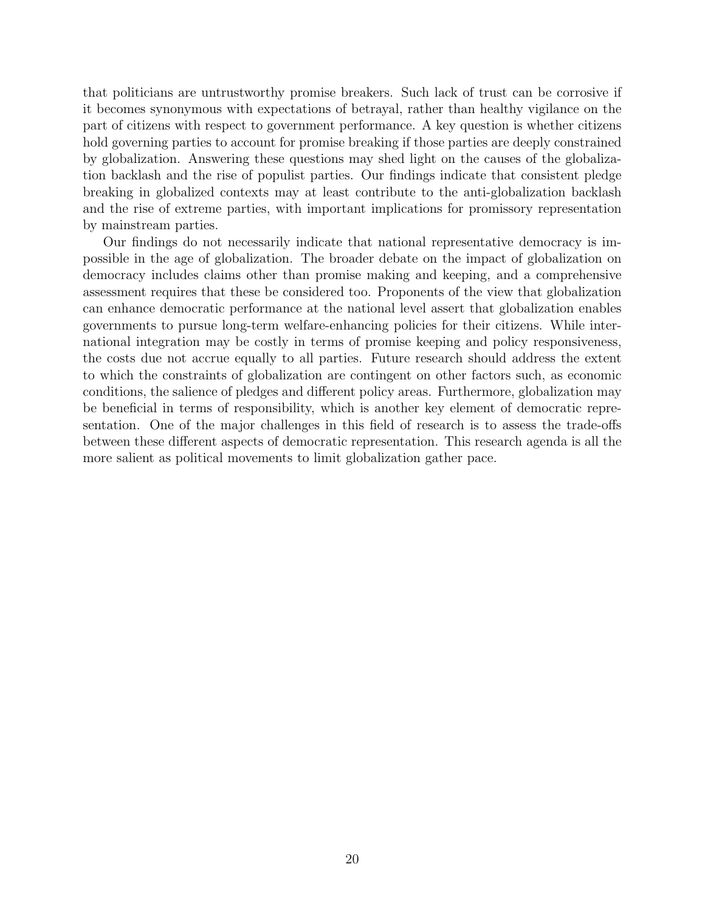that politicians are untrustworthy promise breakers. Such lack of trust can be corrosive if it becomes synonymous with expectations of betrayal, rather than healthy vigilance on the part of citizens with respect to government performance. A key question is whether citizens hold governing parties to account for promise breaking if those parties are deeply constrained by globalization. Answering these questions may shed light on the causes of the globalization backlash and the rise of populist parties. Our findings indicate that consistent pledge breaking in globalized contexts may at least contribute to the anti-globalization backlash and the rise of extreme parties, with important implications for promissory representation by mainstream parties.

Our findings do not necessarily indicate that national representative democracy is impossible in the age of globalization. The broader debate on the impact of globalization on democracy includes claims other than promise making and keeping, and a comprehensive assessment requires that these be considered too. Proponents of the view that globalization can enhance democratic performance at the national level assert that globalization enables governments to pursue long-term welfare-enhancing policies for their citizens. While international integration may be costly in terms of promise keeping and policy responsiveness, the costs due not accrue equally to all parties. Future research should address the extent to which the constraints of globalization are contingent on other factors such, as economic conditions, the salience of pledges and different policy areas. Furthermore, globalization may be beneficial in terms of responsibility, which is another key element of democratic representation. One of the major challenges in this field of research is to assess the trade-offs between these different aspects of democratic representation. This research agenda is all the more salient as political movements to limit globalization gather pace.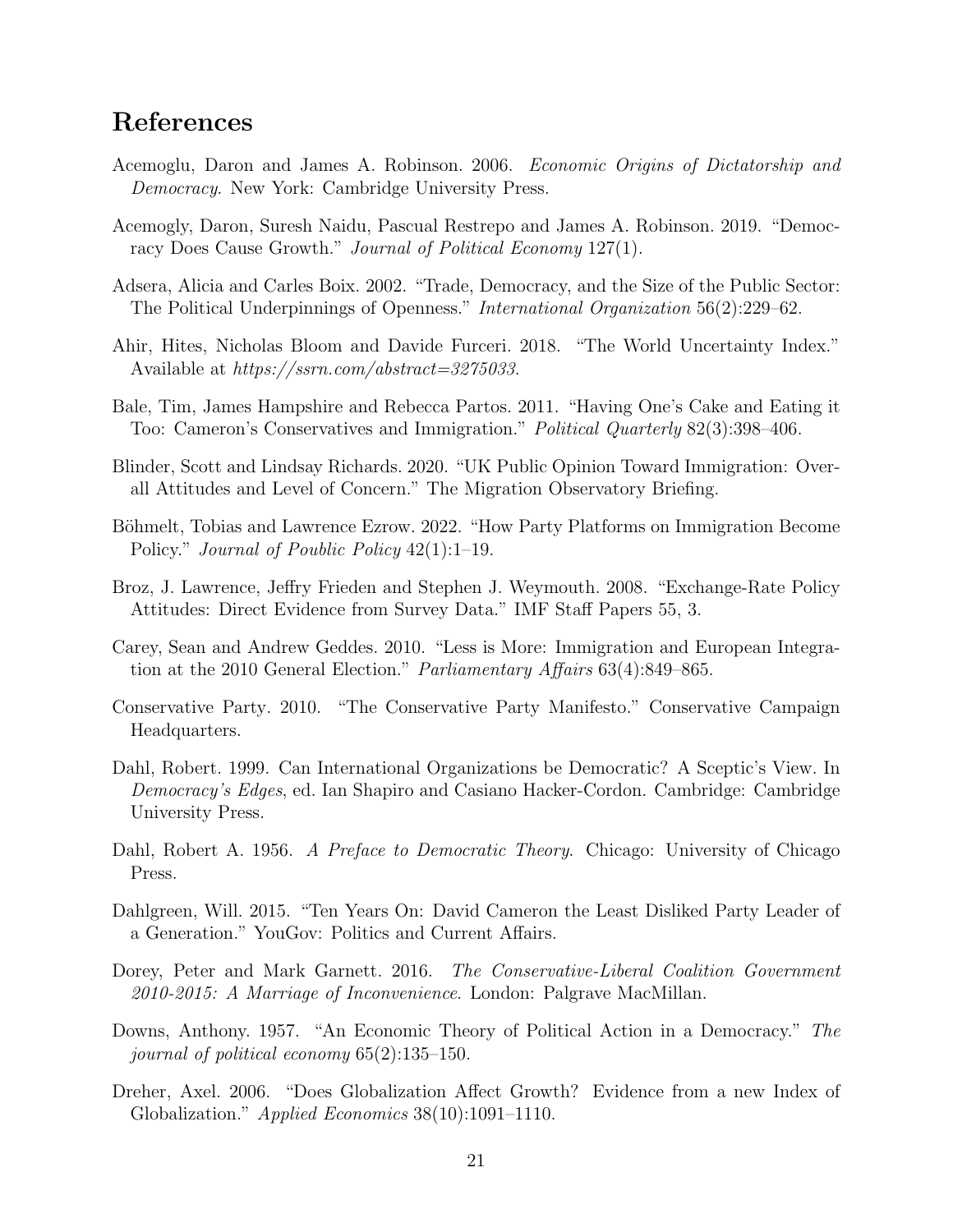# References

Acemoglu, Daron and James A. Robinson. 2006. *Economic Origins of Dictatorship and Democracy*. New York: Cambridge University Press.

Acemogly, Daron, Suresh Naidu, Pascual Restrepo and James A. Robinson. 2019. "Democracy Does Cause Growth." *Journal of Political Economy* 127(1).

Adsera, Alicia and Carles Boix. 2002. "Trade, Democracy, and the Size of the Public Sector: The Political Underpinnings of Openness." *International Organization* 56(2):229–62.

Ahir, Hites, Nicholas Bloom and Davide Furceri. 2018. "The World Uncertainty Index." Available at *https://ssrn.com/abstract=3275033*.

Bale, Tim, James Hampshire and Rebecca Partos. 2011. "Having One's Cake and Eating it Too: Cameron's Conservatives and Immigration." *Political Quarterly* 82(3):398–406.

Blinder, Scott and Lindsay Richards. 2020. "UK Public Opinion Toward Immigration: Overall Attitudes and Level of Concern." The Migration Observatory Briefing.

Böhmelt, Tobias and Lawrence Ezrow. 2022. "How Party Platforms on Immigration Become Policy." *Journal of Poublic Policy* 42(1):1–19.

Broz, J. Lawrence, Jeffry Frieden and Stephen J. Weymouth. 2008. "Exchange-Rate Policy Attitudes: Direct Evidence from Survey Data." IMF Staff Papers 55, 3.

Carey, Sean and Andrew Geddes. 2010. "Less is More: Immigration and European Integration at the 2010 General Election." *Parliamentary Affairs* 63(4):849–865.

Conservative Party. 2010. "The Conservative Party Manifesto." Conservative Campaign Headquarters.

Dahl, Robert. 1999. Can International Organizations be Democratic? A Sceptic's View. In *Democracy's Edges*, ed. Ian Shapiro and Casiano Hacker-Cordon. Cambridge: Cambridge University Press.

Dahl, Robert A. 1956. *A Preface to Democratic Theory*. Chicago: University of Chicago Press.

Dahlgreen, Will. 2015. "Ten Years On: David Cameron the Least Disliked Party Leader of a Generation." YouGov: Politics and Current Affairs.

Dorey, Peter and Mark Garnett. 2016. *The Conservative-Liberal Coalition Government 2010-2015: A Marriage of Inconvenience*. London: Palgrave MacMillan.

Downs, Anthony. 1957. "An Economic Theory of Political Action in a Democracy." *The journal of political economy* 65(2):135–150.

Dreher, Axel. 2006. "Does Globalization Affect Growth? Evidence from a new Index of Globalization." *Applied Economics* 38(10):1091–1110.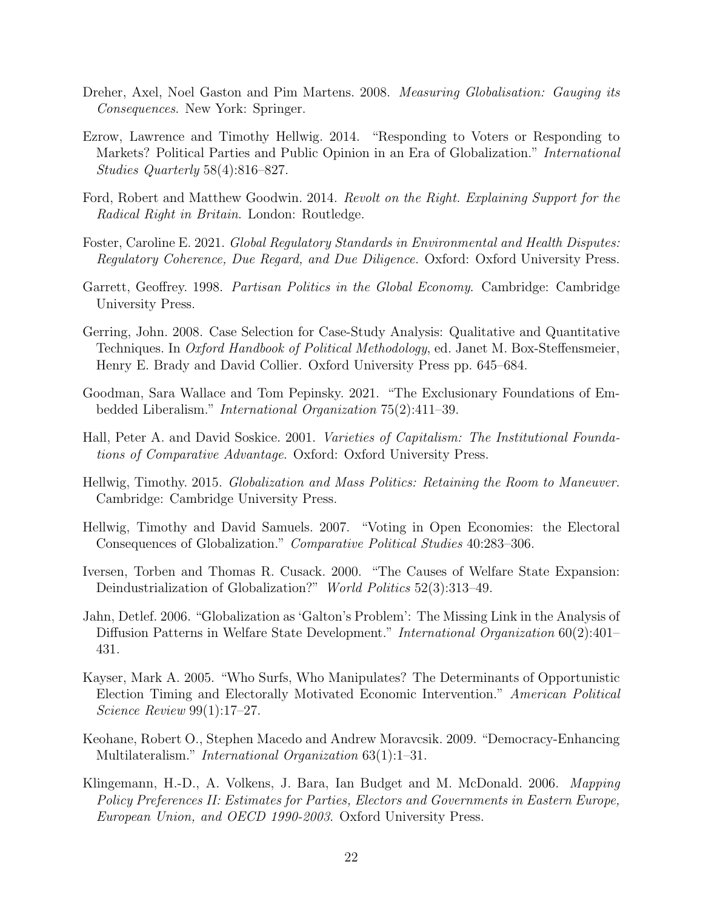Dreher, Axel, Noel Gaston and Pim Martens. 2008. *Measuring Globalisation: Gauging its Consequences*. New York: Springer.

Ezrow, Lawrence and Timothy Hellwig. 2014. "Responding to Voters or Responding to Markets? Political Parties and Public Opinion in an Era of Globalization." *International Studies Quarterly* 58(4):816–827.

Ford, Robert and Matthew Goodwin. 2014. *Revolt on the Right. Explaining Support for the Radical Right in Britain*. London: Routledge.

Foster, Caroline E. 2021. *Global Regulatory Standards in Environmental and Health Disputes: Regulatory Coherence, Due Regard, and Due Diligence.* Oxford: Oxford University Press.

Garrett, Geoffrey. 1998. *Partisan Politics in the Global Economy*. Cambridge: Cambridge University Press.

Gerring, John. 2008. Case Selection for Case-Study Analysis: Qualitative and Quantitative Techniques. In *Oxford Handbook of Political Methodology*, ed. Janet M. Box-Steffensmeier, Henry E. Brady and David Collier. Oxford University Press pp. 645–684.

Goodman, Sara Wallace and Tom Pepinsky. 2021. "The Exclusionary Foundations of Embedded Liberalism." *International Organization* 75(2):411–39.

Hall, Peter A. and David Soskice. 2001. *Varieties of Capitalism: The Institutional Foundations of Comparative Advantage*. Oxford: Oxford University Press.

Hellwig, Timothy. 2015. *Globalization and Mass Politics: Retaining the Room to Maneuver*. Cambridge: Cambridge University Press.

Hellwig, Timothy and David Samuels. 2007. "Voting in Open Economies: the Electoral Consequences of Globalization." *Comparative Political Studies* 40:283–306.

Iversen, Torben and Thomas R. Cusack. 2000. "The Causes of Welfare State Expansion: Deindustrialization of Globalization?" *World Politics* 52(3):313–49.

Jahn, Detlef. 2006. "Globalization as 'Galton's Problem': The Missing Link in the Analysis of Diffusion Patterns in Welfare State Development." *International Organization* 60(2):401–431.

Kayser, Mark A. 2005. "Who Surfs, Who Manipulates? The Determinants of Opportunistic Election Timing and Electorally Motivated Economic Intervention." *American Political Science Review* 99(1):17–27.

Keohane, Robert O., Stephen Macedo and Andrew Moravcsik. 2009. "Democracy-Enhancing Multilateralism." *International Organization* 63(1):1–31.

Klingemann, H.-D., A. Volkens, J. Bara, Ian Budget and M. McDonald. 2006. *Mapping Policy Preferences II: Estimates for Parties, Electors and Governments in Eastern Europe, European Union, and OECD 1990-2003*. Oxford University Press.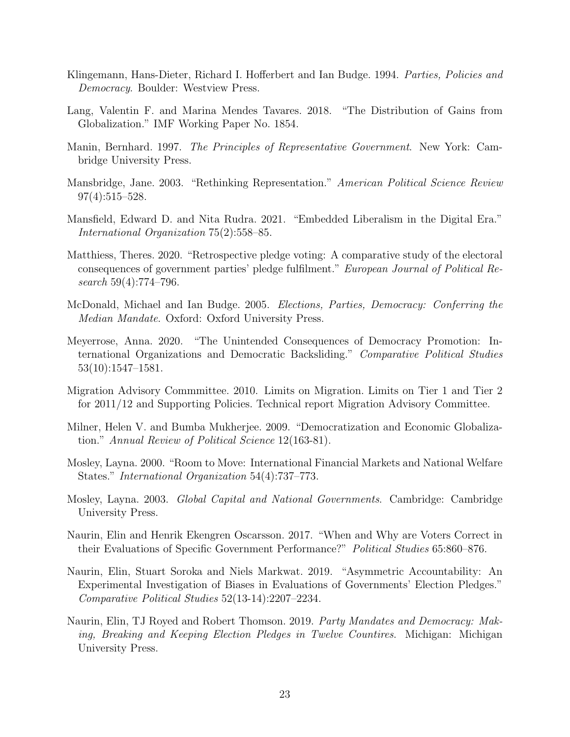Klingemann, Hans-Dieter, Richard I. Hofferbert and Ian Budge. 1994. *Parties, Policies and Democracy*. Boulder: Westview Press.

Lang, Valentin F. and Marina Mendes Tavares. 2018. "The Distribution of Gains from Globalization." IMF Working Paper No. 1854.

Manin, Bernhard. 1997. *The Principles of Representative Government*. New York: Cambridge University Press.

Mansbridge, Jane. 2003. "Rethinking Representation." *American Political Science Review* 97(4):515–528.

Mansfield, Edward D. and Nita Rudra. 2021. "Embedded Liberalism in the Digital Era." *International Organization* 75(2):558–85.

Matthiess, Theres. 2020. "Retrospective pledge voting: A comparative study of the electoral consequences of government parties' pledge fulfilment." *European Journal of Political Research* 59(4):774–796.

McDonald, Michael and Ian Budge. 2005. *Elections, Parties, Democracy: Conferring the Median Mandate*. Oxford: Oxford University Press.

Meyerrose, Anna. 2020. "The Unintended Consequences of Democracy Promotion: International Organizations and Democratic Backsliding." *Comparative Political Studies* 53(10):1547–1581.

Migration Advisory Commmittee. 2010. Limits on Migration. Limits on Tier 1 and Tier 2 for 2011/12 and Supporting Policies. Technical report Migration Advisory Committee.

Milner, Helen V. and Bumba Mukherjee. 2009. "Democratization and Economic Globalization." *Annual Review of Political Science* 12(163-81).

Mosley, Layna. 2000. "Room to Move: International Financial Markets and National Welfare States." *International Organization* 54(4):737–773.

Mosley, Layna. 2003. *Global Capital and National Governments*. Cambridge: Cambridge University Press.

Naurin, Elin and Henrik Ekengren Oscarsson. 2017. "When and Why are Voters Correct in their Evaluations of Specific Government Performance?" *Political Studies* 65:860–876.

Naurin, Elin, Stuart Soroka and Niels Markwat. 2019. "Asymmetric Accountability: An Experimental Investigation of Biases in Evaluations of Governments' Election Pledges." *Comparative Political Studies* 52(13-14):2207–2234.

Naurin, Elin, TJ Royed and Robert Thomson. 2019. *Party Mandates and Democracy: Making, Breaking and Keeping Election Pledges in Twelve Countires*. Michigan: Michigan University Press.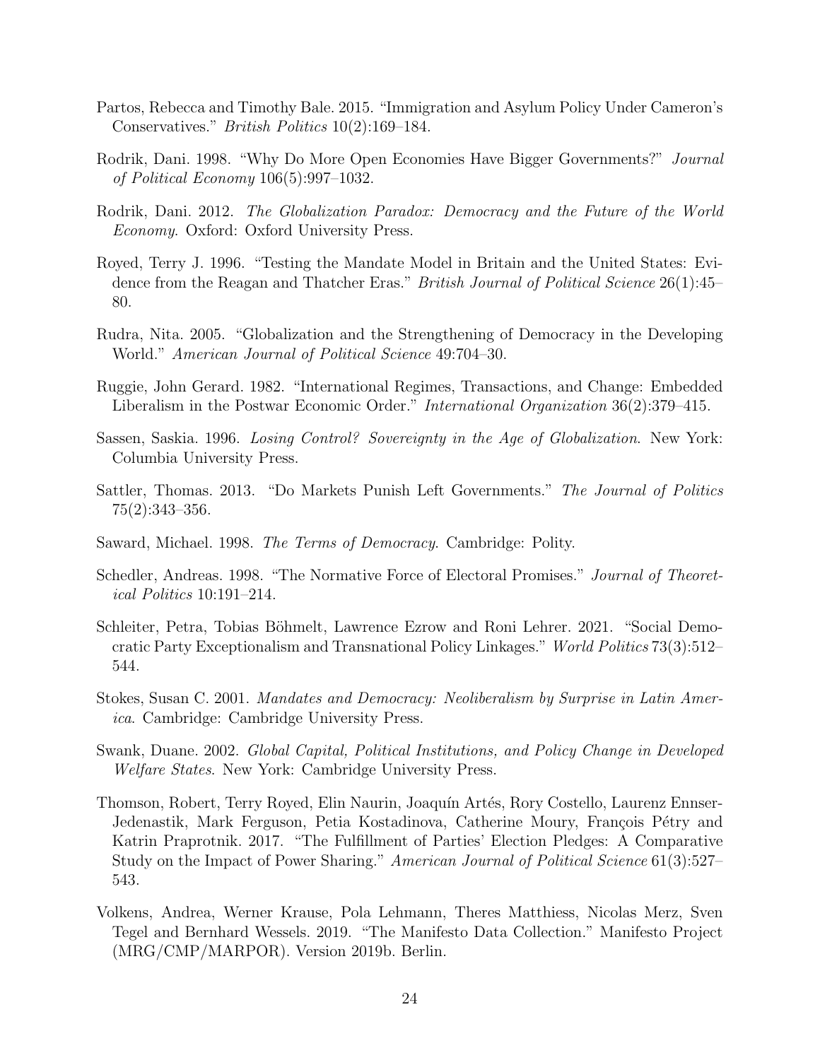Partos, Rebecca and Timothy Bale. 2015. "Immigration and Asylum Policy Under Cameron's Conservatives." *British Politics* 10(2):169–184.

Rodrik, Dani. 1998. "Why Do More Open Economies Have Bigger Governments?" *Journal of Political Economy* 106(5):997–1032.

Rodrik, Dani. 2012. *The Globalization Paradox: Democracy and the Future of the World Economy*. Oxford: Oxford University Press.

Royed, Terry J. 1996. "Testing the Mandate Model in Britain and the United States: Evidence from the Reagan and Thatcher Eras." *British Journal of Political Science* 26(1):45–80.

Rudra, Nita. 2005. "Globalization and the Strengthening of Democracy in the Developing World." *American Journal of Political Science* 49:704–30.

Ruggie, John Gerard. 1982. "International Regimes, Transactions, and Change: Embedded Liberalism in the Postwar Economic Order." *International Organization* 36(2):379–415.

Sassen, Saskia. 1996. *Losing Control? Sovereignty in the Age of Globalization*. New York: Columbia University Press.

Sattler, Thomas. 2013. "Do Markets Punish Left Governments." *The Journal of Politics* 75(2):343–356.

Saward, Michael. 1998. *The Terms of Democracy*. Cambridge: Polity.

Schedler, Andreas. 1998. "The Normative Force of Electoral Promises." *Journal of Theoretical Politics* 10:191–214.

Schleiter, Petra, Tobias Böhmelt, Lawrence Ezrow and Roni Lehrer. 2021. "Social Democratic Party Exceptionalism and Transnational Policy Linkages." *World Politics* 73(3):512–544.

Stokes, Susan C. 2001. *Mandates and Democracy: Neoliberalism by Surprise in Latin America*. Cambridge: Cambridge University Press.

Swank, Duane. 2002. *Global Capital, Political Institutions, and Policy Change in Developed Welfare States*. New York: Cambridge University Press.

Thomson, Robert, Terry Royed, Elin Naurin, Joaquín Artés, Rory Costello, Laurenz Ennser-Jedenastik, Mark Ferguson, Petia Kostadinova, Catherine Moury, François Pétry and Katrin Praprotnik. 2017. "The Fulfillment of Parties' Election Pledges: A Comparative Study on the Impact of Power Sharing." *American Journal of Political Science* 61(3):527–543.

Volkens, Andrea, Werner Krause, Pola Lehmann, Theres Matthiess, Nicolas Merz, Sven Tegel and Bernhard Wessels. 2019. "The Manifesto Data Collection." Manifesto Project (MRG/CMP/MARPOR). Version 2019b. Berlin.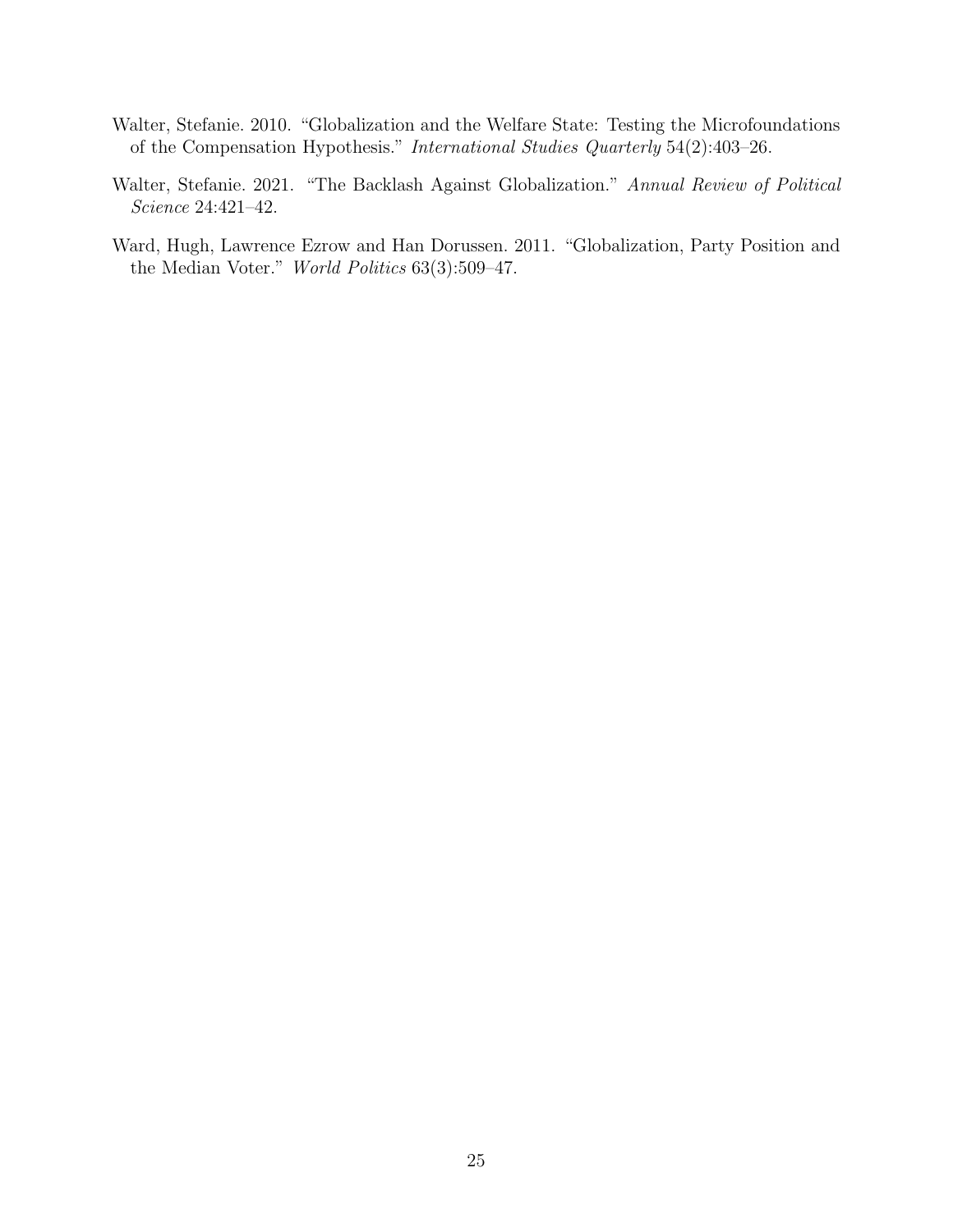Walter, Stefanie. 2010. "Globalization and the Welfare State: Testing the Microfoundations of the Compensation Hypothesis." *International Studies Quarterly* 54(2):403–26.

Walter, Stefanie. 2021. "The Backlash Against Globalization." *Annual Review of Political Science* 24:421–42.

Ward, Hugh, Lawrence Ezrow and Han Dorussen. 2011. "Globalization, Party Position and the Median Voter." *World Politics* 63(3):509–47.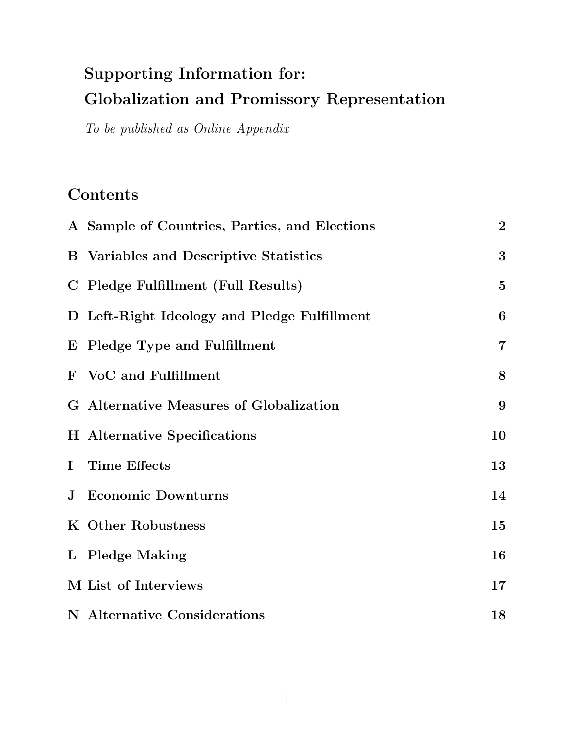# Supporting Information for: Globalization and Promissory Representation

*To be published as Online Appendix*

## Contents

| | | |
|---|---|---|
| **A** | **Sample of Countries, Parties, and Elections** | **2** |
| **B** | **Variables and Descriptive Statistics** | **3** |
| **C** | **Pledge Fulfillment (Full Results)** | **5** |
| **D** | **Left-Right Ideology and Pledge Fulfillment** | **6** |
| **E** | **Pledge Type and Fulfillment** | **7** |
| **F** | **VoC and Fulfillment** | **8** |
| **G** | **Alternative Measures of Globalization** | **9** |
| **H** | **Alternative Specifications** | **10** |
| **I** | **Time Effects** | **13** |
| **J** | **Economic Downturns** | **14** |
| **K** | **Other Robustness** | **15** |
| **L** | **Pledge Making** | **16** |
| **M** | **List of Interviews** | **17** |
| **N** | **Alternative Considerations** | **18** |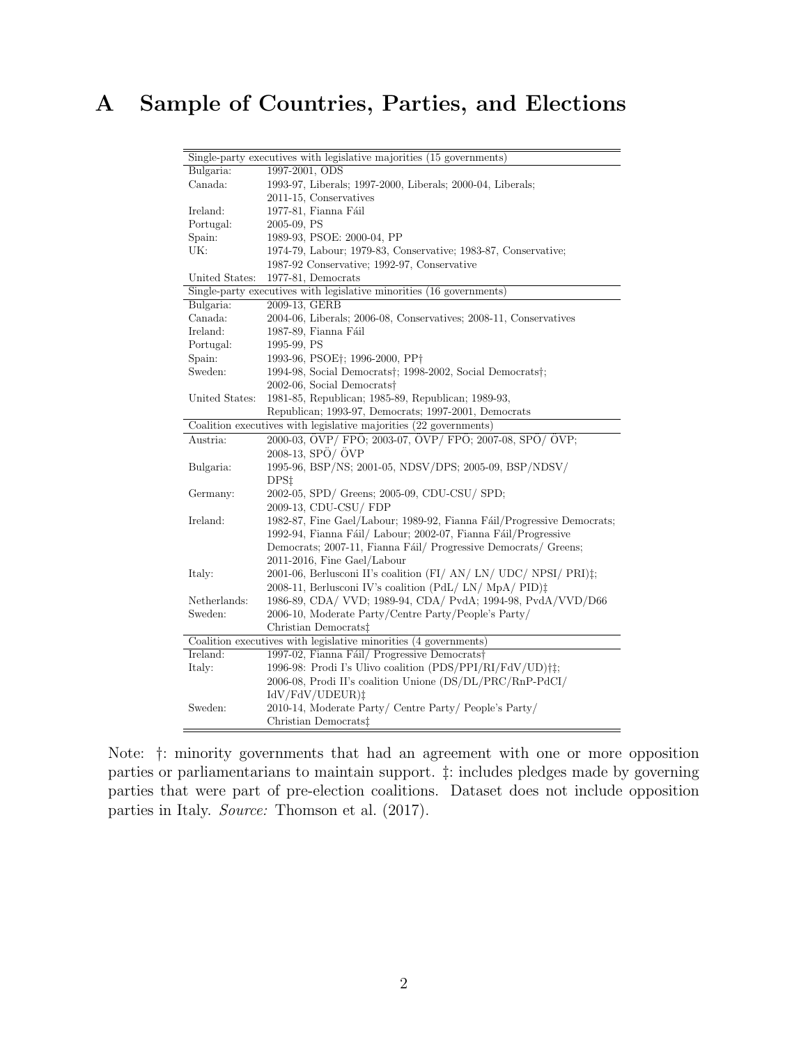# A Sample of Countries, Parties, and Elections

| Single-party executives with legislative majorities (15 governments) | |
|---|---|
| Bulgaria: | 1997-2001, ODS |
| Canada: | 1993-97, Liberals; 1997-2000, Liberals; 2000-04, Liberals; 2011-15, Conservatives |
| Ireland: | 1977-81, Fianna Fáil |
| Portugal: | 2005-09, PS |
| Spain: | 1989-93, PSOE: 2000-04, PP |
| UK: | 1974-79, Labour; 1979-83, Conservative; 1983-87, Conservative; 1987-92 Conservative; 1992-97, Conservative |
| United States: | 1977-81, Democrats |
| **Single-party executives with legislative minorities (16 governments)** | |
| Bulgaria: | 2009-13, GERB |
| Canada: | 2004-06, Liberals; 2006-08, Conservatives; 2008-11, Conservatives |
| Ireland: | 1987-89, Fianna Fáil |
| Portugal: | 1995-99, PS |
| Spain: | 1993-96, PSOE†; 1996-2000, PP† |
| Sweden: | 1994-98, Social Democrats†; 1998-2002, Social Democrats†; 2002-06, Social Democrats† |
| United States: | 1981-85, Republican; 1985-89, Republican; 1989-93, Republican; 1993-97, Democrats; 1997-2001, Democrats |
| **Coalition executives with legislative majorities (22 governments)** | |
| Austria: | 2000-03, ÖVP/ FPÖ; 2003-07, ÖVP/ FPÖ; 2007-08, SPÖ/ ÖVP; 2008-13, SPÖ/ ÖVP |
| Bulgaria: | 1995-96, BSP/NS; 2001-05, NDSV/DPS; 2005-09, BSP/NDSV/ DPS‡ |
| Germany: | 2002-05, SPD/ Greens; 2005-09, CDU-CSU/ SPD; 2009-13, CDU-CSU/ FDP |
| Ireland: | 1982-87, Fine Gael/Labour; 1989-92, Fianna Fáil/Progressive Democrats; 1992-94, Fianna Fáil/ Labour; 2002-07, Fianna Fáil/Progressive Democrats; 2007-11, Fianna Fáil/ Progressive Democrats/ Greens; 2011-2016, Fine Gael/Labour |
| Italy: | 2001-06, Berlusconi II's coalition (FI/ AN/ LN/ UDC/ NPSI/ PRI)‡; 2008-11, Berlusconi IV's coalition (PdL/ LN/ MpA/ PID)‡ |
| Netherlands: | 1986-89, CDA/ VVD; 1989-94, CDA/ PvdA; 1994-98, PvdA/VVD/D66 |
| Sweden: | 2006-10, Moderate Party/Centre Party/People's Party/ Christian Democrats‡ |
| **Coalition executives with legislative minorities (4 governments)** | |
| Ireland: | 1997-02, Fianna Fáil/ Progressive Democrats† |
| Italy: | 1996-98: Prodi I's Ulivo coalition (PDS/PPI/RI/FdV/UD)†‡; 2006-08, Prodi II's coalition Unione (DS/DL/PRC/RnP-PdCI/ IdV/FdV/UDEUR)‡ |
| Sweden: | 2010-14, Moderate Party/ Centre Party/ People's Party/ Christian Democrats‡ |

Note: †: minority governments that had an agreement with one or more opposition parties or parliamentarians to maintain support. ‡: includes pledges made by governing parties that were part of pre-election coalitions. Dataset does not include opposition parties in Italy. *Source:* Thomson et al. (2017).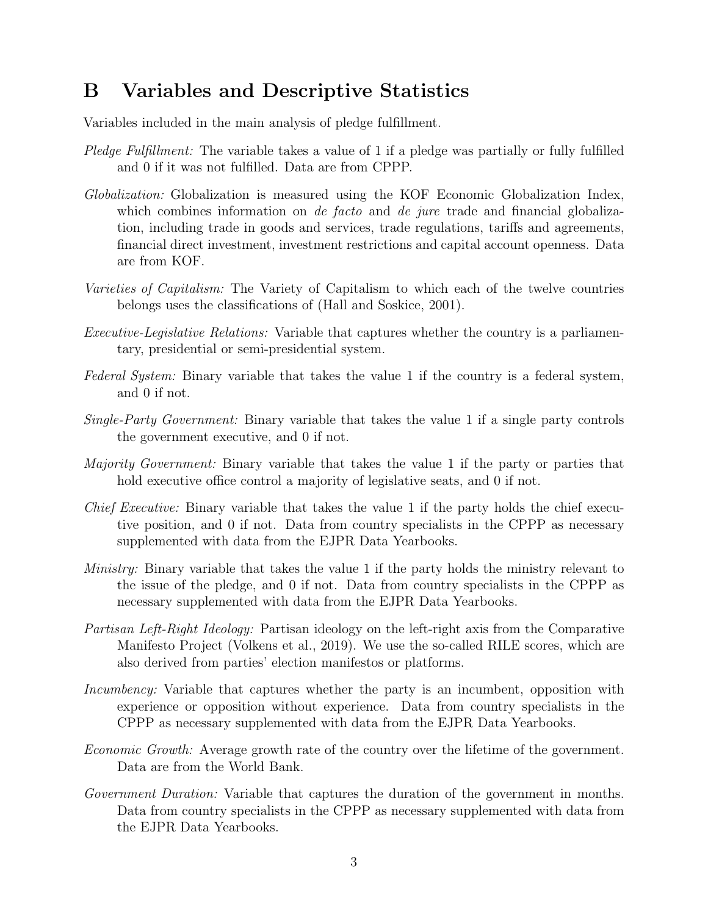## B Variables and Descriptive Statistics

Variables included in the main analysis of pledge fulfillment.

*Pledge Fulfillment:* The variable takes a value of 1 if a pledge was partially or fully fulfilled and 0 if it was not fulfilled. Data are from CPPP.

*Globalization:* Globalization is measured using the KOF Economic Globalization Index, which combines information on *de facto* and *de jure* trade and financial globalization, including trade in goods and services, trade regulations, tariffs and agreements, financial direct investment, investment restrictions and capital account openness. Data are from KOF.

*Varieties of Capitalism:* The Variety of Capitalism to which each of the twelve countries belongs uses the classifications of (Hall and Soskice, 2001).

*Executive-Legislative Relations:* Variable that captures whether the country is a parliamentary, presidential or semi-presidential system.

*Federal System:* Binary variable that takes the value 1 if the country is a federal system, and 0 if not.

*Single-Party Government:* Binary variable that takes the value 1 if a single party controls the government executive, and 0 if not.

*Majority Government:* Binary variable that takes the value 1 if the party or parties that hold executive office control a majority of legislative seats, and 0 if not.

*Chief Executive:* Binary variable that takes the value 1 if the party holds the chief executive position, and 0 if not. Data from country specialists in the CPPP as necessary supplemented with data from the EJPR Data Yearbooks.

*Ministry:* Binary variable that takes the value 1 if the party holds the ministry relevant to the issue of the pledge, and 0 if not. Data from country specialists in the CPPP as necessary supplemented with data from the EJPR Data Yearbooks.

*Partisan Left-Right Ideology:* Partisan ideology on the left-right axis from the Comparative Manifesto Project (Volkens et al., 2019). We use the so-called RILE scores, which are also derived from parties' election manifestos or platforms.

*Incumbency:* Variable that captures whether the party is an incumbent, opposition with experience or opposition without experience. Data from country specialists in the CPPP as necessary supplemented with data from the EJPR Data Yearbooks.

*Economic Growth:* Average growth rate of the country over the lifetime of the government. Data are from the World Bank.

*Government Duration:* Variable that captures the duration of the government in months. Data from country specialists in the CPPP as necessary supplemented with data from the EJPR Data Yearbooks.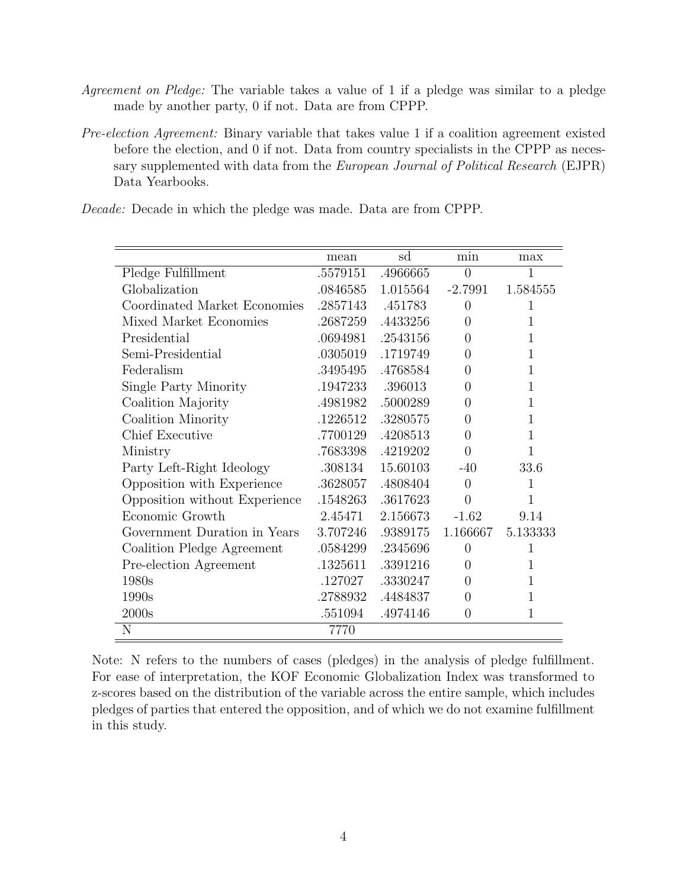*Agreement on Pledge:* The variable takes a value of 1 if a pledge was similar to a pledge made by another party, 0 if not. Data are from CPPP.

*Pre-election Agreement:* Binary variable that takes value 1 if a coalition agreement existed before the election, and 0 if not. Data from country specialists in the CPPP as necessary supplemented with data from the *European Journal of Political Research* (EJPR) Data Yearbooks.

*Decade:* Decade in which the pledge was made. Data are from CPPP.

| | mean | sd | min | max |
|---|---|---|---|---|
| Pledge Fulfillment | .5579151 | .4966665 | 0 | 1 |
| Globalization | .0846585 | 1.015564 | -2.7991 | 1.584555 |
| Coordinated Market Economies | .2857143 | .451783 | 0 | 1 |
| Mixed Market Economies | .2687259 | .4433256 | 0 | 1 |
| Presidential | .0694981 | .2543156 | 0 | 1 |
| Semi-Presidential | .0305019 | .1719749 | 0 | 1 |
| Federalism | .3495495 | .4768584 | 0 | 1 |
| Single Party Minority | .1947233 | .396013 | 0 | 1 |
| Coalition Majority | .4981982 | .5000289 | 0 | 1 |
| Coalition Minority | .1226512 | .3280575 | 0 | 1 |
| Chief Executive | .7700129 | .4208513 | 0 | 1 |
| Ministry | .7683398 | .4219202 | 0 | 1 |
| Party Left-Right Ideology | .308134 | 15.60103 | -40 | 33.6 |
| Opposition with Experience | .3628057 | .4808404 | 0 | 1 |
| Opposition without Experience | .1548263 | .3617623 | 0 | 1 |
| Economic Growth | 2.45471 | 2.156673 | -1.62 | 9.14 |
| Government Duration in Years | 3.707246 | .9389175 | 1.166667 | 5.133333 |
| Coalition Pledge Agreement | .0584299 | .2345696 | 0 | 1 |
| Pre-election Agreement | .1325611 | .3391216 | 0 | 1 |
| 1980s | .127027 | .3330247 | 0 | 1 |
| 1990s | .2788932 | .4484837 | 0 | 1 |
| 2000s | .551094 | .4974146 | 0 | 1 |
| N | 7770 | | | |

Note: N refers to the numbers of cases (pledges) in the analysis of pledge fulfillment. For ease of interpretation, the KOF Economic Globalization Index was transformed to z-scores based on the distribution of the variable across the entire sample, which includes pledges of parties that entered the opposition, and of which we do not examine fulfillment in this study.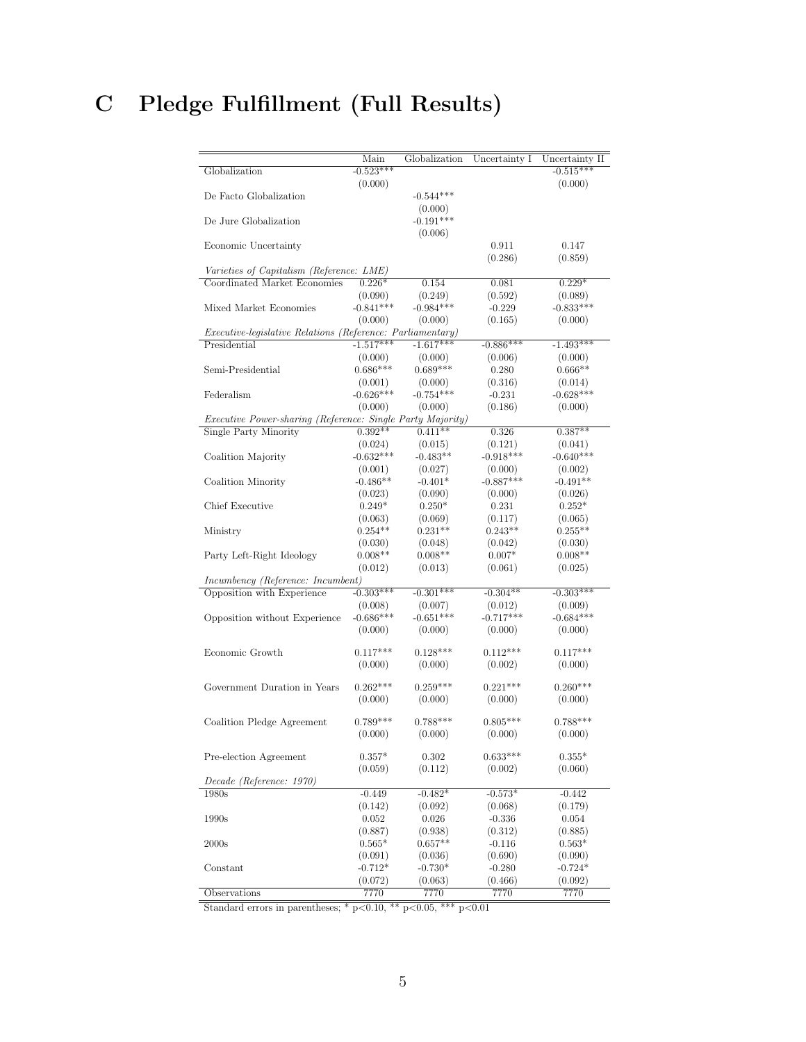# C Pledge Fulfillment (Full Results)

| | Main | Globalization | Uncertainty I | Uncertainty II |
|---|---|---|---|---|
| Globalization | -0.523*** | | | -0.515*** |
| | (0.000) | | | (0.000) |
| De Facto Globalization | | -0.544*** | | |
| | | (0.000) | | |
| De Jure Globalization | | -0.191*** | | |
| | | (0.006) | | |
| Economic Uncertainty | | | 0.911 | 0.147 |
| | | | (0.286) | (0.859) |
| *Varieties of Capitalism (Reference: LME)* | | | | |
| Coordinated Market Economies | 0.226* | 0.154 | 0.081 | 0.229* |
| | (0.090) | (0.249) | (0.592) | (0.089) |
| Mixed Market Economies | -0.841*** | -0.984*** | -0.229 | -0.833*** |
| | (0.000) | (0.000) | (0.165) | (0.000) |
| *Executive-legislative Relations (Reference: Parliamentary)* | | | | |
| Presidential | -1.517*** | -1.617*** | -0.886*** | -1.493*** |
| | (0.000) | (0.000) | (0.006) | (0.000) |
| Semi-Presidential | 0.686*** | 0.689*** | 0.280 | 0.666** |
| | (0.001) | (0.000) | (0.316) | (0.014) |
| Federalism | -0.626*** | -0.754*** | -0.231 | -0.628*** |
| | (0.000) | (0.000) | (0.186) | (0.000) |
| *Executive Power-sharing (Reference: Single Party Majority)* | | | | |
| Single Party Minority | 0.392** | 0.411** | 0.326 | 0.387** |
| | (0.024) | (0.015) | (0.121) | (0.041) |
| Coalition Majority | -0.632*** | -0.483** | -0.918*** | -0.640*** |
| | (0.001) | (0.027) | (0.000) | (0.002) |
| Coalition Minority | -0.486** | -0.401* | -0.887*** | -0.491** |
| | (0.023) | (0.090) | (0.000) | (0.026) |
| Chief Executive | 0.249* | 0.250* | 0.231 | 0.252* |
| | (0.063) | (0.069) | (0.117) | (0.065) |
| Ministry | 0.254** | 0.231** | 0.243** | 0.255** |
| | (0.030) | (0.048) | (0.042) | (0.030) |
| Party Left-Right Ideology | 0.008** | 0.008** | 0.007* | 0.008** |
| | (0.012) | (0.013) | (0.061) | (0.025) |
| *Incumbency (Reference: Incumbent)* | | | | |
| Opposition with Experience | -0.303*** | -0.301*** | -0.304** | -0.303*** |
| | (0.008) | (0.007) | (0.012) | (0.009) |
| Opposition without Experience | -0.686*** | -0.651*** | -0.717*** | -0.684*** |
| | (0.000) | (0.000) | (0.000) | (0.000) |
| Economic Growth | 0.117*** | 0.128*** | 0.112*** | 0.117*** |
| | (0.000) | (0.000) | (0.002) | (0.000) |
| Government Duration in Years | 0.262*** | 0.259*** | 0.221*** | 0.260*** |
| | (0.000) | (0.000) | (0.000) | (0.000) |
| Coalition Pledge Agreement | 0.789*** | 0.788*** | 0.805*** | 0.788*** |
| | (0.000) | (0.000) | (0.000) | (0.000) |
| Pre-election Agreement | 0.357* | 0.302 | 0.633*** | 0.355* |
| | (0.059) | (0.112) | (0.002) | (0.060) |
| *Decade (Reference: 1970)* | | | | |
| 1980s | -0.449 | -0.482* | -0.573* | -0.442 |
| | (0.142) | (0.092) | (0.068) | (0.179) |
| 1990s | 0.052 | 0.026 | -0.336 | 0.054 |
| | (0.887) | (0.938) | (0.312) | (0.885) |
| 2000s | 0.565* | 0.657** | -0.116 | 0.563* |
| | (0.091) | (0.036) | (0.690) | (0.090) |
| Constant | -0.712* | -0.730* | -0.280 | -0.724* |
| | (0.072) | (0.063) | (0.466) | (0.092) |
| Observations | 7770 | 7770 | 7770 | 7770 |

Standard errors in parentheses; * p<0.10, ** p<0.05, *** p<0.01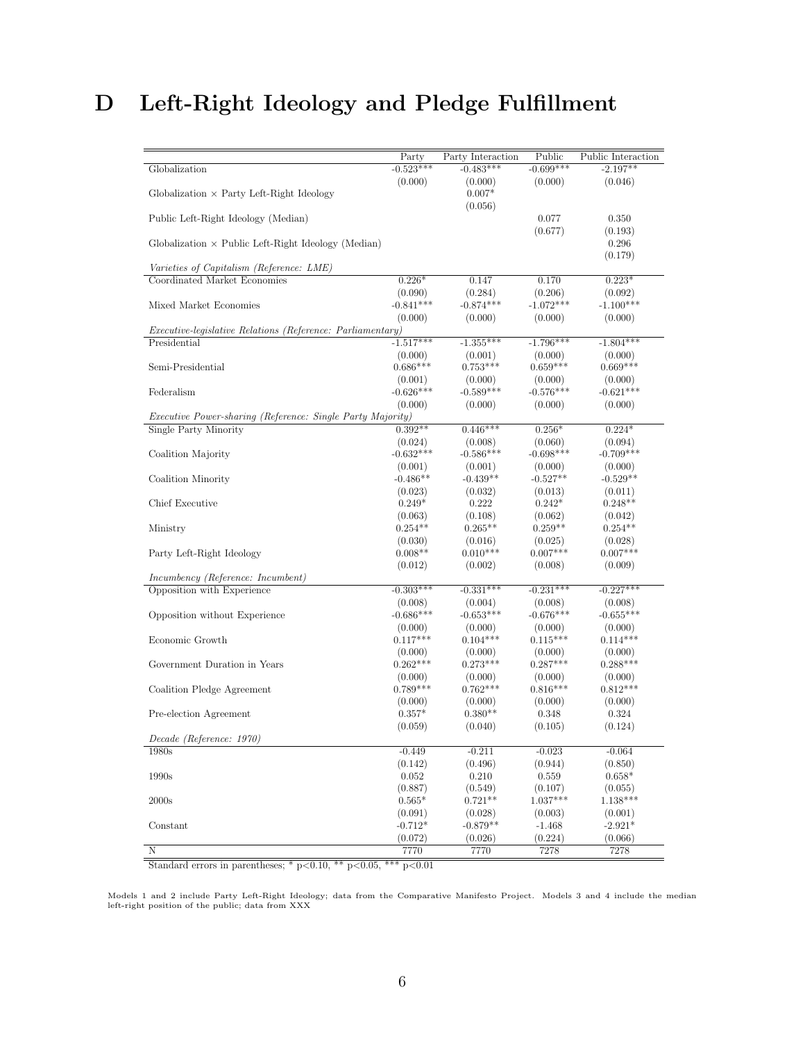# D Left-Right Ideology and Pledge Fulfillment

| | Party | Party Interaction | Public | Public Interaction |
|---|---|---|---|---|
| Globalization | -0.523*** | -0.483*** | -0.699*** | -2.197** |
| | (0.000) | (0.000) | (0.000) | (0.046) |
| Globalization × Party Left-Right Ideology | | 0.007* | | |
| | | (0.056) | | |
| Public Left-Right Ideology (Median) | | | 0.077 | 0.350 |
| | | | (0.677) | (0.193) |
| Globalization × Public Left-Right Ideology (Median) | | | | 0.296 |
| | | | | (0.179) |
| *Varieties of Capitalism (Reference: LME)* | | | | |
| Coordinated Market Economies | 0.226* | 0.147 | 0.170 | 0.223* |
| | (0.090) | (0.284) | (0.206) | (0.092) |
| Mixed Market Economies | -0.841*** | -0.874*** | -1.072*** | -1.100*** |
| | (0.000) | (0.000) | (0.000) | (0.000) |
| *Executive-legislative Relations (Reference: Parliamentary)* | | | | |
| Presidential | -1.517*** | -1.355*** | -1.796*** | -1.804*** |
| | (0.000) | (0.001) | (0.000) | (0.000) |
| Semi-Presidential | 0.686*** | 0.753*** | 0.659*** | 0.669*** |
| | (0.001) | (0.000) | (0.000) | (0.000) |
| Federalism | -0.626*** | -0.589*** | -0.576*** | -0.621*** |
| | (0.000) | (0.000) | (0.000) | (0.000) |
| *Executive Power-sharing (Reference: Single Party Majority)* | | | | |
| Single Party Minority | 0.392** | 0.446*** | 0.256* | 0.224* |
| | (0.024) | (0.008) | (0.060) | (0.094) |
| Coalition Majority | -0.632*** | -0.586*** | -0.698*** | -0.709*** |
| | (0.001) | (0.001) | (0.000) | (0.000) |
| Coalition Minority | -0.486** | -0.439** | -0.527** | -0.529** |
| | (0.023) | (0.032) | (0.013) | (0.011) |
| Chief Executive | 0.249* | 0.222 | 0.242* | 0.248** |
| | (0.063) | (0.108) | (0.062) | (0.042) |
| Ministry | 0.254** | 0.265** | 0.259** | 0.254** |
| | (0.030) | (0.016) | (0.025) | (0.028) |
| Party Left-Right Ideology | 0.008** | 0.010*** | 0.007*** | 0.007*** |
| | (0.012) | (0.002) | (0.008) | (0.009) |
| *Incumbency (Reference: Incumbent)* | | | | |
| Opposition with Experience | -0.303*** | -0.331*** | -0.231*** | -0.227*** |
| | (0.008) | (0.004) | (0.008) | (0.008) |
| Opposition without Experience | -0.686*** | -0.653*** | -0.676*** | -0.655*** |
| | (0.000) | (0.000) | (0.000) | (0.000) |
| Economic Growth | 0.117*** | 0.104*** | 0.115*** | 0.114*** |
| | (0.000) | (0.000) | (0.000) | (0.000) |
| Government Duration in Years | 0.262*** | 0.273*** | 0.287*** | 0.288*** |
| | (0.000) | (0.000) | (0.000) | (0.000) |
| Coalition Pledge Agreement | 0.789*** | 0.762*** | 0.816*** | 0.812*** |
| | (0.000) | (0.000) | (0.000) | (0.000) |
| Pre-election Agreement | 0.357* | 0.380** | 0.348 | 0.324 |
| | (0.059) | (0.040) | (0.105) | (0.124) |
| *Decade (Reference: 1970)* | | | | |
| 1980s | -0.449 | -0.211 | -0.023 | -0.064 |
| | (0.142) | (0.496) | (0.944) | (0.850) |
| 1990s | 0.052 | 0.210 | 0.559 | 0.658* |
| | (0.887) | (0.549) | (0.107) | (0.055) |
| 2000s | 0.565* | 0.721** | 1.037*** | 1.138*** |
| | (0.091) | (0.028) | (0.003) | (0.001) |
| Constant | -0.712* | -0.879** | -1.468 | -2.921* |
| | (0.072) | (0.026) | (0.224) | (0.066) |
| N | 7770 | 7770 | 7278 | 7278 |

Standard errors in parentheses; * p<0.10, ** p<0.05, *** p<0.01

Models 1 and 2 include Party Left-Right Ideology; data from the Comparative Manifesto Project. Models 3 and 4 include the median left-right position of the public; data from XXX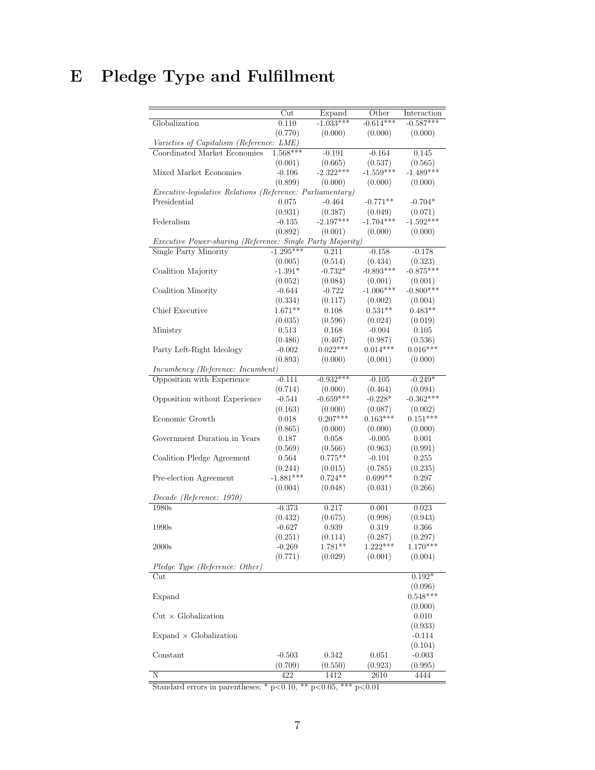# E Pledge Type and Fulfillment

| | Cut | Expand | Other | Interaction |
|---|---|---|---|---|
| Globalization | 0.110 | -1.033*** | -0.614*** | -0.587*** |
| | (0.770) | (0.000) | (0.000) | (0.000) |
| *Varieties of Capitalism (Reference: LME)* | | | | |
| Coordinated Market Economies | 1.568*** | -0.191 | -0.164 | 0.145 |
| | (0.001) | (0.665) | (0.537) | (0.565) |
| Mixed Market Economies | -0.106 | -2.322*** | -1.559*** | -1.489*** |
| | (0.899) | (0.000) | (0.000) | (0.000) |
| *Executive-legislative Relations (Reference: Parliamentary)* | | | | |
| Presidential | 0.075 | -0.464 | -0.771** | -0.704* |
| | (0.931) | (0.387) | (0.049) | (0.071) |
| Federalism | -0.135 | -2.197*** | -1.704*** | -1.592*** |
| | (0.892) | (0.001) | (0.000) | (0.000) |
| *Executive Power-sharing (Reference: Single Party Majority)* | | | | |
| Single Party Minority | -1.295*** | 0.211 | -0.158 | -0.178 |
| | (0.005) | (0.514) | (0.434) | (0.323) |
| Coalition Majority | -1.391* | -0.732* | -0.893*** | -0.875*** |
| | (0.052) | (0.084) | (0.001) | (0.001) |
| Coalition Minority | -0.644 | -0.722 | -1.006*** | -0.800*** |
| | (0.334) | (0.117) | (0.002) | (0.004) |
| Chief Executive | 1.671** | 0.108 | 0.531** | 0.483** |
| | (0.035) | (0.596) | (0.024) | (0.019) |
| Ministry | 0.513 | 0.168 | -0.004 | 0.105 |
| | (0.486) | (0.407) | (0.987) | (0.536) |
| Party Left-Right Ideology | -0.002 | 0.022*** | 0.014*** | 0.016*** |
| | (0.893) | (0.000) | (0.001) | (0.000) |
| *Incumbency (Reference: Incumbent)* | | | | |
| Opposition with Experience | -0.111 | -0.932*** | -0.105 | -0.249* |
| | (0.714) | (0.000) | (0.464) | (0.094) |
| Opposition without Experience | -0.541 | -0.659*** | -0.228* | -0.362*** |
| | (0.163) | (0.000) | (0.087) | (0.002) |
| Economic Growth | 0.018 | 0.207*** | 0.163*** | 0.151*** |
| | (0.865) | (0.000) | (0.000) | (0.000) |
| Government Duration in Years | 0.187 | 0.058 | -0.005 | 0.001 |
| | (0.569) | (0.566) | (0.963) | (0.991) |
| Coalition Pledge Agreement | 0.564 | 0.775** | -0.101 | 0.255 |
| | (0.244) | (0.015) | (0.785) | (0.235) |
| Pre-election Agreement | -1.881*** | 0.724** | 0.699** | 0.297 |
| | (0.004) | (0.048) | (0.031) | (0.266) |
| *Decade (Reference: 1970)* | | | | |
| 1980s | -0.373 | 0.217 | 0.001 | 0.023 |
| | (0.432) | (0.675) | (0.998) | (0.943) |
| 1990s | -0.627 | 0.939 | 0.319 | 0.366 |
| | (0.251) | (0.114) | (0.287) | (0.297) |
| 2000s | -0.269 | 1.781** | 1.222*** | 1.170*** |
| | (0.771) | (0.029) | (0.001) | (0.004) |
| *Pledge Type (Reference: Other)* | | | | |
| Cut | | | | 0.192* |
| | | | | (0.096) |
| Expand | | | | 0.548*** |
| | | | | (0.000) |
| Cut × Globalization | | | | 0.010 |
| | | | | (0.933) |
| Expand × Globalization | | | | -0.114 |
| | | | | (0.104) |
| Constant | -0.503 | 0.342 | 0.051 | -0.003 |
| | (0.709) | (0.550) | (0.923) | (0.995) |
| N | 422 | 1412 | 2610 | 4444 |

Standard errors in parentheses; * p<0.10, ** p<0.05, *** p<0.01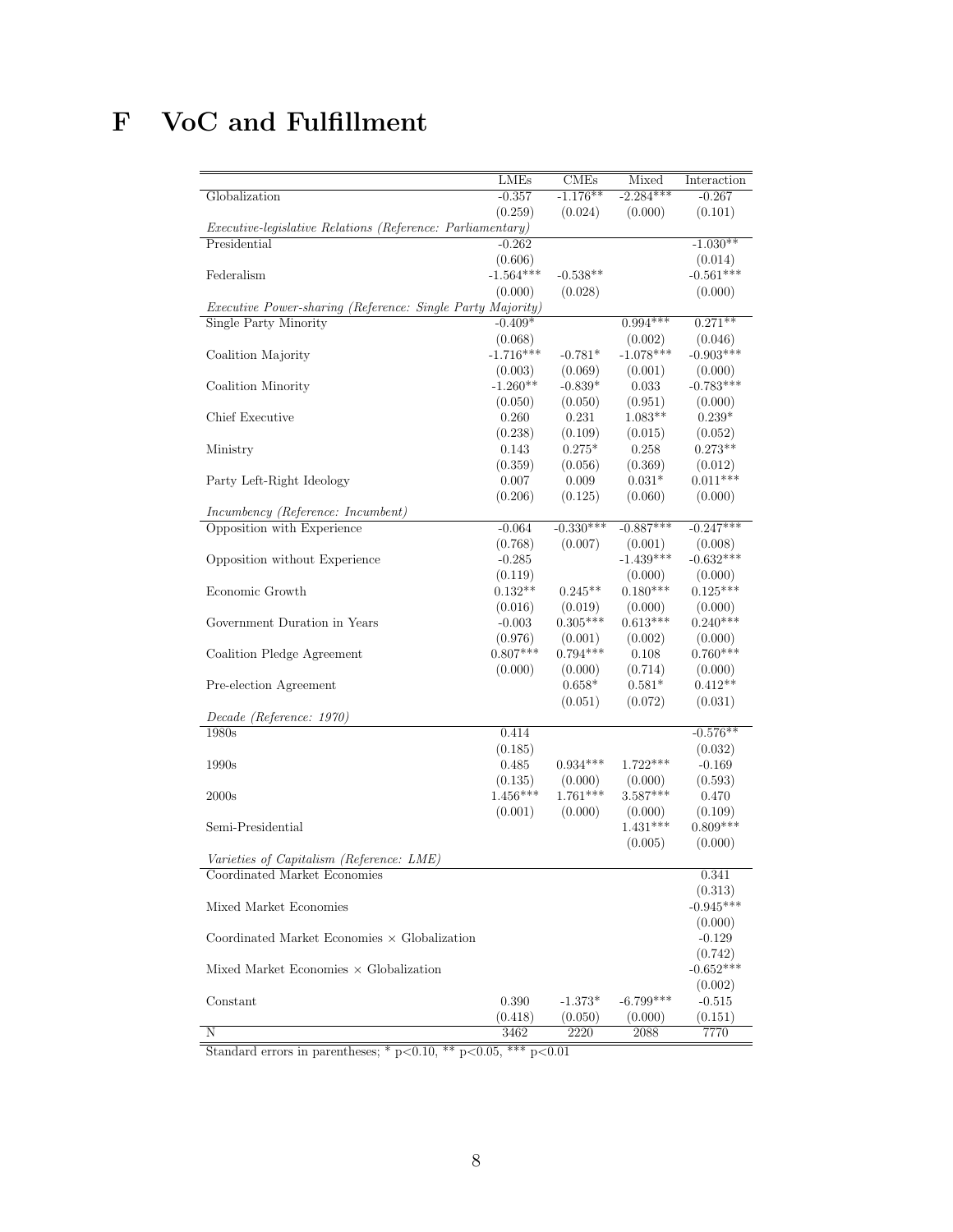# F VoC and Fulfillment

| | LMEs | CMEs | Mixed | Interaction |
|---|---|---|---|---|
| Globalization | -0.357 | -1.176** | -2.284*** | -0.267 |
| | (0.259) | (0.024) | (0.000) | (0.101) |
| *Executive-legislative Relations (Reference: Parliamentary)* | | | | |
| Presidential | -0.262 | | | -1.030** |
| | (0.606) | | | (0.014) |
| Federalism | -1.564*** | -0.538** | | -0.561*** |
| | (0.000) | (0.028) | | (0.000) |
| *Executive Power-sharing (Reference: Single Party Majority)* | | | | |
| Single Party Minority | -0.409* | | 0.994*** | 0.271** |
| | (0.068) | | (0.002) | (0.046) |
| Coalition Majority | -1.716*** | -0.781* | -1.078*** | -0.903*** |
| | (0.003) | (0.069) | (0.001) | (0.000) |
| Coalition Minority | -1.260** | -0.839* | 0.033 | -0.783*** |
| | (0.050) | (0.050) | (0.951) | (0.000) |
| Chief Executive | 0.260 | 0.231 | 1.083** | 0.239* |
| | (0.238) | (0.109) | (0.015) | (0.052) |
| Ministry | 0.143 | 0.275* | 0.258 | 0.273** |
| | (0.359) | (0.056) | (0.369) | (0.012) |
| Party Left-Right Ideology | 0.007 | 0.009 | 0.031* | 0.011*** |
| | (0.206) | (0.125) | (0.060) | (0.000) |
| *Incumbency (Reference: Incumbent)* | | | | |
| Opposition with Experience | -0.064 | -0.330*** | -0.887*** | -0.247*** |
| | (0.768) | (0.007) | (0.001) | (0.008) |
| Opposition without Experience | -0.285 | | -1.439*** | -0.632*** |
| | (0.119) | | (0.000) | (0.000) |
| Economic Growth | 0.132** | 0.245** | 0.180*** | 0.125*** |
| | (0.016) | (0.019) | (0.000) | (0.000) |
| Government Duration in Years | -0.003 | 0.305*** | 0.613*** | 0.240*** |
| | (0.976) | (0.001) | (0.002) | (0.000) |
| Coalition Pledge Agreement | 0.807*** | 0.794*** | 0.108 | 0.760*** |
| | (0.000) | (0.000) | (0.714) | (0.000) |
| Pre-election Agreement | | 0.658* | 0.581* | 0.412** |
| | | (0.051) | (0.072) | (0.031) |
| *Decade (Reference: 1970)* | | | | |
| 1980s | 0.414 | | | -0.576** |
| | (0.185) | | | (0.032) |
| 1990s | 0.485 | 0.934*** | 1.722*** | -0.169 |
| | (0.135) | (0.000) | (0.000) | (0.593) |
| 2000s | 1.456*** | 1.761*** | 3.587*** | 0.470 |
| | (0.001) | (0.000) | (0.000) | (0.109) |
| Semi-Presidential | | | 1.431*** | 0.809*** |
| | | | (0.005) | (0.000) |
| *Varieties of Capitalism (Reference: LME)* | | | | |
| Coordinated Market Economies | | | | 0.341 |
| | | | | (0.313) |
| Mixed Market Economies | | | | -0.945*** |
| | | | | (0.000) |
| Coordinated Market Economies × Globalization | | | | -0.129 |
| | | | | (0.742) |
| Mixed Market Economies × Globalization | | | | -0.652*** |
| | | | | (0.002) |
| Constant | 0.390 | -1.373* | -6.799*** | -0.515 |
| | (0.418) | (0.050) | (0.000) | (0.151) |
| N | 3462 | 2220 | 2088 | 7770 |

Standard errors in parentheses; * p<0.10, ** p<0.05, *** p<0.01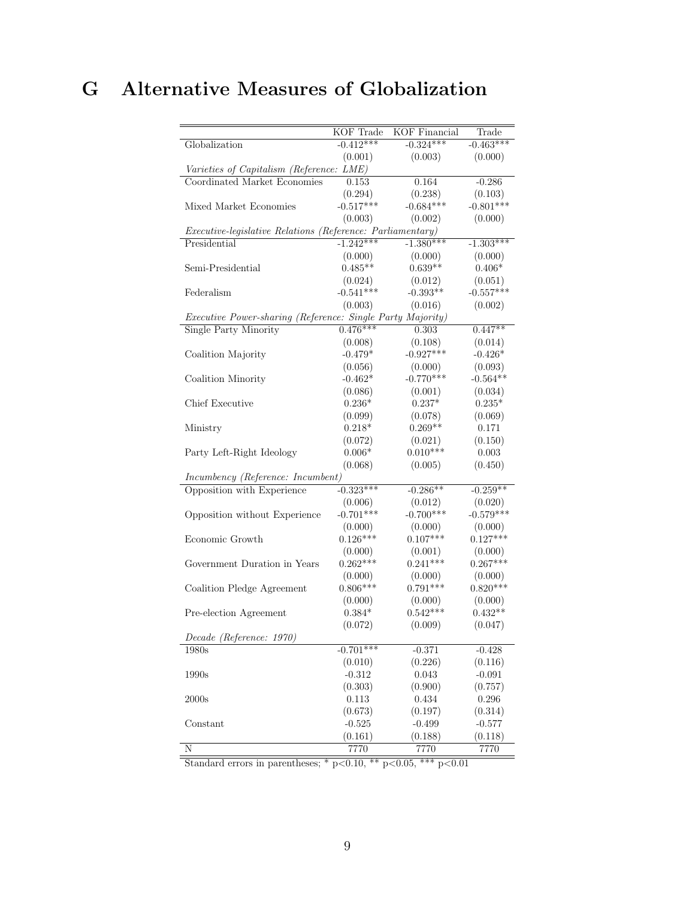# G Alternative Measures of Globalization

| | KOF Trade | KOF Financial | Trade |
|---|---|---|---|
| Globalization | -0.412*** | -0.324*** | -0.463*** |
| | (0.001) | (0.003) | (0.000) |
| *Varieties of Capitalism (Reference: LME)* | | | |
| Coordinated Market Economies | 0.153 | 0.164 | -0.286 |
| | (0.294) | (0.238) | (0.103) |
| Mixed Market Economies | -0.517*** | -0.684*** | -0.801*** |
| | (0.003) | (0.002) | (0.000) |
| *Executive-legislative Relations (Reference: Parliamentary)* | | | |
| Presidential | -1.242*** | -1.380*** | -1.303*** |
| | (0.000) | (0.000) | (0.000) |
| Semi-Presidential | 0.485** | 0.639** | 0.406* |
| | (0.024) | (0.012) | (0.051) |
| Federalism | -0.541*** | -0.393** | -0.557*** |
| | (0.003) | (0.016) | (0.002) |
| *Executive Power-sharing (Reference: Single Party Majority)* | | | |
| Single Party Minority | 0.476*** | 0.303 | 0.447** |
| | (0.008) | (0.108) | (0.014) |
| Coalition Majority | -0.479* | -0.927*** | -0.426* |
| | (0.056) | (0.000) | (0.093) |
| Coalition Minority | -0.462* | -0.770*** | -0.564** |
| | (0.086) | (0.001) | (0.034) |
| Chief Executive | 0.236* | 0.237* | 0.235* |
| | (0.099) | (0.078) | (0.069) |
| Ministry | 0.218* | 0.269** | 0.171 |
| | (0.072) | (0.021) | (0.150) |
| Party Left-Right Ideology | 0.006* | 0.010*** | 0.003 |
| | (0.068) | (0.005) | (0.450) |
| *Incumbency (Reference: Incumbent)* | | | |
| Opposition with Experience | -0.323*** | -0.286** | -0.259** |
| | (0.006) | (0.012) | (0.020) |
| Opposition without Experience | -0.701*** | -0.700*** | -0.579*** |
| | (0.000) | (0.000) | (0.000) |
| Economic Growth | 0.126*** | 0.107*** | 0.127*** |
| | (0.000) | (0.001) | (0.000) |
| Government Duration in Years | 0.262*** | 0.241*** | 0.267*** |
| | (0.000) | (0.000) | (0.000) |
| Coalition Pledge Agreement | 0.806*** | 0.791*** | 0.820*** |
| | (0.000) | (0.000) | (0.000) |
| Pre-election Agreement | 0.384* | 0.542*** | 0.432** |
| | (0.072) | (0.009) | (0.047) |
| *Decade (Reference: 1970)* | | | |
| 1980s | -0.701*** | -0.371 | -0.428 |
| | (0.010) | (0.226) | (0.116) |
| 1990s | -0.312 | 0.043 | -0.091 |
| | (0.303) | (0.900) | (0.757) |
| 2000s | 0.113 | 0.434 | 0.296 |
| | (0.673) | (0.197) | (0.314) |
| Constant | -0.525 | -0.499 | -0.577 |
| | (0.161) | (0.188) | (0.118) |
| N | 7770 | 7770 | 7770 |

Standard errors in parentheses; * p<0.10, ** p<0.05, *** p<0.01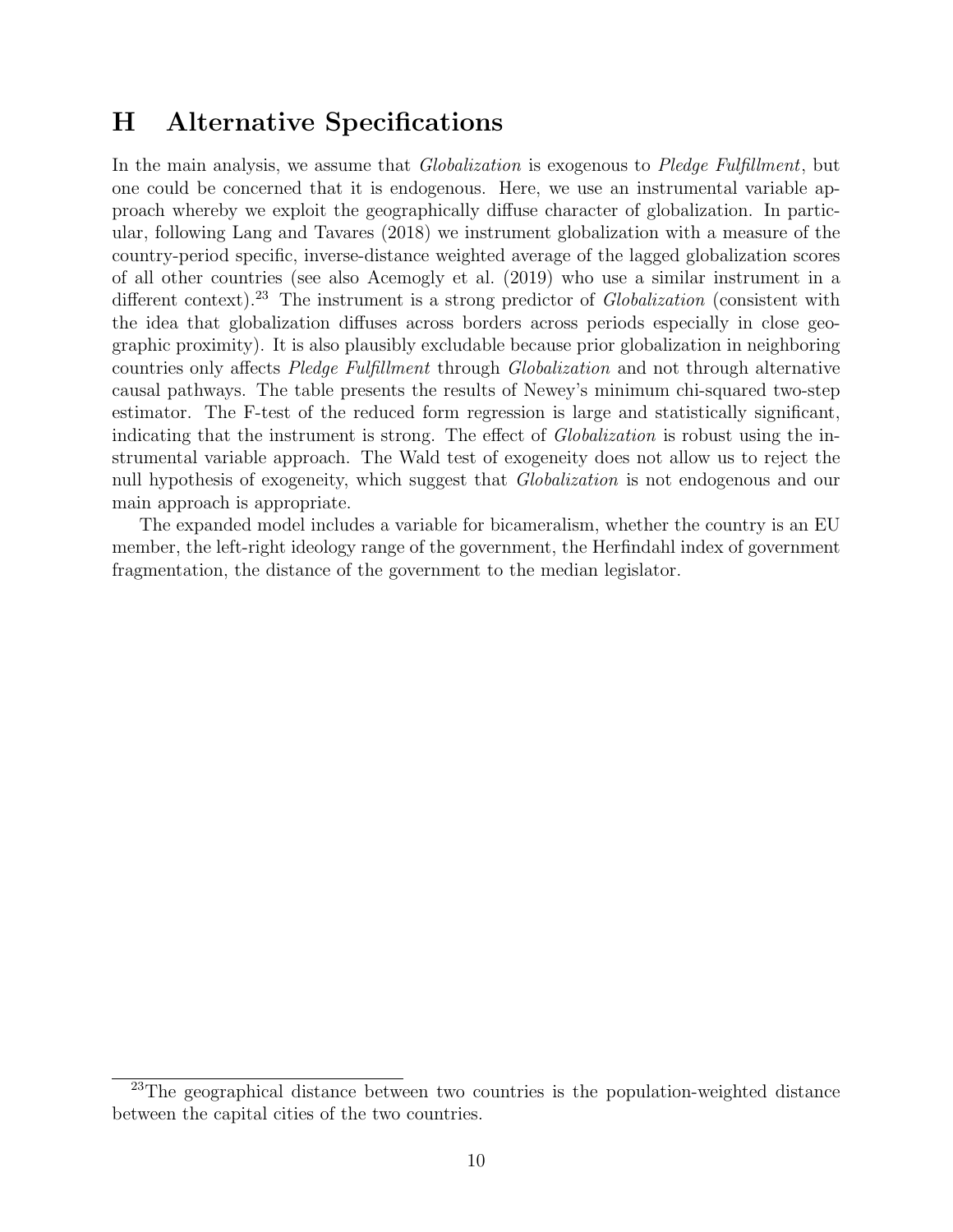# H Alternative Specifications

In the main analysis, we assume that *Globalization* is exogenous to *Pledge Fulfillment*, but one could be concerned that it is endogenous. Here, we use an instrumental variable approach whereby we exploit the geographically diffuse character of globalization. In particular, following Lang and Tavares (2018) we instrument globalization with a measure of the country-period specific, inverse-distance weighted average of the lagged globalization scores of all other countries (see also Acemogly et al. (2019) who use a similar instrument in a different context).[23] The instrument is a strong predictor of *Globalization* (consistent with the idea that globalization diffuses across borders across periods especially in close geographic proximity). It is also plausibly excludable because prior globalization in neighboring countries only affects *Pledge Fulfillment* through *Globalization* and not through alternative causal pathways. The table presents the results of Newey's minimum chi-squared two-step estimator. The F-test of the reduced form regression is large and statistically significant, indicating that the instrument is strong. The effect of *Globalization* is robust using the instrumental variable approach. The Wald test of exogeneity does not allow us to reject the null hypothesis of exogeneity, which suggest that *Globalization* is not endogenous and our main approach is appropriate.

The expanded model includes a variable for bicameralism, whether the country is an EU member, the left-right ideology range of the government, the Herfindahl index of government fragmentation, the distance of the government to the median legislator.

[23] The geographical distance between two countries is the population-weighted distance between the capital cities of the two countries.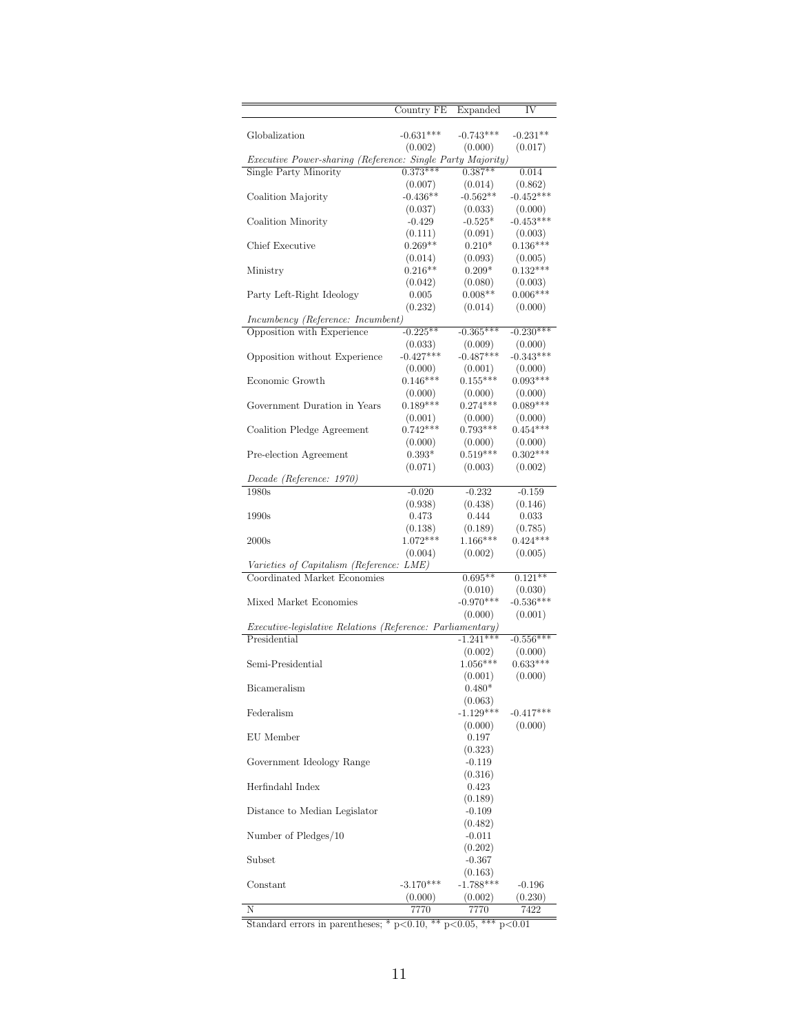| | Country FE | Expanded | IV |
|---|---|---|---|
| Globalization | -0.631*** | -0.743*** | -0.231** |
| | (0.002) | (0.000) | (0.017) |
| *Executive Power-sharing (Reference: Single Party Majority)* | | | |
| Single Party Minority | 0.373*** | 0.387** | 0.014 |
| | (0.007) | (0.014) | (0.862) |
| Coalition Majority | -0.436** | -0.562** | -0.452*** |
| | (0.037) | (0.033) | (0.000) |
| Coalition Minority | -0.429 | -0.525* | -0.453*** |
| | (0.111) | (0.091) | (0.003) |
| Chief Executive | 0.269** | 0.210* | 0.136*** |
| | (0.014) | (0.093) | (0.005) |
| Ministry | 0.216** | 0.209* | 0.132*** |
| | (0.042) | (0.080) | (0.003) |
| Party Left-Right Ideology | 0.005 | 0.008** | 0.006*** |
| | (0.232) | (0.014) | (0.000) |
| *Incumbency (Reference: Incumbent)* | | | |
| Opposition with Experience | -0.225** | -0.365*** | -0.230*** |
| | (0.033) | (0.009) | (0.000) |
| Opposition without Experience | -0.427*** | -0.487*** | -0.343*** |
| | (0.000) | (0.001) | (0.000) |
| Economic Growth | 0.146*** | 0.155*** | 0.093*** |
| | (0.000) | (0.000) | (0.000) |
| Government Duration in Years | 0.189*** | 0.274*** | 0.089*** |
| | (0.001) | (0.000) | (0.000) |
| Coalition Pledge Agreement | 0.742*** | 0.793*** | 0.454*** |
| | (0.000) | (0.000) | (0.000) |
| Pre-election Agreement | 0.393* | 0.519*** | 0.302*** |
| | (0.071) | (0.003) | (0.002) |
| *Decade (Reference: 1970)* | | | |
| 1980s | -0.020 | -0.232 | -0.159 |
| | (0.938) | (0.438) | (0.146) |
| 1990s | 0.473 | 0.444 | 0.033 |
| | (0.138) | (0.189) | (0.785) |
| 2000s | 1.072*** | 1.166*** | 0.424*** |
| | (0.004) | (0.002) | (0.005) |
| *Varieties of Capitalism (Reference: LME)* | | | |
| Coordinated Market Economies | | 0.695** | 0.121** |
| | | (0.010) | (0.030) |
| Mixed Market Economies | | -0.970*** | -0.536*** |
| | | (0.000) | (0.001) |
| *Executive-legislative Relations (Reference: Parliamentary)* | | | |
| Presidential | | -1.241*** | -0.556*** |
| | | (0.002) | (0.000) |
| Semi-Presidential | | 1.056*** | 0.633*** |
| | | (0.001) | (0.000) |
| Bicameralism | | 0.480* | |
| | | (0.063) | |
| Federalism | | -1.129*** | -0.417*** |
| | | (0.000) | (0.000) |
| EU Member | | 0.197 | |
| | | (0.323) | |
| Government Ideology Range | | -0.119 | |
| | | (0.316) | |
| Herfindahl Index | | 0.423 | |
| | | (0.189) | |
| Distance to Median Legislator | | -0.109 | |
| | | (0.482) | |
| Number of Pledges/10 | | -0.011 | |
| | | (0.202) | |
| Subset | | -0.367 | |
| | | (0.163) | |
| Constant | -3.170*** | -1.788*** | -0.196 |
| | (0.000) | (0.002) | (0.230) |
| N | 7770 | 7770 | 7422 |

Standard errors in parentheses; * $p<0.10$, ** $p<0.05$, *** $p<0.01$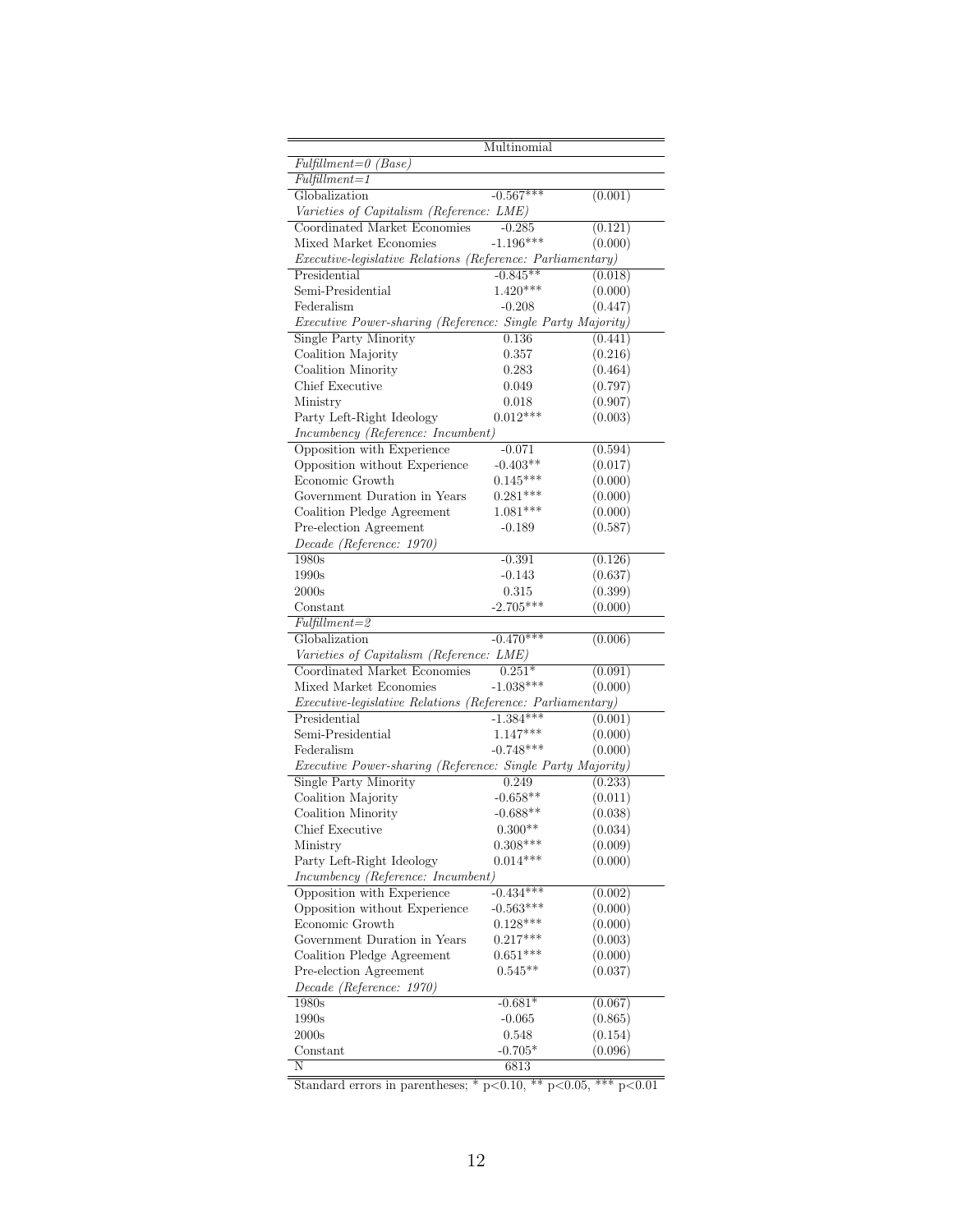| | Multinomial | |
|---|---|---|
| *Fulfillment=0 (Base)* | | |
| *Fulfillment=1* | | |
| Globalization | -0.567*** | (0.001) |
| *Varieties of Capitalism (Reference: LME)* | | |
| Coordinated Market Economies | -0.285 | (0.121) |
| Mixed Market Economies | -1.196*** | (0.000) |
| *Executive-legislative Relations (Reference: Parliamentary)* | | |
| Presidential | -0.845** | (0.018) |
| Semi-Presidential | 1.420*** | (0.000) |
| Federalism | -0.208 | (0.447) |
| *Executive Power-sharing (Reference: Single Party Majority)* | | |
| Single Party Minority | 0.136 | (0.441) |
| Coalition Majority | 0.357 | (0.216) |
| Coalition Minority | 0.283 | (0.464) |
| Chief Executive | 0.049 | (0.797) |
| Ministry | 0.018 | (0.907) |
| Party Left-Right Ideology | 0.012*** | (0.003) |
| *Incumbency (Reference: Incumbent)* | | |
| Opposition with Experience | -0.071 | (0.594) |
| Opposition without Experience | -0.403** | (0.017) |
| Economic Growth | 0.145*** | (0.000) |
| Government Duration in Years | 0.281*** | (0.000) |
| Coalition Pledge Agreement | 1.081*** | (0.000) |
| Pre-election Agreement | -0.189 | (0.587) |
| *Decade (Reference: 1970)* | | |
| 1980s | -0.391 | (0.126) |
| 1990s | -0.143 | (0.637) |
| 2000s | 0.315 | (0.399) |
| Constant | -2.705*** | (0.000) |
| *Fulfillment=2* | | |
| Globalization | -0.470*** | (0.006) |
| *Varieties of Capitalism (Reference: LME)* | | |
| Coordinated Market Economies | 0.251* | (0.091) |
| Mixed Market Economies | -1.038*** | (0.000) |
| *Executive-legislative Relations (Reference: Parliamentary)* | | |
| Presidential | -1.384*** | (0.001) |
| Semi-Presidential | 1.147*** | (0.000) |
| Federalism | -0.748*** | (0.000) |
| *Executive Power-sharing (Reference: Single Party Majority)* | | |
| Single Party Minority | 0.249 | (0.233) |
| Coalition Majority | -0.658** | (0.011) |
| Coalition Minority | -0.688** | (0.038) |
| Chief Executive | 0.300** | (0.034) |
| Ministry | 0.308*** | (0.009) |
| Party Left-Right Ideology | 0.014*** | (0.000) |
| *Incumbency (Reference: Incumbent)* | | |
| Opposition with Experience | -0.434*** | (0.002) |
| Opposition without Experience | -0.563*** | (0.000) |
| Economic Growth | 0.128*** | (0.000) |
| Government Duration in Years | 0.217*** | (0.003) |
| Coalition Pledge Agreement | 0.651*** | (0.000) |
| Pre-election Agreement | 0.545** | (0.037) |
| *Decade (Reference: 1970)* | | |
| 1980s | -0.681* | (0.067) |
| 1990s | -0.065 | (0.865) |
| 2000s | 0.548 | (0.154) |
| Constant | -0.705* | (0.096) |
| N | 6813 | |

Standard errors in parentheses; * $p<0.10$, ** $p<0.05$, *** $p<0.01$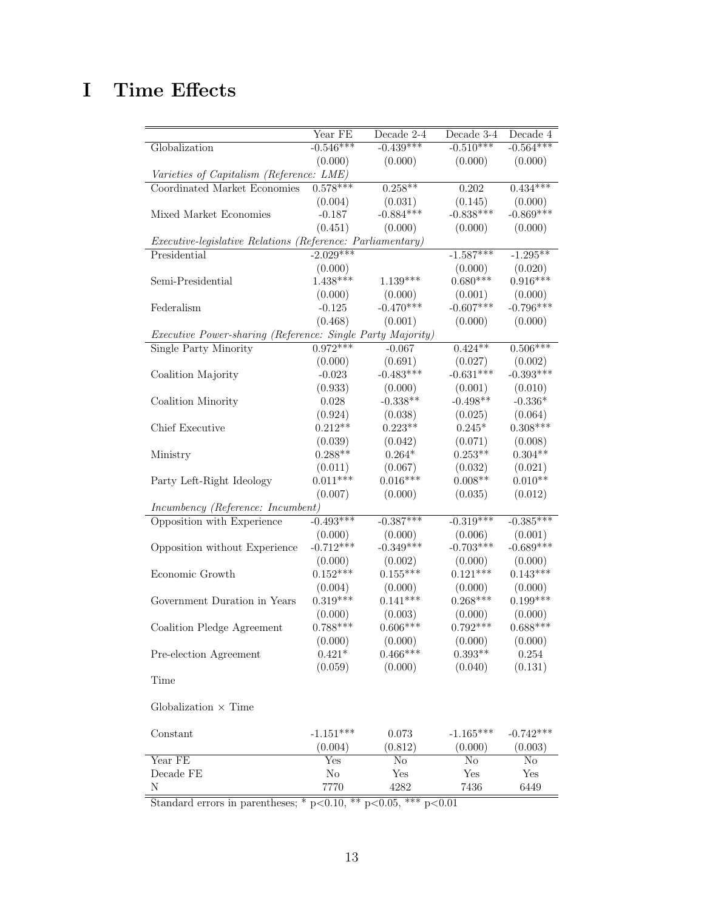# I Time Effects

| | Year FE | Decade 2-4 | Decade 3-4 | Decade 4 |
|---|---|---|---|---|
| Globalization | -0.546*** | -0.439*** | -0.510*** | -0.564*** |
| | (0.000) | (0.000) | (0.000) | (0.000) |
| *Varieties of Capitalism (Reference: LME)* | | | | |
| Coordinated Market Economies | 0.578*** | 0.258** | 0.202 | 0.434*** |
| | (0.004) | (0.031) | (0.145) | (0.000) |
| Mixed Market Economies | -0.187 | -0.884*** | -0.838*** | -0.869*** |
| | (0.451) | (0.000) | (0.000) | (0.000) |
| *Executive-legislative Relations (Reference: Parliamentary)* | | | | |
| Presidential | -2.029*** | | -1.587*** | -1.295** |
| | (0.000) | | (0.000) | (0.020) |
| Semi-Presidential | 1.438*** | 1.139*** | 0.680*** | 0.916*** |
| | (0.000) | (0.000) | (0.001) | (0.000) |
| Federalism | -0.125 | -0.470*** | -0.607*** | -0.796*** |
| | (0.468) | (0.001) | (0.000) | (0.000) |
| *Executive Power-sharing (Reference: Single Party Majority)* | | | | |
| Single Party Minority | 0.972*** | -0.067 | 0.424** | 0.506*** |
| | (0.000) | (0.691) | (0.027) | (0.002) |
| Coalition Majority | -0.023 | -0.483*** | -0.631*** | -0.393*** |
| | (0.933) | (0.000) | (0.001) | (0.010) |
| Coalition Minority | 0.028 | -0.338** | -0.498** | -0.336* |
| | (0.924) | (0.038) | (0.025) | (0.064) |
| Chief Executive | 0.212** | 0.223** | 0.245* | 0.308*** |
| | (0.039) | (0.042) | (0.071) | (0.008) |
| Ministry | 0.288** | 0.264* | 0.253** | 0.304** |
| | (0.011) | (0.067) | (0.032) | (0.021) |
| Party Left-Right Ideology | 0.011*** | 0.016*** | 0.008** | 0.010** |
| | (0.007) | (0.000) | (0.035) | (0.012) |
| *Incumbency (Reference: Incumbent)* | | | | |
| Opposition with Experience | -0.493*** | -0.387*** | -0.319*** | -0.385*** |
| | (0.000) | (0.000) | (0.006) | (0.001) |
| Opposition without Experience | -0.712*** | -0.349*** | -0.703*** | -0.689*** |
| | (0.000) | (0.002) | (0.000) | (0.000) |
| Economic Growth | 0.152*** | 0.155*** | 0.121*** | 0.143*** |
| | (0.004) | (0.000) | (0.000) | (0.000) |
| Government Duration in Years | 0.319*** | 0.141*** | 0.268*** | 0.199*** |
| | (0.000) | (0.003) | (0.000) | (0.000) |
| Coalition Pledge Agreement | 0.788*** | 0.606*** | 0.792*** | 0.688*** |
| | (0.000) | (0.000) | (0.000) | (0.000) |
| Pre-election Agreement | 0.421* | 0.466*** | 0.393** | 0.254 |
| | (0.059) | (0.000) | (0.040) | (0.131) |
| Time | | | | |
| Globalization × Time | | | | |
| Constant | -1.151*** | 0.073 | -1.165*** | -0.742*** |
| | (0.004) | (0.812) | (0.000) | (0.003) |
| Year FE | Yes | No | No | No |
| Decade FE | No | Yes | Yes | Yes |
| N | 7770 | 4282 | 7436 | 6449 |

Standard errors in parentheses; * p<0.10, ** p<0.05, *** p<0.01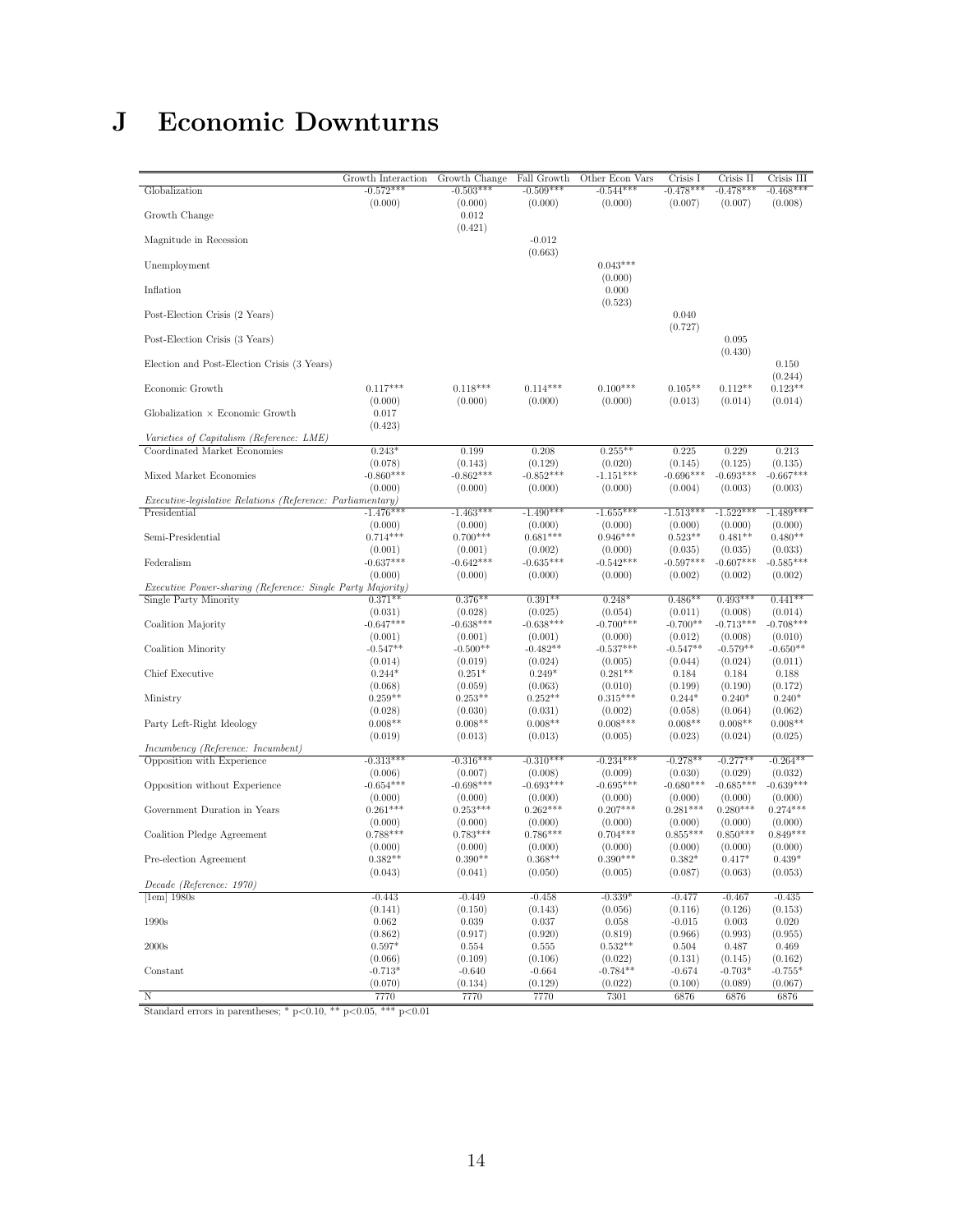# J Economic Downturns

| | Growth Interaction | Growth Change | Fall Growth | Other Econ Vars | Crisis I | Crisis II | Crisis III |
|---|---|---|---|---|---|---|---|
| Globalization | -0.572*** | -0.503*** | -0.509*** | -0.544*** | -0.478*** | -0.478*** | -0.468*** |
| | (0.000) | (0.000) | (0.000) | (0.000) | (0.007) | (0.007) | (0.008) |
| Growth Change | | 0.012 | | | | | |
| | | (0.421) | | | | | |
| Magnitude in Recession | | | -0.012 | | | | |
| | | | (0.663) | | | | |
| Unemployment | | | | 0.043*** | | | |
| | | | | (0.000) | | | |
| Inflation | | | | 0.000 | | | |
| | | | | (0.523) | | | |
| Post-Election Crisis (2 Years) | | | | | 0.040 | | |
| | | | | | (0.727) | | |
| Post-Election Crisis (3 Years) | | | | | | 0.095 | |
| | | | | | | (0.430) | |
| Election and Post-Election Crisis (3 Years) | | | | | | | 0.150 |
| | | | | | | | (0.244) |
| Economic Growth | 0.117*** | 0.118*** | 0.114*** | 0.100*** | 0.105** | 0.112** | 0.123** |
| | (0.000) | (0.000) | (0.000) | (0.000) | (0.013) | (0.014) | (0.014) |
| Globalization × Economic Growth | 0.017 | | | | | | |
| | (0.423) | | | | | | |
| *Varieties of Capitalism (Reference: LME)* | | | | | | | |
| Coordinated Market Economies | 0.243* | 0.199 | 0.208 | 0.255** | 0.225 | 0.229 | 0.213 |
| | (0.078) | (0.143) | (0.129) | (0.020) | (0.145) | (0.125) | (0.135) |
| Mixed Market Economies | -0.860*** | -0.862*** | -0.852*** | -1.151*** | -0.696*** | -0.693*** | -0.667*** |
| | (0.000) | (0.000) | (0.000) | (0.000) | (0.004) | (0.003) | (0.003) |
| *Executive-legislative Relations (Reference: Parliamentary)* | | | | | | | |
| Presidential | -1.476*** | -1.463*** | -1.490*** | -1.655*** | -1.513*** | -1.522*** | -1.489*** |
| | (0.000) | (0.000) | (0.000) | (0.000) | (0.000) | (0.000) | (0.000) |
| Semi-Presidential | 0.714*** | 0.700*** | 0.681*** | 0.946*** | 0.523** | 0.481** | 0.480** |
| | (0.001) | (0.001) | (0.002) | (0.000) | (0.035) | (0.035) | (0.033) |
| Federalism | -0.637*** | -0.642*** | -0.635*** | -0.542*** | -0.597*** | -0.607*** | -0.585*** |
| | (0.000) | (0.000) | (0.000) | (0.000) | (0.002) | (0.002) | (0.002) |
| *Executive Power-sharing (Reference: Single Party Majority)* | | | | | | | |
| Single Party Minority | 0.371** | 0.376** | 0.391** | 0.248* | 0.486** | 0.493*** | 0.441** |
| | (0.031) | (0.028) | (0.025) | (0.054) | (0.011) | (0.008) | (0.014) |
| Coalition Majority | -0.647*** | -0.638*** | -0.638*** | -0.700*** | -0.700** | -0.713*** | -0.708*** |
| | (0.001) | (0.001) | (0.001) | (0.000) | (0.012) | (0.008) | (0.010) |
| Coalition Minority | -0.547** | -0.500** | -0.482** | -0.537*** | -0.547** | -0.579** | -0.650** |
| | (0.014) | (0.019) | (0.024) | (0.005) | (0.044) | (0.024) | (0.011) |
| Chief Executive | 0.244* | 0.251* | 0.249* | 0.281** | 0.184 | 0.184 | 0.188 |
| | (0.068) | (0.059) | (0.063) | (0.010) | (0.199) | (0.190) | (0.172) |
| Ministry | 0.259** | 0.253** | 0.252** | 0.315*** | 0.244* | 0.240* | 0.240* |
| | (0.028) | (0.030) | (0.031) | (0.002) | (0.058) | (0.064) | (0.062) |
| Party Left-Right Ideology | 0.008** | 0.008** | 0.008** | 0.008*** | 0.008** | 0.008** | 0.008** |
| | (0.019) | (0.013) | (0.013) | (0.005) | (0.023) | (0.024) | (0.025) |
| *Incumbency (Reference: Incumbent)* | | | | | | | |
| Opposition with Experience | -0.313*** | -0.316*** | -0.310*** | -0.234*** | -0.278** | -0.277** | -0.264** |
| | (0.006) | (0.007) | (0.008) | (0.009) | (0.030) | (0.029) | (0.032) |
| Opposition without Experience | -0.654*** | -0.698*** | -0.693*** | -0.695*** | -0.680*** | -0.685*** | -0.639*** |
| | (0.000) | (0.000) | (0.000) | (0.000) | (0.000) | (0.000) | (0.000) |
| Government Duration in Years | 0.261*** | 0.253*** | 0.262*** | 0.207*** | 0.281*** | 0.280*** | 0.274*** |
| | (0.000) | (0.000) | (0.000) | (0.000) | (0.000) | (0.000) | (0.000) |
| Coalition Pledge Agreement | 0.788*** | 0.783*** | 0.786*** | 0.704*** | 0.855*** | 0.850*** | 0.849*** |
| | (0.000) | (0.000) | (0.000) | (0.000) | (0.000) | (0.000) | (0.000) |
| Pre-election Agreement | 0.382** | 0.390** | 0.368** | 0.390*** | 0.382* | 0.417* | 0.439* |
| | (0.043) | (0.041) | (0.050) | (0.005) | (0.087) | (0.063) | (0.053) |
| *Decade (Reference: 1970)* | | | | | | | |
| [1em] 1980s | -0.443 | -0.449 | -0.458 | -0.339* | -0.477 | -0.467 | -0.435 |
| | (0.141) | (0.150) | (0.143) | (0.056) | (0.116) | (0.126) | (0.153) |
| 1990s | 0.062 | 0.039 | 0.037 | 0.058 | -0.015 | 0.003 | 0.020 |
| | (0.862) | (0.917) | (0.920) | (0.819) | (0.966) | (0.993) | (0.955) |
| 2000s | 0.597* | 0.554 | 0.555 | 0.532** | 0.504 | 0.487 | 0.469 |
| | (0.066) | (0.109) | (0.106) | (0.022) | (0.131) | (0.145) | (0.162) |
| Constant | -0.713* | -0.640 | -0.664 | -0.784** | -0.674 | -0.703* | -0.755* |
| | (0.070) | (0.134) | (0.129) | (0.022) | (0.100) | (0.089) | (0.067) |
| N | 7770 | 7770 | 7770 | 7301 | 6876 | 6876 | 6876 |

Standard errors in parentheses; * p<0.10, ** p<0.05, *** p<0.01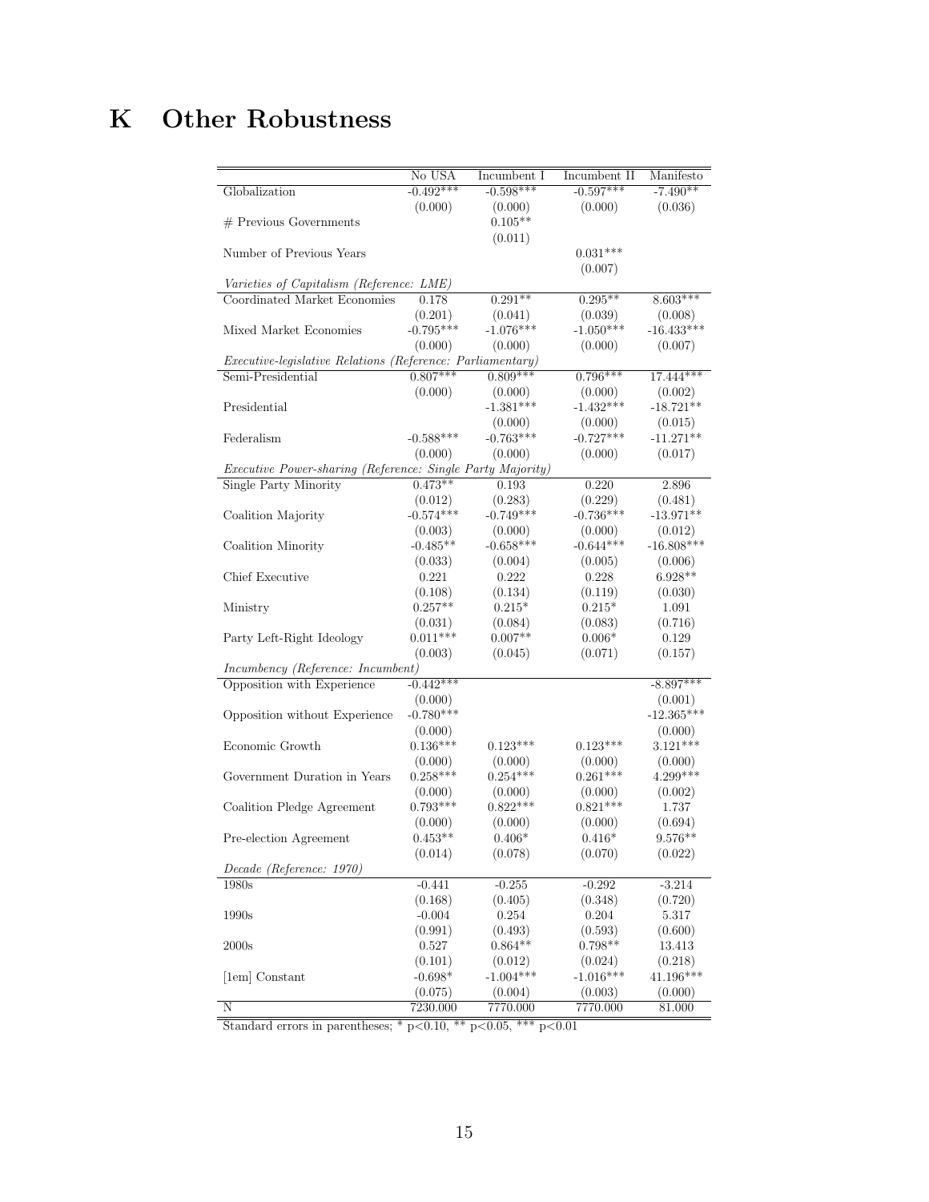# K Other Robustness

| | No USA | Incumbent I | Incumbent II | Manifesto |
|---|---|---|---|---|
| Globalization | -0.492*** | -0.598*** | -0.597*** | -7.490** |
| | (0.000) | (0.000) | (0.000) | (0.036) |
| # Previous Governments | | 0.105** | | |
| | | (0.011) | | |
| Number of Previous Years | | | 0.031*** | |
| | | | (0.007) | |
| *Varieties of Capitalism (Reference: LME)* | | | | |
| Coordinated Market Economies | 0.178 | 0.291** | 0.295** | 8.603*** |
| | (0.201) | (0.041) | (0.039) | (0.008) |
| Mixed Market Economies | -0.795*** | -1.076*** | -1.050*** | -16.433*** |
| | (0.000) | (0.000) | (0.000) | (0.007) |
| *Executive-legislative Relations (Reference: Parliamentary)* | | | | |
| Semi-Presidential | 0.807*** | 0.809*** | 0.796*** | 17.444*** |
| | (0.000) | (0.000) | (0.000) | (0.002) |
| Presidential | | -1.381*** | -1.432*** | -18.721** |
| | | (0.000) | (0.000) | (0.015) |
| Federalism | -0.588*** | -0.763*** | -0.727*** | -11.271** |
| | (0.000) | (0.000) | (0.000) | (0.017) |
| *Executive Power-sharing (Reference: Single Party Majority)* | | | | |
| Single Party Minority | 0.473** | 0.193 | 0.220 | 2.896 |
| | (0.012) | (0.283) | (0.229) | (0.481) |
| Coalition Majority | -0.574*** | -0.749*** | -0.736*** | -13.971** |
| | (0.003) | (0.000) | (0.000) | (0.012) |
| Coalition Minority | -0.485** | -0.658*** | -0.644*** | -16.808*** |
| | (0.033) | (0.004) | (0.005) | (0.006) |
| Chief Executive | 0.221 | 0.222 | 0.228 | 6.928** |
| | (0.108) | (0.134) | (0.119) | (0.030) |
| Ministry | 0.257** | 0.215* | 0.215* | 1.091 |
| | (0.031) | (0.084) | (0.083) | (0.716) |
| Party Left-Right Ideology | 0.011*** | 0.007** | 0.006* | 0.129 |
| | (0.003) | (0.045) | (0.071) | (0.157) |
| *Incumbency (Reference: Incumbent)* | | | | |
| Opposition with Experience | -0.442*** | | | -8.897*** |
| | (0.000) | | | (0.001) |
| Opposition without Experience | -0.780*** | | | -12.365*** |
| | (0.000) | | | (0.000) |
| Economic Growth | 0.136*** | 0.123*** | 0.123*** | 3.121*** |
| | (0.000) | (0.000) | (0.000) | (0.000) |
| Government Duration in Years | 0.258*** | 0.254*** | 0.261*** | 4.299*** |
| | (0.000) | (0.000) | (0.000) | (0.002) |
| Coalition Pledge Agreement | 0.793*** | 0.822*** | 0.821*** | 1.737 |
| | (0.000) | (0.000) | (0.000) | (0.694) |
| Pre-election Agreement | 0.453** | 0.406* | 0.416* | 9.576** |
| | (0.014) | (0.078) | (0.070) | (0.022) |
| *Decade (Reference: 1970)* | | | | |
| 1980s | -0.441 | -0.255 | -0.292 | -3.214 |
| | (0.168) | (0.405) | (0.348) | (0.720) |
| 1990s | -0.004 | 0.254 | 0.204 | 5.317 |
| | (0.991) | (0.493) | (0.593) | (0.600) |
| 2000s | 0.527 | 0.864** | 0.798** | 13.413 |
| | (0.101) | (0.012) | (0.024) | (0.218) |
| [1em] Constant | -0.698* | -1.004*** | -1.016*** | 41.196*** |
| | (0.075) | (0.004) | (0.003) | (0.000) |
| N | 7230.000 | 7770.000 | 7770.000 | 81.000 |

Standard errors in parentheses; * p<0.10, ** p<0.05, *** p<0.01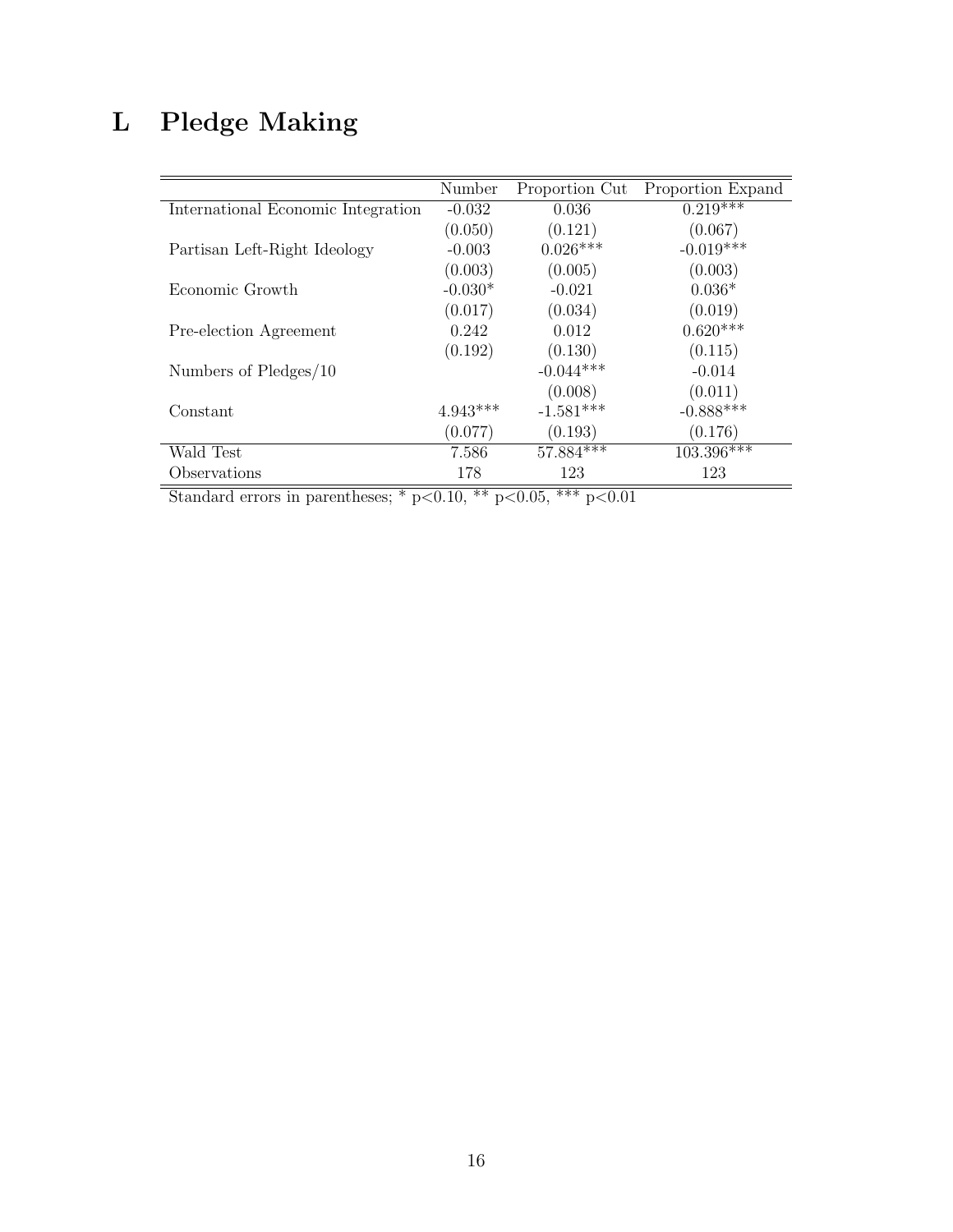# L Pledge Making

| | Number | Proportion Cut | Proportion Expand |
|---|---|---|---|
| International Economic Integration | -0.032 | 0.036 | 0.219*** |
| | (0.050) | (0.121) | (0.067) |
| Partisan Left-Right Ideology | -0.003 | 0.026*** | -0.019*** |
| | (0.003) | (0.005) | (0.003) |
| Economic Growth | -0.030* | -0.021 | 0.036* |
| | (0.017) | (0.034) | (0.019) |
| Pre-election Agreement | 0.242 | 0.012 | 0.620*** |
| | (0.192) | (0.130) | (0.115) |
| Numbers of Pledges/10 | | -0.044*** | -0.014 |
| | | (0.008) | (0.011) |
| Constant | 4.943*** | -1.581*** | -0.888*** |
| | (0.077) | (0.193) | (0.176) |
| Wald Test | 7.586 | 57.884*** | 103.396*** |
| Observations | 178 | 123 | 123 |

Standard errors in parentheses; * $p<0.10$, ** $p<0.05$, *** $p<0.01$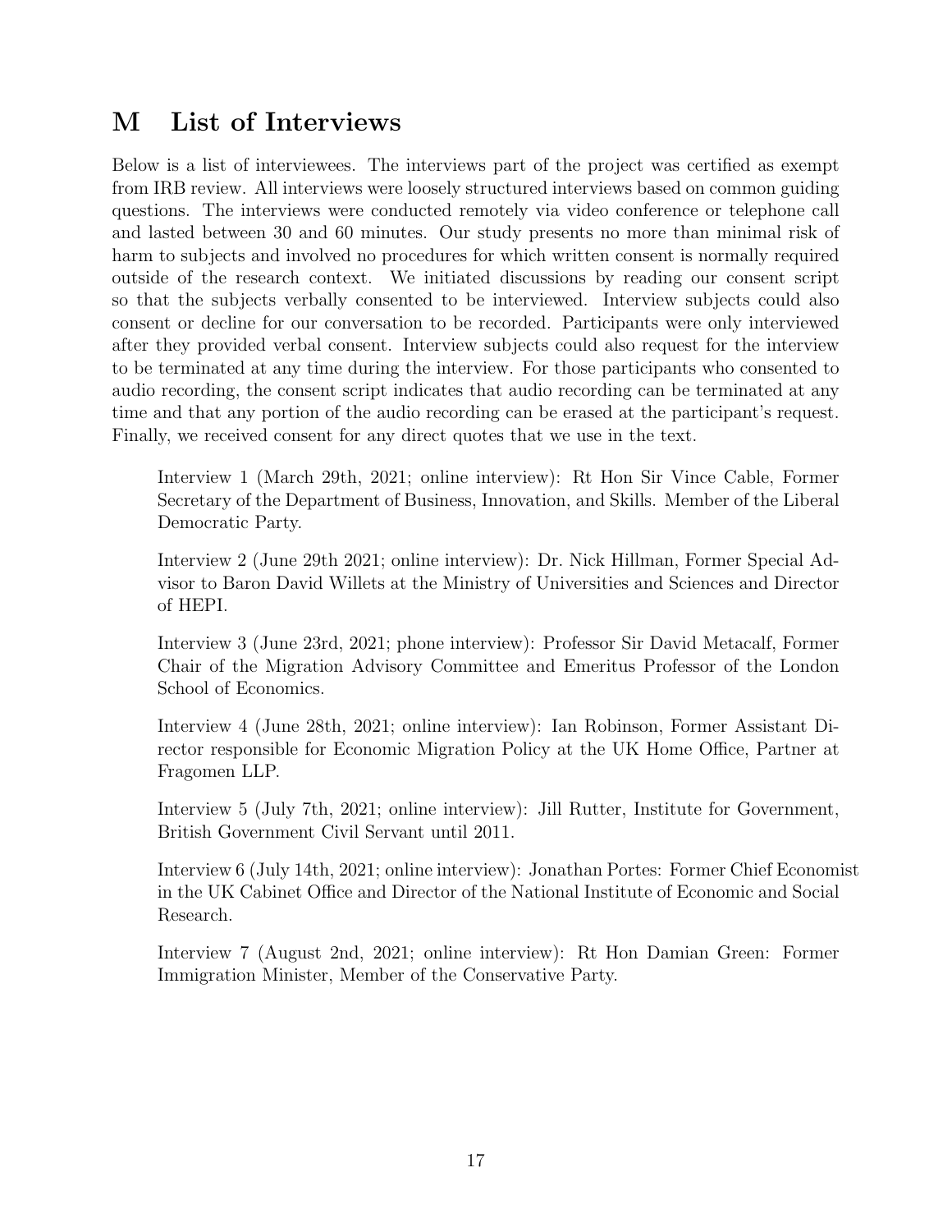## M List of Interviews

Below is a list of interviewees. The interviews part of the project was certified as exempt from IRB review. All interviews were loosely structured interviews based on common guiding questions. The interviews were conducted remotely via video conference or telephone call and lasted between 30 and 60 minutes. Our study presents no more than minimal risk of harm to subjects and involved no procedures for which written consent is normally required outside of the research context. We initiated discussions by reading our consent script so that the subjects verbally consented to be interviewed. Interview subjects could also consent or decline for our conversation to be recorded. Participants were only interviewed after they provided verbal consent. Interview subjects could also request for the interview to be terminated at any time during the interview. For those participants who consented to audio recording, the consent script indicates that audio recording can be terminated at any time and that any portion of the audio recording can be erased at the participant's request. Finally, we received consent for any direct quotes that we use in the text.

Interview 1 (March 29th, 2021; online interview): Rt Hon Sir Vince Cable, Former Secretary of the Department of Business, Innovation, and Skills. Member of the Liberal Democratic Party.

Interview 2 (June 29th 2021; online interview): Dr. Nick Hillman, Former Special Advisor to Baron David Willets at the Ministry of Universities and Sciences and Director of HEPI.

Interview 3 (June 23rd, 2021; phone interview): Professor Sir David Metacalf, Former Chair of the Migration Advisory Committee and Emeritus Professor of the London School of Economics.

Interview 4 (June 28th, 2021; online interview): Ian Robinson, Former Assistant Director responsible for Economic Migration Policy at the UK Home Office, Partner at Fragomen LLP.

Interview 5 (July 7th, 2021; online interview): Jill Rutter, Institute for Government, British Government Civil Servant until 2011.

Interview 6 (July 14th, 2021; online interview): Jonathan Portes: Former Chief Economist in the UK Cabinet Office and Director of the National Institute of Economic and Social Research.

Interview 7 (August 2nd, 2021; online interview): Rt Hon Damian Green: Former Immigration Minister, Member of the Conservative Party.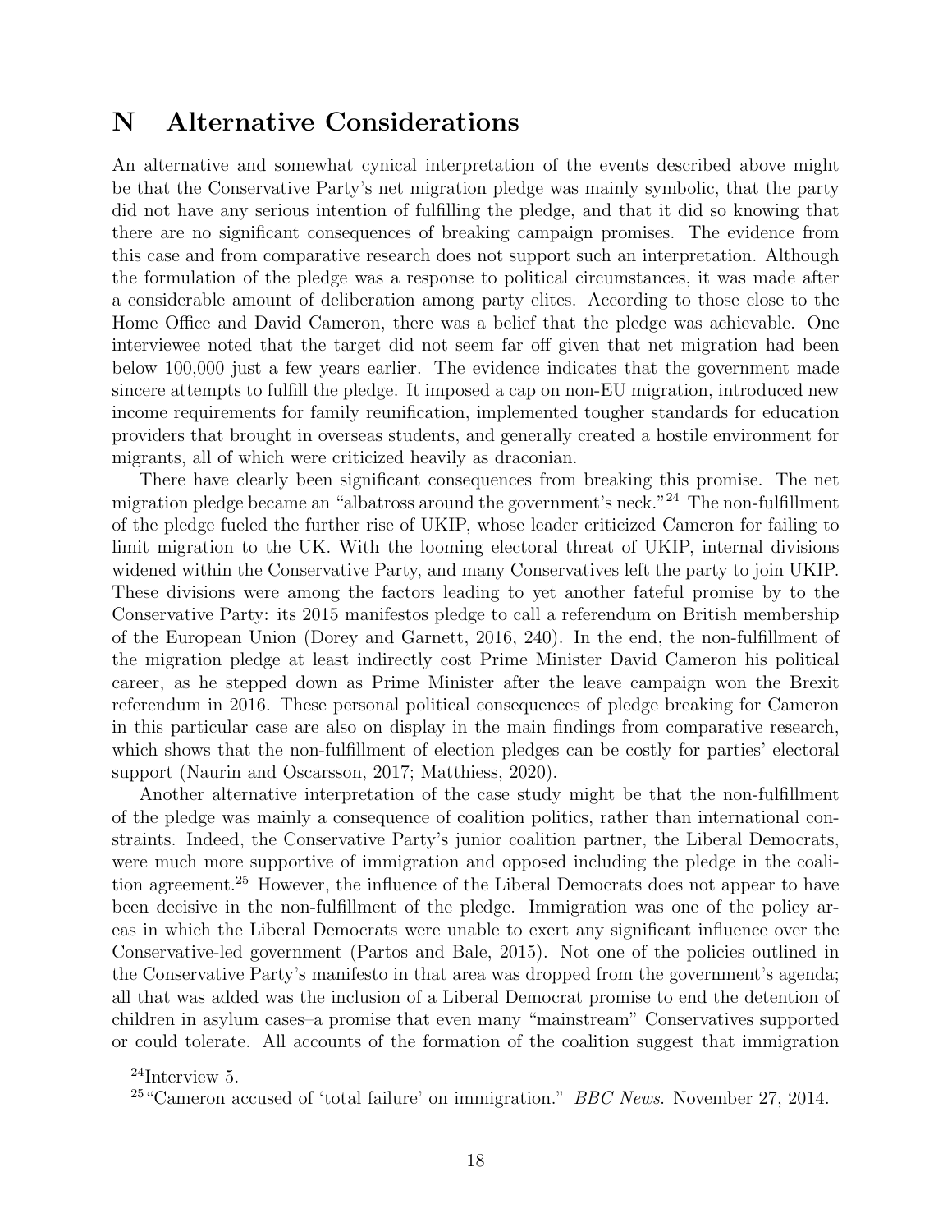# N Alternative Considerations

An alternative and somewhat cynical interpretation of the events described above might be that the Conservative Party's net migration pledge was mainly symbolic, that the party did not have any serious intention of fulfilling the pledge, and that it did so knowing that there are no significant consequences of breaking campaign promises. The evidence from this case and from comparative research does not support such an interpretation. Although the formulation of the pledge was a response to political circumstances, it was made after a considerable amount of deliberation among party elites. According to those close to the Home Office and David Cameron, there was a belief that the pledge was achievable. One interviewee noted that the target did not seem far off given that net migration had been below 100,000 just a few years earlier. The evidence indicates that the government made sincere attempts to fulfill the pledge. It imposed a cap on non-EU migration, introduced new income requirements for family reunification, implemented tougher standards for education providers that brought in overseas students, and generally created a hostile environment for migrants, all of which were criticized heavily as draconian.

There have clearly been significant consequences from breaking this promise. The net migration pledge became an "albatross around the government's neck."[24] The non-fulfillment of the pledge fueled the further rise of UKIP, whose leader criticized Cameron for failing to limit migration to the UK. With the looming electoral threat of UKIP, internal divisions widened within the Conservative Party, and many Conservatives left the party to join UKIP. These divisions were among the factors leading to yet another fateful promise by to the Conservative Party: its 2015 manifestos pledge to call a referendum on British membership of the European Union (Dorey and Garnett, 2016, 240). In the end, the non-fulfillment of the migration pledge at least indirectly cost Prime Minister David Cameron his political career, as he stepped down as Prime Minister after the leave campaign won the Brexit referendum in 2016. These personal political consequences of pledge breaking for Cameron in this particular case are also on display in the main findings from comparative research, which shows that the non-fulfillment of election pledges can be costly for parties' electoral support (Naurin and Oscarsson, 2017; Matthiess, 2020).

Another alternative interpretation of the case study might be that the non-fulfillment of the pledge was mainly a consequence of coalition politics, rather than international constraints. Indeed, the Conservative Party's junior coalition partner, the Liberal Democrats, were much more supportive of immigration and opposed including the pledge in the coalition agreement.[25] However, the influence of the Liberal Democrats does not appear to have been decisive in the non-fulfillment of the pledge. Immigration was one of the policy areas in which the Liberal Democrats were unable to exert any significant influence over the Conservative-led government (Partos and Bale, 2015). Not one of the policies outlined in the Conservative Party's manifesto in that area was dropped from the government's agenda; all that was added was the inclusion of a Liberal Democrat promise to end the detention of children in asylum cases–a promise that even many "mainstream" Conservatives supported or could tolerate. All accounts of the formation of the coalition suggest that immigration

[24] Interview 5.

[25] "Cameron accused of 'total failure' on immigration." *BBC News*. November 27, 2014.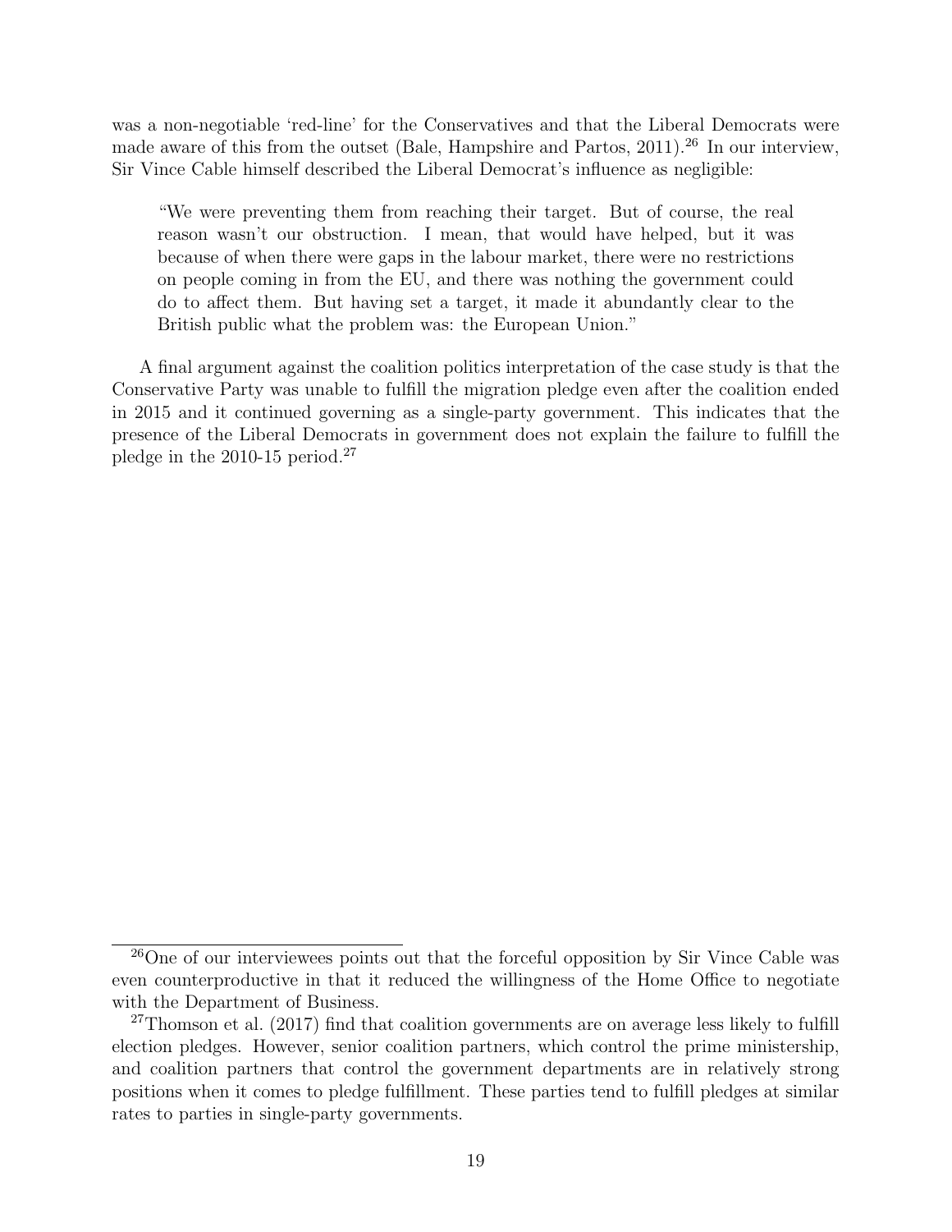was a non-negotiable 'red-line' for the Conservatives and that the Liberal Democrats were made aware of this from the outset (Bale, Hampshire and Partos, 2011).[26] In our interview, Sir Vince Cable himself described the Liberal Democrat's influence as negligible:

> "We were preventing them from reaching their target. But of course, the real reason wasn't our obstruction. I mean, that would have helped, but it was because of when there were gaps in the labour market, there were no restrictions on people coming in from the EU, and there was nothing the government could do to affect them. But having set a target, it made it abundantly clear to the British public what the problem was: the European Union."

A final argument against the coalition politics interpretation of the case study is that the Conservative Party was unable to fulfill the migration pledge even after the coalition ended in 2015 and it continued governing as a single-party government. This indicates that the presence of the Liberal Democrats in government does not explain the failure to fulfill the pledge in the 2010-15 period.[27]

---

[26] One of our interviewees points out that the forceful opposition by Sir Vince Cable was even counterproductive in that it reduced the willingness of the Home Office to negotiate with the Department of Business.

[27] Thomson et al. (2017) find that coalition governments are on average less likely to fulfill election pledges. However, senior coalition partners, which control the prime ministership, and coalition partners that control the government departments are in relatively strong positions when it comes to pledge fulfillment. These parties tend to fulfill pledges at similar rates to parties in single-party governments.